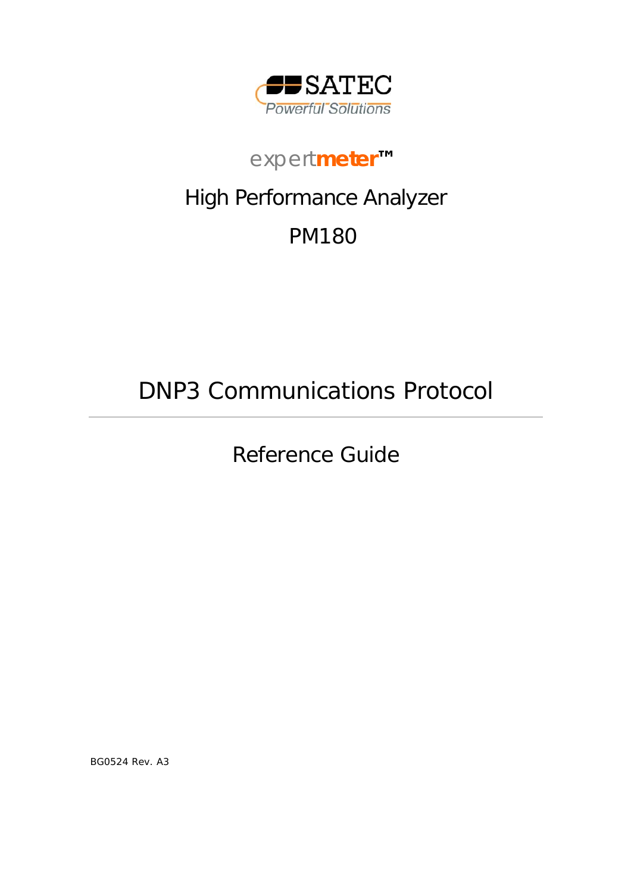SATEC

Powerful Solutions

expertmeter™

# High Performance Analyzer

# PM180

# DNP3 Communications Protocol

## Reference Guide

BG0524 Rev. A3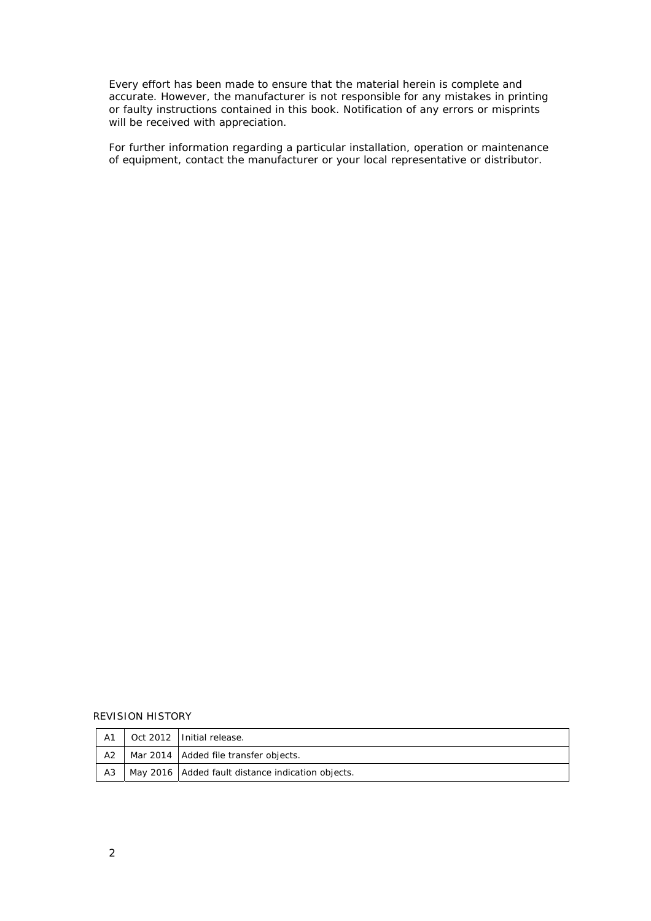Every effort has been made to ensure that the material herein is complete and accurate. However, the manufacturer is not responsible for any mistakes in printing or faulty instructions contained in this book. Notification of any errors or misprints will be received with appreciation.

For further information regarding a particular installation, operation or maintenance of equipment, contact the manufacturer or your local representative or distributor.

REVISION HISTORY

| | | |
|---|---|---|
| A1 | Oct 2012 | Initial release. |
| A2 | Mar 2014 | Added file transfer objects. |
| A3 | May 2016 | Added fault distance indication objects. |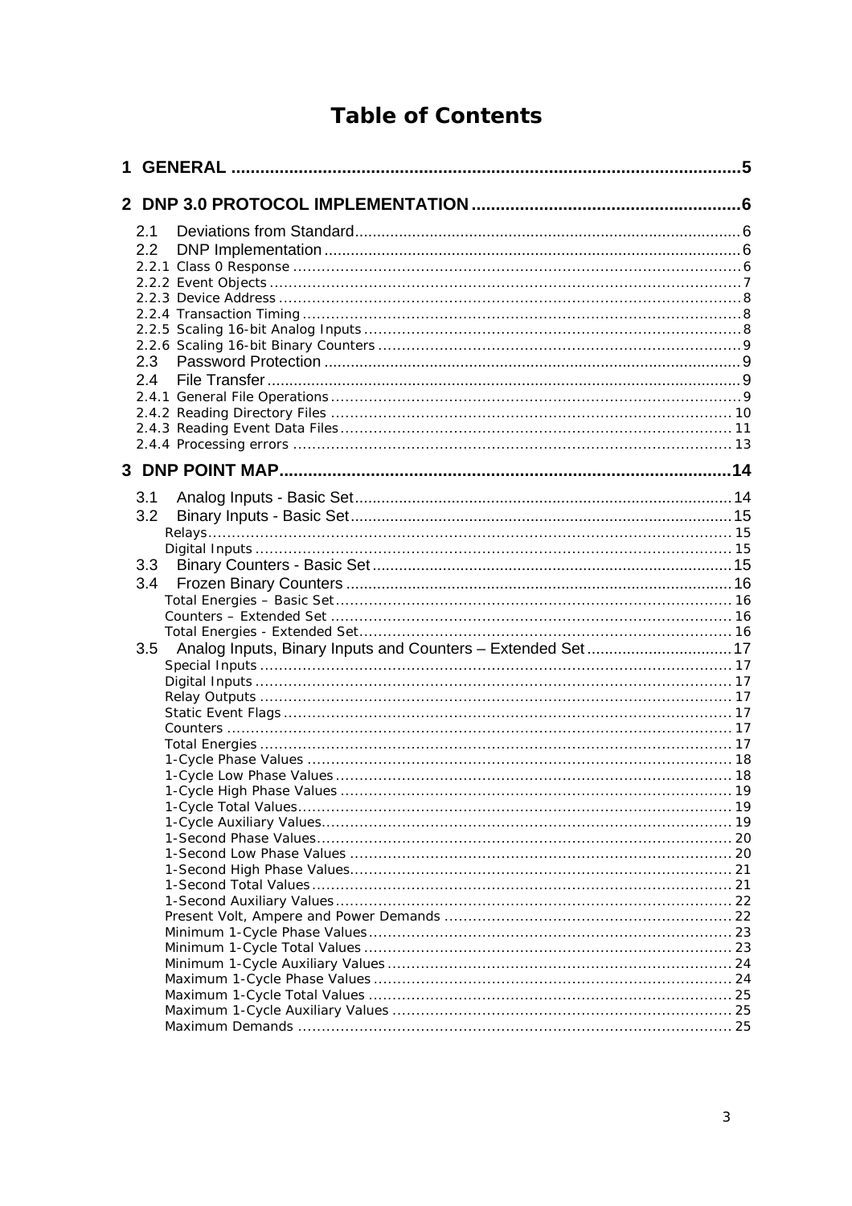# Table of Contents

**1 GENERAL** ........................................................................................................ **5**

**2 DNP 3.0 PROTOCOL IMPLEMENTATION** ...................................................... **6**

- 2.1 Deviations from Standard ..................................................................................... 6
- 2.2 DNP Implementation ............................................................................................ 6
  - 2.2.1 Class 0 Response ............................................................................................. 6
  - 2.2.2 Event Objects .................................................................................................. 7
  - 2.2.3 Device Address ................................................................................................. 8
  - 2.2.4 Transaction Timing ........................................................................................... 8
  - 2.2.5 Scaling 16-bit Analog Inputs .............................................................................. 8
  - 2.2.6 Scaling 16-bit Binary Counters ........................................................................... 9
- 2.3 Password Protection ............................................................................................ 9
- 2.4 File Transfer ........................................................................................................ 9
  - 2.4.1 General File Operations ..................................................................................... 9
  - 2.4.2 Reading Directory Files ................................................................................... 10
  - 2.4.3 Reading Event Data Files ................................................................................. 11
  - 2.4.4 Processing errors ............................................................................................ 13

**3 DNP POINT MAP** ............................................................................................ **14**

- 3.1 Analog Inputs - Basic Set .................................................................................... 14
- 3.2 Binary Inputs - Basic Set ..................................................................................... 15
  - Relays ................................................................................................................. 15
  - Digital Inputs ...................................................................................................... 15
- 3.3 Binary Counters - Basic Set ................................................................................. 15
- 3.4 Frozen Binary Counters ....................................................................................... 16
  - Total Energies – Basic Set ..................................................................................... 16
  - Counters – Extended Set ....................................................................................... 16
  - Total Energies - Extended Set ................................................................................ 16
- 3.5 Analog Inputs, Binary Inputs and Counters – Extended Set ...................................... 17
  - Special Inputs ...................................................................................................... 17
  - Digital Inputs ...................................................................................................... 17
  - Relay Outputs ...................................................................................................... 17
  - Static Event Flags ................................................................................................. 17
  - Counters ............................................................................................................. 17
  - Total Energies ...................................................................................................... 17
  - 1-Cycle Phase Values ............................................................................................ 18
  - 1-Cycle Low Phase Values ...................................................................................... 18
  - 1-Cycle High Phase Values ..................................................................................... 19
  - 1-Cycle Total Values .............................................................................................. 19
  - 1-Cycle Auxiliary Values ......................................................................................... 19
  - 1-Second Phase Values .......................................................................................... 20
  - 1-Second Low Phase Values ................................................................................... 20
  - 1-Second High Phase Values .................................................................................. 21
  - 1-Second Total Values ........................................................................................... 21
  - 1-Second Auxiliary Values ...................................................................................... 22
  - Present Volt, Ampere and Power Demands ............................................................... 22
  - Minimum 1-Cycle Phase Values ............................................................................... 23
  - Minimum 1-Cycle Total Values ................................................................................ 23
  - Minimum 1-Cycle Auxiliary Values ........................................................................... 24
  - Maximum 1-Cycle Phase Values .............................................................................. 24
  - Maximum 1-Cycle Total Values ............................................................................... 25
  - Maximum 1-Cycle Auxiliary Values .......................................................................... 25
  - Maximum Demands .............................................................................................. 25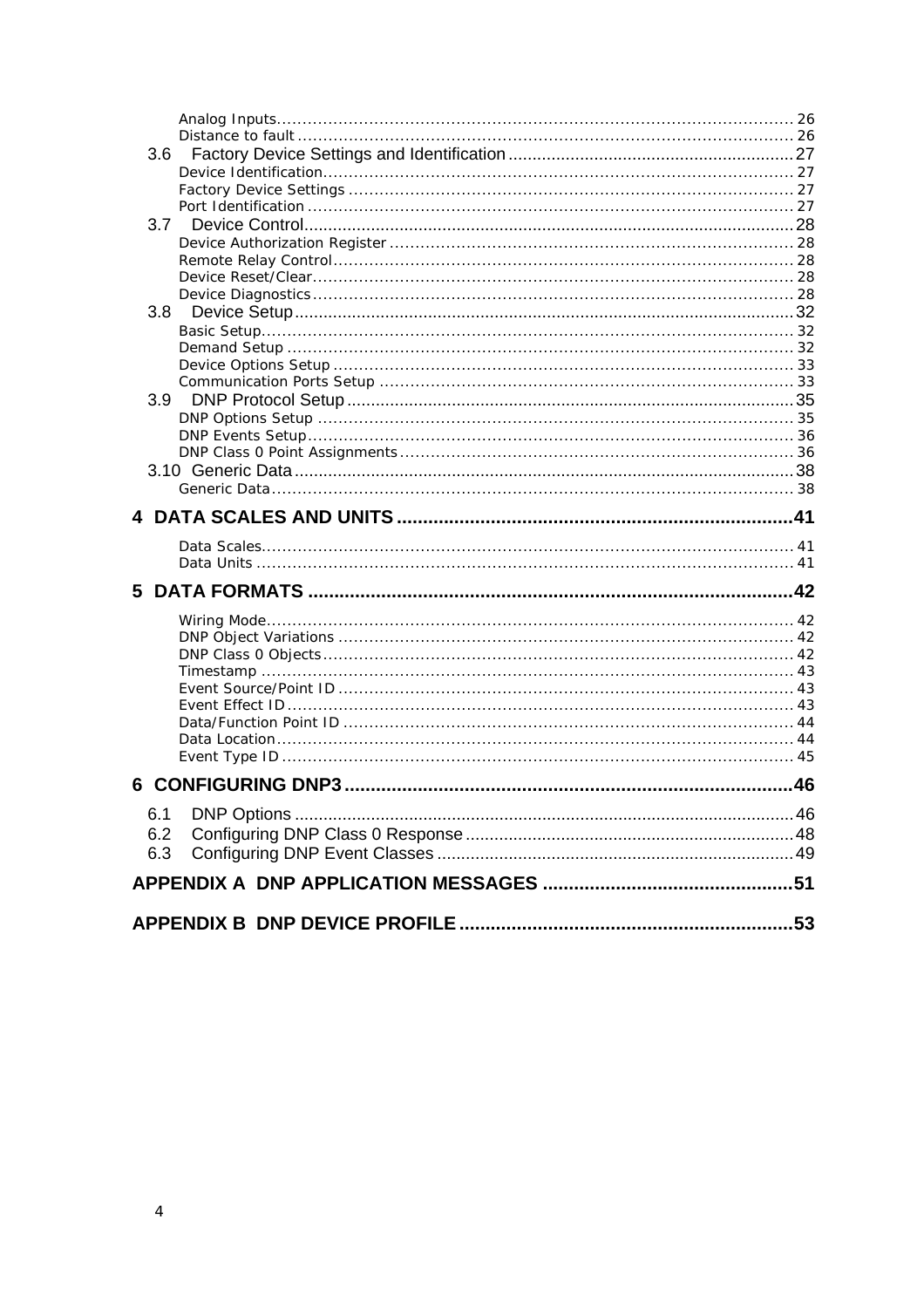Analog Inputs ... 26
Distance to fault ... 26

3.6 Factory Device Settings and Identification ... 27
Device Identification ... 27
Factory Device Settings ... 27
Port Identification ... 27

3.7 Device Control ... 28
Device Authorization Register ... 28
Remote Relay Control ... 28
Device Reset/Clear ... 28
Device Diagnostics ... 28

3.8 Device Setup ... 32
Basic Setup ... 32
Demand Setup ... 32
Device Options Setup ... 33
Communication Ports Setup ... 33

3.9 DNP Protocol Setup ... 35
DNP Options Setup ... 35
DNP Events Setup ... 36
DNP Class 0 Point Assignments ... 36

3.10 Generic Data ... 38
Generic Data ... 38

**4 DATA SCALES AND UNITS ... 41**

Data Scales ... 41
Data Units ... 41

**5 DATA FORMATS ... 42**

Wiring Mode ... 42
DNP Object Variations ... 42
DNP Class 0 Objects ... 42
Timestamp ... 43
Event Source/Point ID ... 43
Event Effect ID ... 43
Data/Function Point ID ... 44
Data Location ... 44
Event Type ID ... 45

**6 CONFIGURING DNP3 ... 46**

6.1 DNP Options ... 46
6.2 Configuring DNP Class 0 Response ... 48
6.3 Configuring DNP Event Classes ... 49

**APPENDIX A DNP APPLICATION MESSAGES ... 51**

**APPENDIX B DNP DEVICE PROFILE ... 53**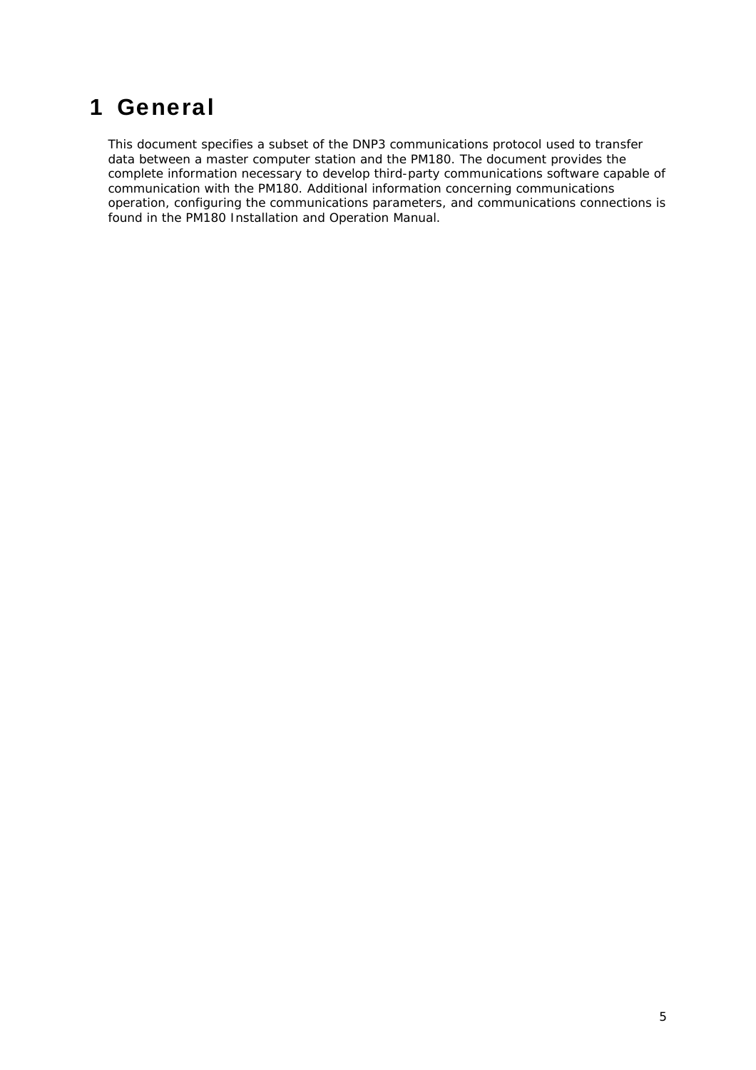# 1 General

This document specifies a subset of the DNP3 communications protocol used to transfer data between a master computer station and the PM180. The document provides the complete information necessary to develop third-party communications software capable of communication with the PM180. Additional information concerning communications operation, configuring the communications parameters, and communications connections is found in the PM180 Installation and Operation Manual.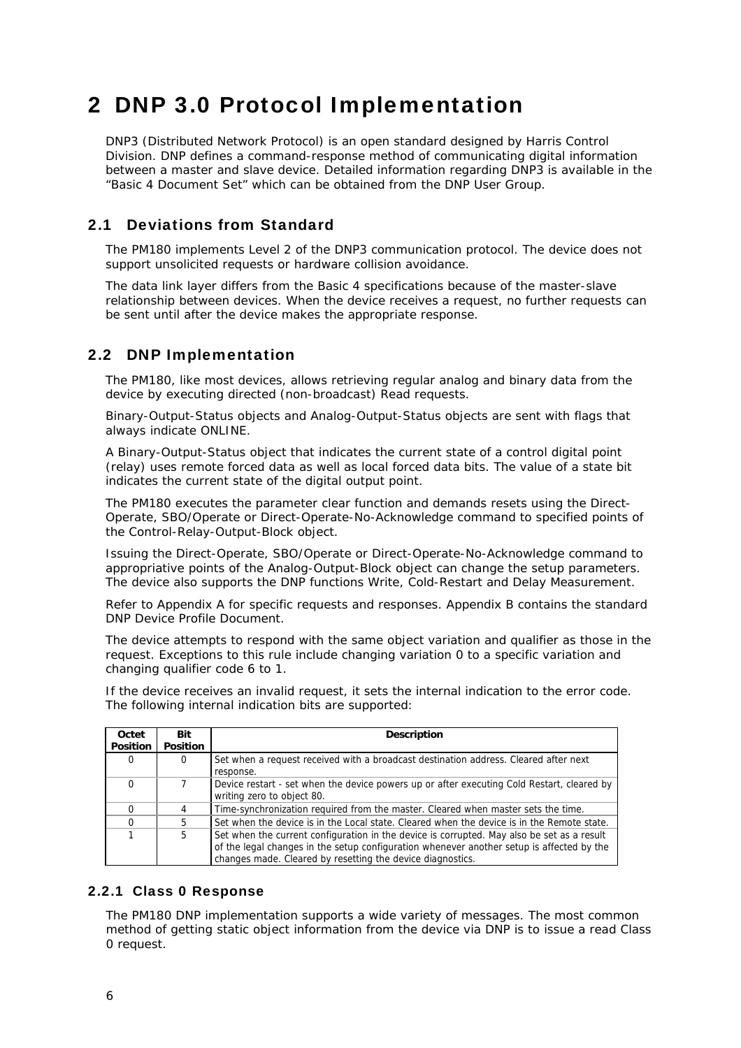# 2 DNP 3.0 Protocol Implementation

DNP3 (Distributed Network Protocol) is an open standard designed by Harris Control Division. DNP defines a command-response method of communicating digital information between a master and slave device. Detailed information regarding DNP3 is available in the "Basic 4 Document Set" which can be obtained from the DNP User Group.

## 2.1 Deviations from Standard

The PM180 implements Level 2 of the DNP3 communication protocol. The device does not support unsolicited requests or hardware collision avoidance.

The data link layer differs from the Basic 4 specifications because of the master-slave relationship between devices. When the device receives a request, no further requests can be sent until after the device makes the appropriate response.

## 2.2 DNP Implementation

The PM180, like most devices, allows retrieving regular analog and binary data from the device by executing directed (non-broadcast) Read requests.

Binary-Output-Status objects and Analog-Output-Status objects are sent with flags that always indicate ONLINE.

A Binary-Output-Status object that indicates the current state of a control digital point (relay) uses remote forced data as well as local forced data bits. The value of a state bit indicates the current state of the digital output point.

The PM180 executes the parameter clear function and demands resets using the Direct-Operate, SBO/Operate or Direct-Operate-No-Acknowledge command to specified points of the Control-Relay-Output-Block object.

Issuing the Direct-Operate, SBO/Operate or Direct-Operate-No-Acknowledge command to appropriative points of the Analog-Output-Block object can change the setup parameters. The device also supports the DNP functions Write, Cold-Restart and Delay Measurement.

Refer to Appendix A for specific requests and responses. Appendix B contains the standard DNP Device Profile Document.

The device attempts to respond with the same object variation and qualifier as those in the request. Exceptions to this rule include changing variation 0 to a specific variation and changing qualifier code 6 to 1.

If the device receives an invalid request, it sets the internal indication to the error code. The following internal indication bits are supported:

| Octet Position | Bit Position | Description |
|---|---|---|
| 0 | 0 | Set when a request received with a broadcast destination address. Cleared after next response. |
| 0 | 7 | Device restart - set when the device powers up or after executing Cold Restart, cleared by writing zero to object 80. |
| 0 | 4 | Time-synchronization required from the master. Cleared when master sets the time. |
| 0 | 5 | Set when the device is in the Local state. Cleared when the device is in the Remote state. |
| 1 | 5 | Set when the current configuration in the device is corrupted. May also be set as a result of the legal changes in the setup configuration whenever another setup is affected by the changes made. Cleared by resetting the device diagnostics. |

### 2.2.1 Class 0 Response

The PM180 DNP implementation supports a wide variety of messages. The most common method of getting static object information from the device via DNP is to issue a read Class 0 request.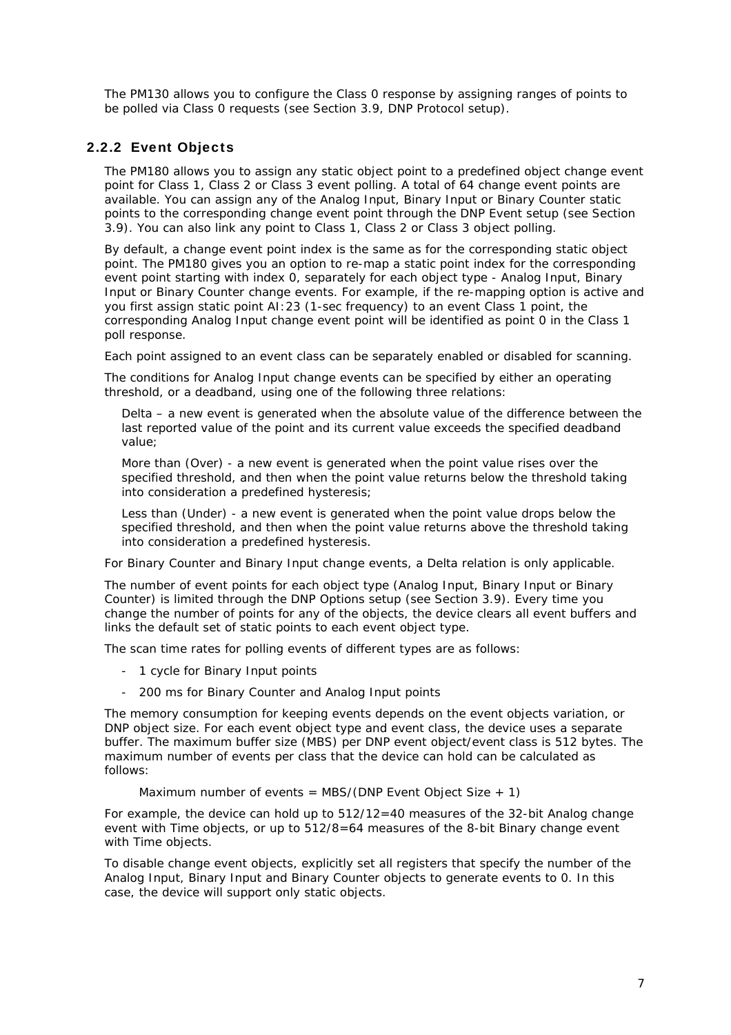The PM130 allows you to configure the Class 0 response by assigning ranges of points to be polled via Class 0 requests (see Section 3.9, DNP Protocol setup).

### 2.2.2 Event Objects

The PM180 allows you to assign any static object point to a predefined object change event point for Class 1, Class 2 or Class 3 event polling. A total of 64 change event points are available. You can assign any of the Analog Input, Binary Input or Binary Counter static points to the corresponding change event point through the DNP Event setup (see Section 3.9). You can also link any point to Class 1, Class 2 or Class 3 object polling.

By default, a change event point index is the same as for the corresponding static object point. The PM180 gives you an option to re-map a static point index for the corresponding event point starting with index 0, separately for each object type - Analog Input, Binary Input or Binary Counter change events. For example, if the re-mapping option is active and you first assign static point AI:23 (1-sec frequency) to an event Class 1 point, the corresponding Analog Input change event point will be identified as point 0 in the Class 1 poll response.

Each point assigned to an event class can be separately enabled or disabled for scanning.

The conditions for Analog Input change events can be specified by either an operating threshold, or a deadband, using one of the following three relations:

Delta – a new event is generated when the absolute value of the difference between the last reported value of the point and its current value exceeds the specified deadband value;

More than (Over) - a new event is generated when the point value rises over the specified threshold, and then when the point value returns below the threshold taking into consideration a predefined hysteresis;

Less than (Under) - a new event is generated when the point value drops below the specified threshold, and then when the point value returns above the threshold taking into consideration a predefined hysteresis.

For Binary Counter and Binary Input change events, a Delta relation is only applicable.

The number of event points for each object type (Analog Input, Binary Input or Binary Counter) is limited through the DNP Options setup (see Section 3.9). Every time you change the number of points for any of the objects, the device clears all event buffers and links the default set of static points to each event object type.

The scan time rates for polling events of different types are as follows:

- 1 cycle for Binary Input points
- 200 ms for Binary Counter and Analog Input points

The memory consumption for keeping events depends on the event objects variation, or DNP object size. For each event object type and event class, the device uses a separate buffer. The maximum buffer size (MBS) per DNP event object/event class is 512 bytes. The maximum number of events per class that the device can hold can be calculated as follows:

Maximum number of events = MBS/(DNP Event Object Size + 1)

For example, the device can hold up to 512/12=40 measures of the 32-bit Analog change event with Time objects, or up to 512/8=64 measures of the 8-bit Binary change event with Time objects.

To disable change event objects, explicitly set all registers that specify the number of the Analog Input, Binary Input and Binary Counter objects to generate events to 0. In this case, the device will support only static objects.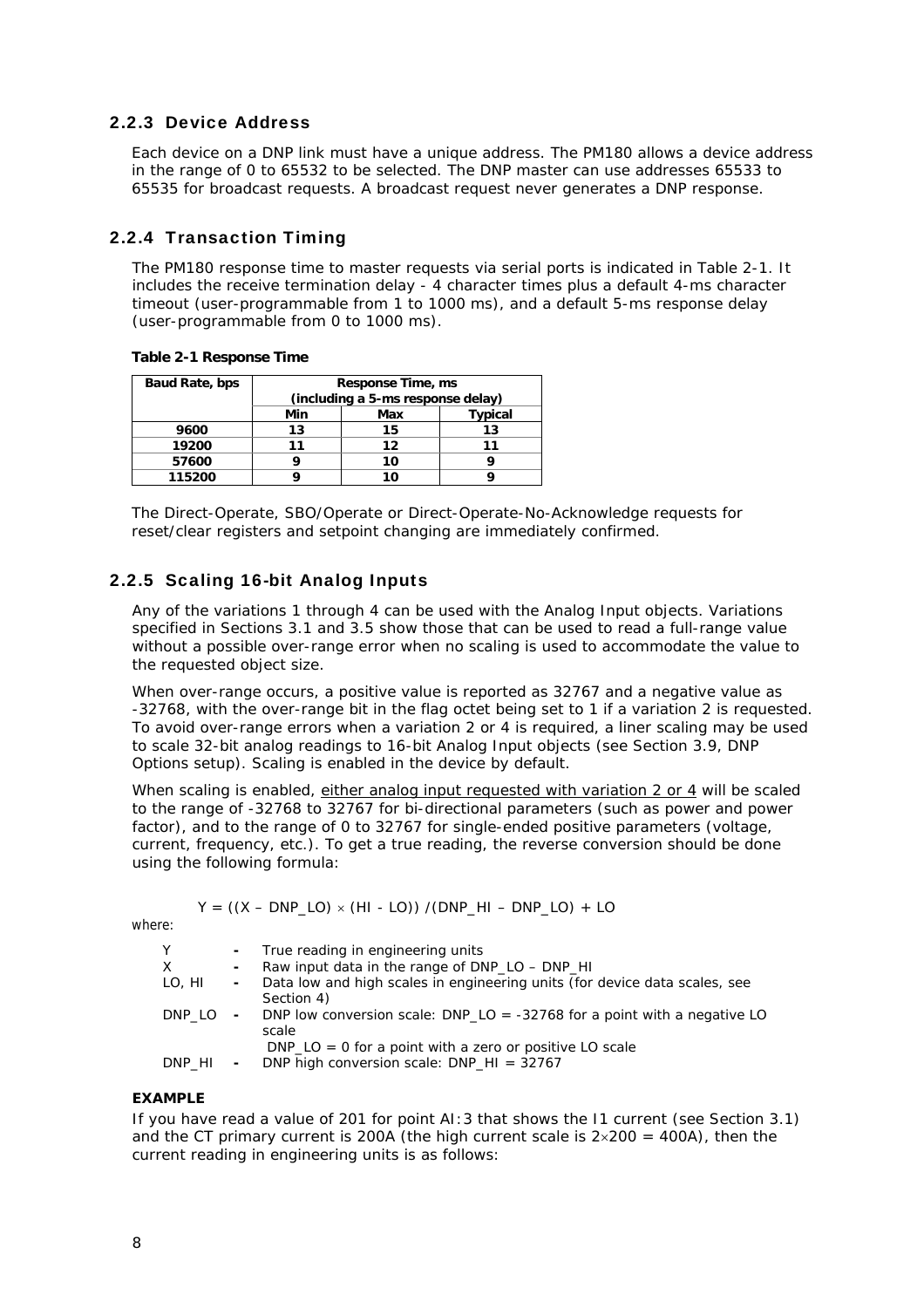### 2.2.3 Device Address

Each device on a DNP link must have a unique address. The PM180 allows a device address in the range of 0 to 65532 to be selected. The DNP master can use addresses 65533 to 65535 for broadcast requests. A broadcast request never generates a DNP response.

### 2.2.4 Transaction Timing

The PM180 response time to master requests via serial ports is indicated in Table 2-1. It includes the receive termination delay - 4 character times plus a default 4-ms character timeout (user-programmable from 1 to 1000 ms), and a default 5-ms response delay (user-programmable from 0 to 1000 ms).

**Table 2-1 Response Time**

| Baud Rate, bps | Response Time, ms (including a 5-ms response delay) | | |
|---|---|---|---|
| | Min | Max | Typical |
| 9600 | 13 | 15 | 13 |
| 19200 | 11 | 12 | 11 |
| 57600 | 9 | 10 | 9 |
| 115200 | 9 | 10 | 9 |

The Direct-Operate, SBO/Operate or Direct-Operate-No-Acknowledge requests for reset/clear registers and setpoint changing are immediately confirmed.

### 2.2.5 Scaling 16-bit Analog Inputs

Any of the variations 1 through 4 can be used with the Analog Input objects. Variations specified in Sections 3.1 and 3.5 show those that can be used to read a full-range value without a possible over-range error when no scaling is used to accommodate the value to the requested object size.

When over-range occurs, a positive value is reported as 32767 and a negative value as -32768, with the over-range bit in the flag octet being set to 1 if a variation 2 is requested. To avoid over-range errors when a variation 2 or 4 is required, a liner scaling may be used to scale 32-bit analog readings to 16-bit Analog Input objects (see Section 3.9, DNP Options setup). Scaling is enabled in the device by default.

When scaling is enabled, either analog input requested with variation 2 or 4 will be scaled to the range of -32768 to 32767 for bi-directional parameters (such as power and power factor), and to the range of 0 to 32767 for single-ended positive parameters (voltage, current, frequency, etc.). To get a true reading, the reverse conversion should be done using the following formula:

$$Y = ((X - DNP\_LO) \times (HI - LO)) / (DNP\_HI - DNP\_LO) + LO$$

where:

| | | |
|---|---|---|
| Y | - | True reading in engineering units |
| X | - | Raw input data in the range of DNP_LO – DNP_HI |
| LO, HI | - | Data low and high scales in engineering units (for device data scales, see Section 4) |
| DNP_LO | - | DNP low conversion scale: DNP_LO = -32768 for a point with a negative LO scale<br>DNP_LO = 0 for a point with a zero or positive LO scale |
| DNP_HI | - | DNP high conversion scale: DNP_HI = 32767 |

**EXAMPLE**

If you have read a value of 201 for point AI:3 that shows the I1 current (see Section 3.1) and the CT primary current is 200A (the high current scale is $2 \times 200 = 400$A), then the current reading in engineering units is as follows: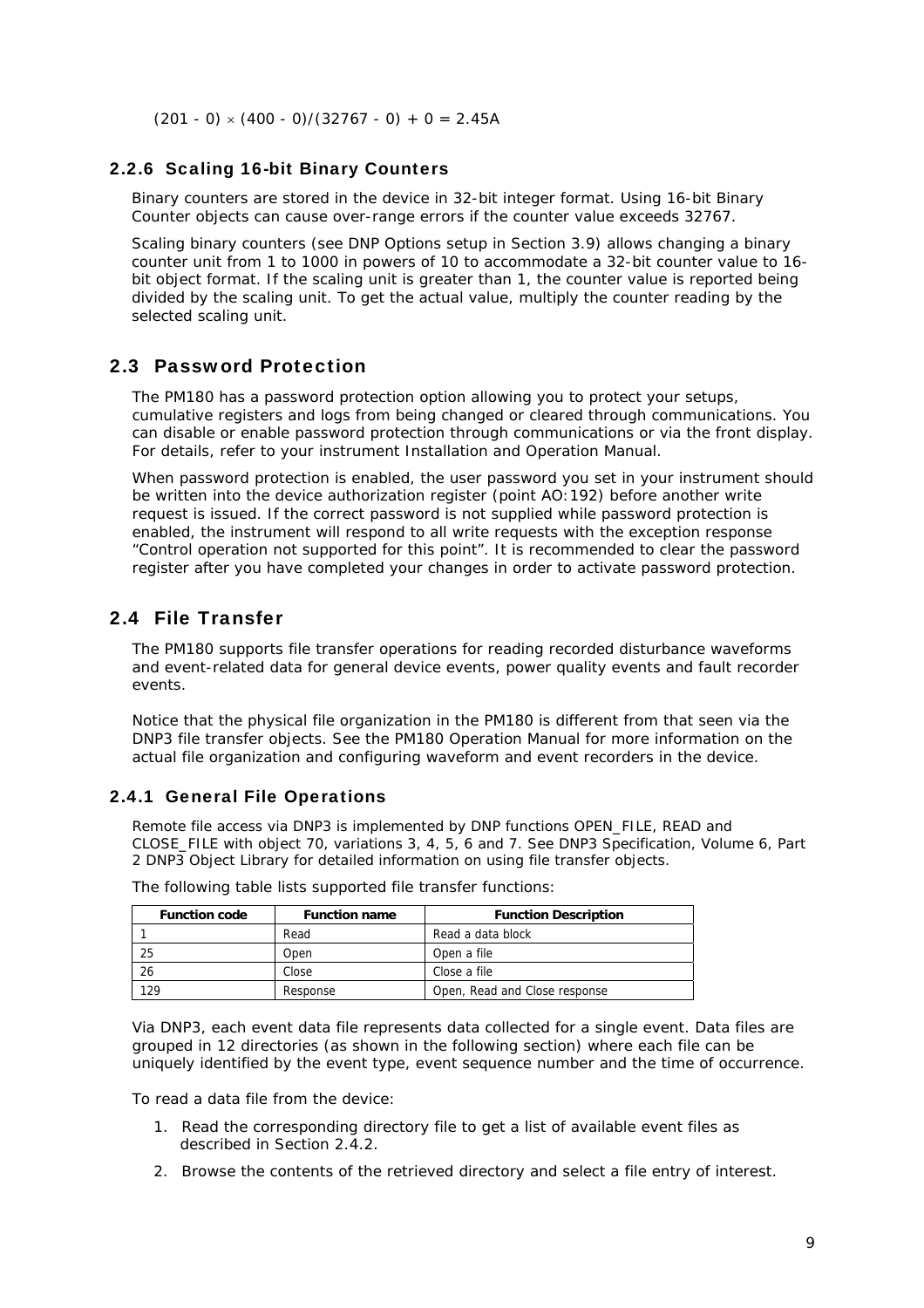$(201 - 0) \times (400 - 0)/(32767 - 0) + 0 = 2.45A$

### 2.2.6 Scaling 16-bit Binary Counters

Binary counters are stored in the device in 32-bit integer format. Using 16-bit Binary Counter objects can cause over-range errors if the counter value exceeds 32767.

Scaling binary counters (see DNP Options setup in Section 3.9) allows changing a binary counter unit from 1 to 1000 in powers of 10 to accommodate a 32-bit counter value to 16-bit object format. If the scaling unit is greater than 1, the counter value is reported being divided by the scaling unit. To get the actual value, multiply the counter reading by the selected scaling unit.

## 2.3 Password Protection

The PM180 has a password protection option allowing you to protect your setups, cumulative registers and logs from being changed or cleared through communications. You can disable or enable password protection through communications or via the front display. For details, refer to your instrument Installation and Operation Manual.

When password protection is enabled, the user password you set in your instrument should be written into the device authorization register (point AO:192) before another write request is issued. If the correct password is not supplied while password protection is enabled, the instrument will respond to all write requests with the exception response "Control operation not supported for this point". It is recommended to clear the password register after you have completed your changes in order to activate password protection.

## 2.4 File Transfer

The PM180 supports file transfer operations for reading recorded disturbance waveforms and event-related data for general device events, power quality events and fault recorder events.

Notice that the physical file organization in the PM180 is different from that seen via the DNP3 file transfer objects. See the PM180 Operation Manual for more information on the actual file organization and configuring waveform and event recorders in the device.

### 2.4.1 General File Operations

Remote file access via DNP3 is implemented by DNP functions OPEN_FILE, READ and CLOSE_FILE with object 70, variations 3, 4, 5, 6 and 7. See DNP3 Specification, Volume 6, Part 2 DNP3 Object Library for detailed information on using file transfer objects.

The following table lists supported file transfer functions:

| Function code | Function name | Function Description |
|---|---|---|
| 1 | Read | Read a data block |
| 25 | Open | Open a file |
| 26 | Close | Close a file |
| 129 | Response | Open, Read and Close response |

Via DNP3, each event data file represents data collected for a single event. Data files are grouped in 12 directories (as shown in the following section) where each file can be uniquely identified by the event type, event sequence number and the time of occurrence.

To read a data file from the device:

1. Read the corresponding directory file to get a list of available event files as described in Section 2.4.2.
2. Browse the contents of the retrieved directory and select a file entry of interest.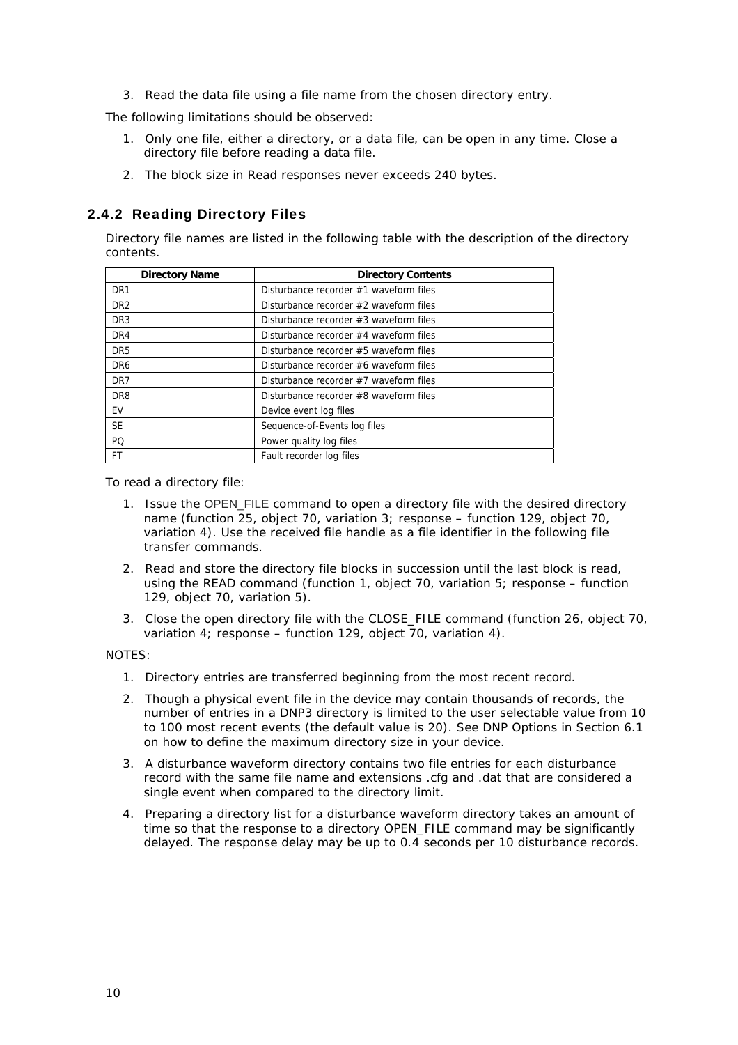3. Read the data file using a file name from the chosen directory entry.

The following limitations should be observed:

1. Only one file, either a directory, or a data file, can be open in any time. Close a directory file before reading a data file.
2. The block size in Read responses never exceeds 240 bytes.

### 2.4.2 Reading Directory Files

Directory file names are listed in the following table with the description of the directory contents.

| Directory Name | Directory Contents |
|---|---|
| DR1 | Disturbance recorder #1 waveform files |
| DR2 | Disturbance recorder #2 waveform files |
| DR3 | Disturbance recorder #3 waveform files |
| DR4 | Disturbance recorder #4 waveform files |
| DR5 | Disturbance recorder #5 waveform files |
| DR6 | Disturbance recorder #6 waveform files |
| DR7 | Disturbance recorder #7 waveform files |
| DR8 | Disturbance recorder #8 waveform files |
| EV | Device event log files |
| SE | Sequence-of-Events log files |
| PQ | Power quality log files |
| FT | Fault recorder log files |

To read a directory file:

1. Issue the OPEN_FILE command to open a directory file with the desired directory name (function 25, object 70, variation 3; response – function 129, object 70, variation 4). Use the received file handle as a file identifier in the following file transfer commands.
2. Read and store the directory file blocks in succession until the last block is read, using the READ command (function 1, object 70, variation 5; response – function 129, object 70, variation 5).
3. Close the open directory file with the CLOSE_FILE command (function 26, object 70, variation 4; response – function 129, object 70, variation 4).

NOTES:

1. Directory entries are transferred beginning from the most recent record.
2. Though a physical event file in the device may contain thousands of records, the number of entries in a DNP3 directory is limited to the user selectable value from 10 to 100 most recent events (the default value is 20). See DNP Options in Section 6.1 on how to define the maximum directory size in your device.
3. A disturbance waveform directory contains two file entries for each disturbance record with the same file name and extensions .cfg and .dat that are considered a single event when compared to the directory limit.
4. Preparing a directory list for a disturbance waveform directory takes an amount of time so that the response to a directory OPEN_FILE command may be significantly delayed. The response delay may be up to 0.4 seconds per 10 disturbance records.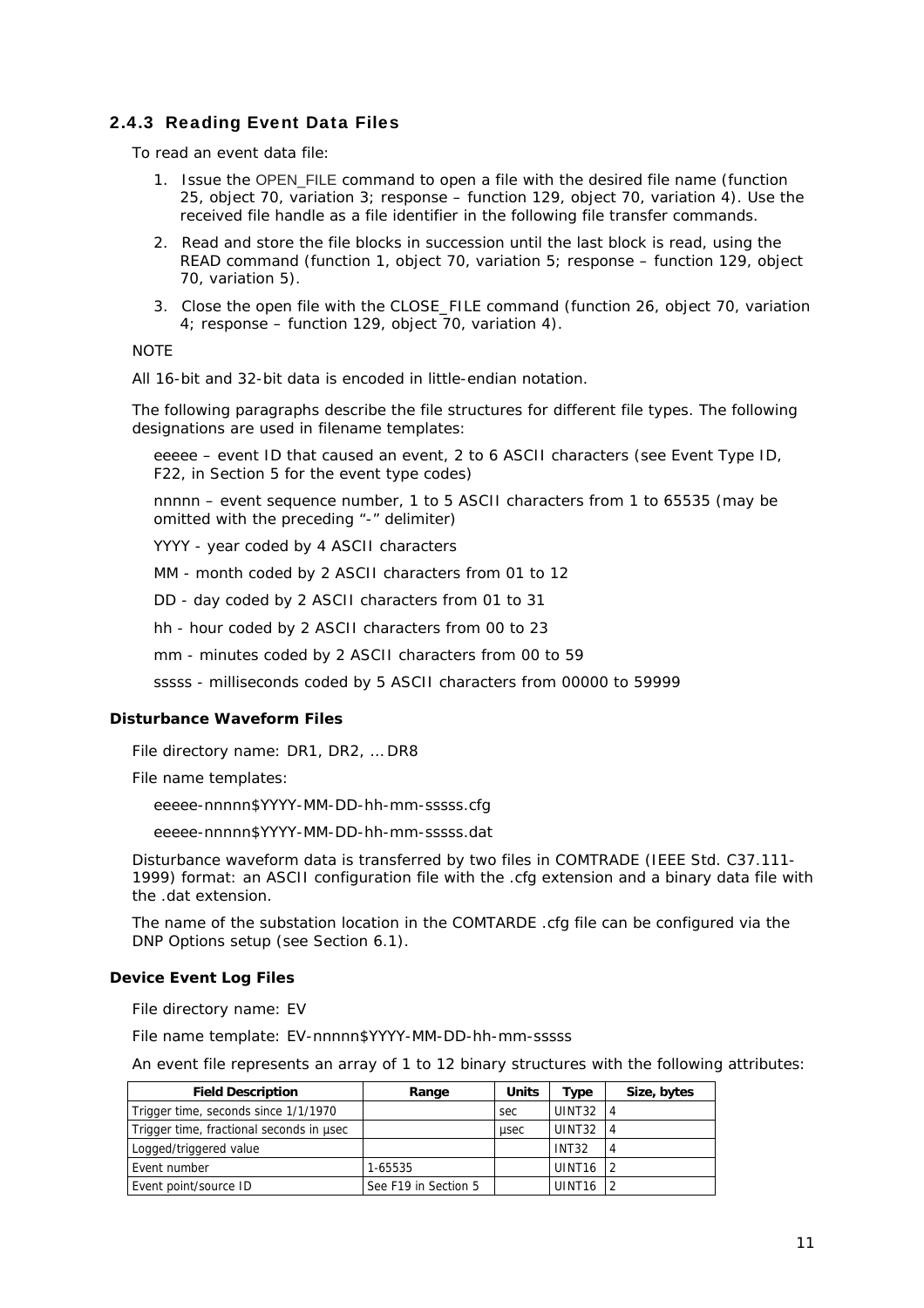### 2.4.3 Reading Event Data Files

To read an event data file:

1. Issue the OPEN_FILE command to open a file with the desired file name (function 25, object 70, variation 3; response – function 129, object 70, variation 4). Use the received file handle as a file identifier in the following file transfer commands.
2. Read and store the file blocks in succession until the last block is read, using the READ command (function 1, object 70, variation 5; response – function 129, object 70, variation 5).
3. Close the open file with the CLOSE_FILE command (function 26, object 70, variation 4; response – function 129, object 70, variation 4).

NOTE

All 16-bit and 32-bit data is encoded in little-endian notation.

The following paragraphs describe the file structures for different file types. The following designations are used in filename templates:

eeeee – event ID that caused an event, 2 to 6 ASCII characters (see Event Type ID, F22, in Section 5 for the event type codes)

nnnnn – event sequence number, 1 to 5 ASCII characters from 1 to 65535 (may be omitted with the preceding "-" delimiter)

YYYY - year coded by 4 ASCII characters

MM - month coded by 2 ASCII characters from 01 to 12

DD - day coded by 2 ASCII characters from 01 to 31

hh - hour coded by 2 ASCII characters from 00 to 23

mm - minutes coded by 2 ASCII characters from 00 to 59

sssss - milliseconds coded by 5 ASCII characters from 00000 to 59999

#### Disturbance Waveform Files

File directory name: DR1, DR2, … DR8

File name templates:

eeeee-nnnnn$YYYY-MM-DD-hh-mm-sssss.cfg

eeeee-nnnnn$YYYY-MM-DD-hh-mm-sssss.dat

Disturbance waveform data is transferred by two files in COMTRADE (IEEE Std. C37.111-1999) format: an ASCII configuration file with the .cfg extension and a binary data file with the .dat extension.

The name of the substation location in the COMTARDE .cfg file can be configured via the DNP Options setup (see Section 6.1).

#### Device Event Log Files

File directory name: EV

File name template: EV-nnnnn$YYYY-MM-DD-hh-mm-sssss

An event file represents an array of 1 to 12 binary structures with the following attributes:

| Field Description | Range | Units | Type | Size, bytes |
|---|---|---|---|---|
| Trigger time, seconds since 1/1/1970 | | sec | UINT32 | 4 |
| Trigger time, fractional seconds in μsec | | μsec | UINT32 | 4 |
| Logged/triggered value | | | INT32 | 4 |
| Event number | 1-65535 | | UINT16 | 2 |
| Event point/source ID | See F19 in Section 5 | | UINT16 | 2 |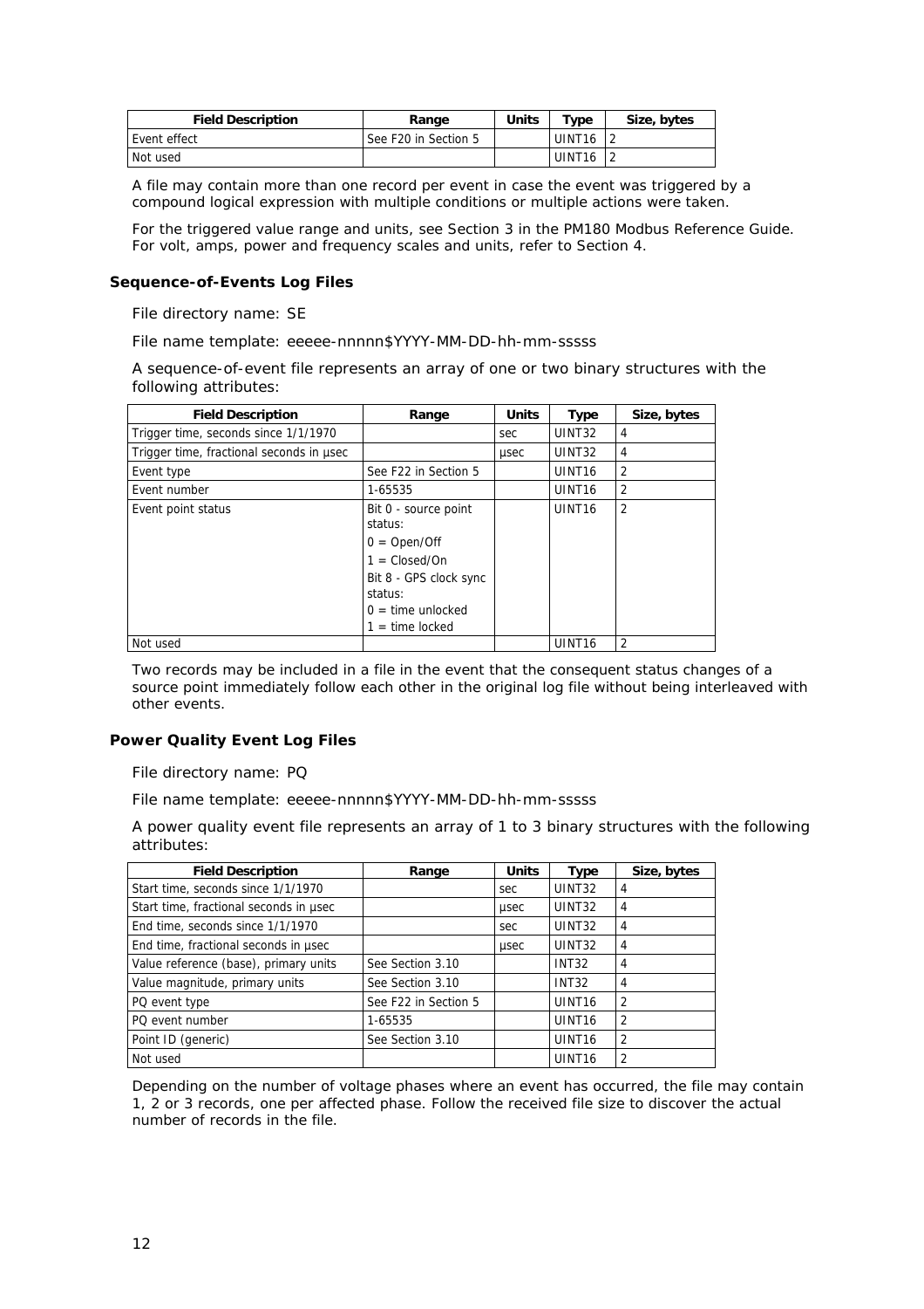| Field Description | Range | Units | Type | Size, bytes |
|---|---|---|---|---|
| Event effect | See F20 in Section 5 | | UINT16 | 2 |
| Not used | | | UINT16 | 2 |

A file may contain more than one record per event in case the event was triggered by a compound logical expression with multiple conditions or multiple actions were taken.

For the triggered value range and units, see Section 3 in the PM180 Modbus Reference Guide. For volt, amps, power and frequency scales and units, refer to Section 4.

### Sequence-of-Events Log Files

File directory name: SE

File name template: eeeee-nnnnn$YYYY-MM-DD-hh-mm-sssss

A sequence-of-event file represents an array of one or two binary structures with the following attributes:

| Field Description | Range | Units | Type | Size, bytes |
|---|---|---|---|---|
| Trigger time, seconds since 1/1/1970 | | sec | UINT32 | 4 |
| Trigger time, fractional seconds in μsec | | μsec | UINT32 | 4 |
| Event type | See F22 in Section 5 | | UINT16 | 2 |
| Event number | 1-65535 | | UINT16 | 2 |
| Event point status | Bit 0 - source point status:<br>0 = Open/Off<br>1 = Closed/On<br>Bit 8 - GPS clock sync status:<br>0 = time unlocked<br>1 = time locked | | UINT16 | 2 |
| Not used | | | UINT16 | 2 |

Two records may be included in a file in the event that the consequent status changes of a source point immediately follow each other in the original log file without being interleaved with other events.

### Power Quality Event Log Files

File directory name: PQ

File name template: eeeee-nnnnn$YYYY-MM-DD-hh-mm-sssss

A power quality event file represents an array of 1 to 3 binary structures with the following attributes:

| Field Description | Range | Units | Type | Size, bytes |
|---|---|---|---|---|
| Start time, seconds since 1/1/1970 | | sec | UINT32 | 4 |
| Start time, fractional seconds in μsec | | μsec | UINT32 | 4 |
| End time, seconds since 1/1/1970 | | sec | UINT32 | 4 |
| End time, fractional seconds in μsec | | μsec | UINT32 | 4 |
| Value reference (base), primary units | See Section 3.10 | | INT32 | 4 |
| Value magnitude, primary units | See Section 3.10 | | INT32 | 4 |
| PQ event type | See F22 in Section 5 | | UINT16 | 2 |
| PQ event number | 1-65535 | | UINT16 | 2 |
| Point ID (generic) | See Section 3.10 | | UINT16 | 2 |
| Not used | | | UINT16 | 2 |

Depending on the number of voltage phases where an event has occurred, the file may contain 1, 2 or 3 records, one per affected phase. Follow the received file size to discover the actual number of records in the file.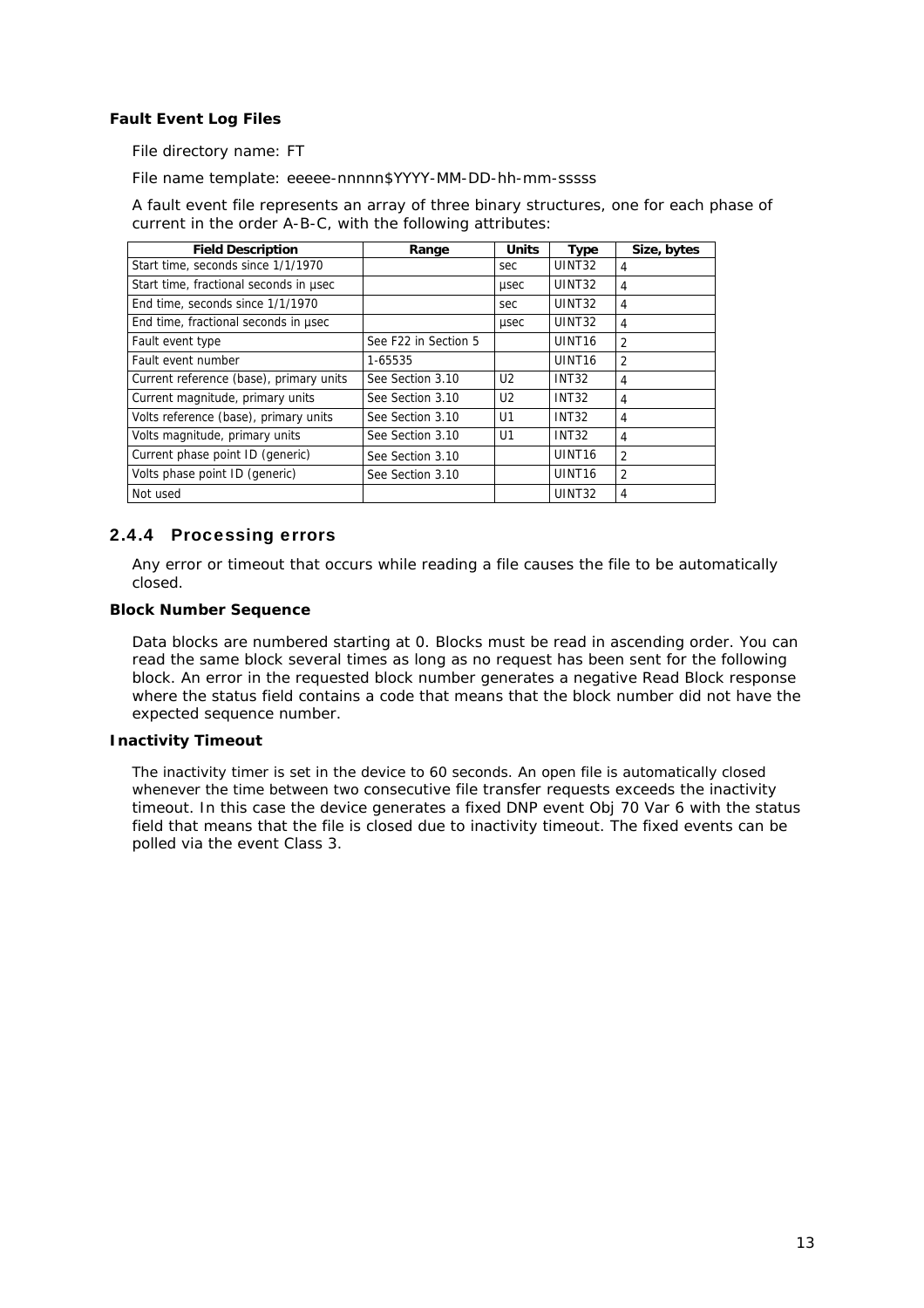**Fault Event Log Files**

File directory name: FT

File name template: eeeee-nnnnn$YYYY-MM-DD-hh-mm-sssss

A fault event file represents an array of three binary structures, one for each phase of current in the order A-B-C, with the following attributes:

| Field Description | Range | Units | Type | Size, bytes |
|---|---|---|---|---|
| Start time, seconds since 1/1/1970 | | sec | UINT32 | 4 |
| Start time, fractional seconds in µsec | | µsec | UINT32 | 4 |
| End time, seconds since 1/1/1970 | | sec | UINT32 | 4 |
| End time, fractional seconds in µsec | | µsec | UINT32 | 4 |
| Fault event type | See F22 in Section 5 | | UINT16 | 2 |
| Fault event number | 1-65535 | | UINT16 | 2 |
| Current reference (base), primary units | See Section 3.10 | U2 | INT32 | 4 |
| Current magnitude, primary units | See Section 3.10 | U2 | INT32 | 4 |
| Volts reference (base), primary units | See Section 3.10 | U1 | INT32 | 4 |
| Volts magnitude, primary units | See Section 3.10 | U1 | INT32 | 4 |
| Current phase point ID (generic) | See Section 3.10 | | UINT16 | 2 |
| Volts phase point ID (generic) | See Section 3.10 | | UINT16 | 2 |
| Not used | | | UINT32 | 4 |

### 2.4.4 Processing errors

Any error or timeout that occurs while reading a file causes the file to be automatically closed.

**Block Number Sequence**

Data blocks are numbered starting at 0. Blocks must be read in ascending order. You can read the same block several times as long as no request has been sent for the following block. An error in the requested block number generates a negative Read Block response where the status field contains a code that means that the block number did not have the expected sequence number.

**Inactivity Timeout**

The inactivity timer is set in the device to 60 seconds. An open file is automatically closed whenever the time between two consecutive file transfer requests exceeds the inactivity timeout. In this case the device generates a fixed DNP event Obj 70 Var 6 with the status field that means that the file is closed due to inactivity timeout. The fixed events can be polled via the event Class 3.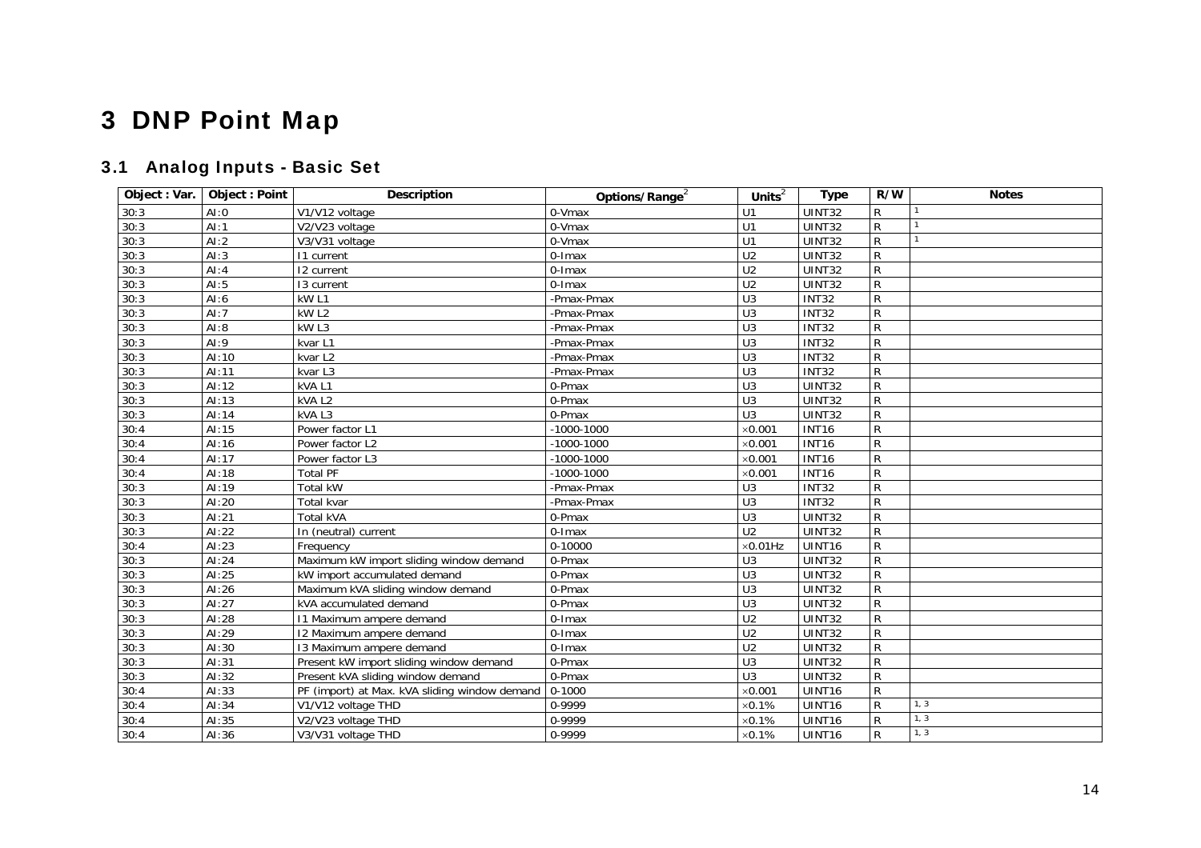# 3 DNP Point Map

## 3.1 Analog Inputs - Basic Set

| Object : Var. | Object : Point | Description | Options/Range[2] | Units[2] | Type | R/W | Notes |
|---|---|---|---|---|---|---|---|
| 30:3 | AI:0 | V1/V12 voltage | 0-Vmax | U1 | UINT32 | R | [1] |
| 30:3 | AI:1 | V2/V23 voltage | 0-Vmax | U1 | UINT32 | R | [1] |
| 30:3 | AI:2 | V3/V31 voltage | 0-Vmax | U1 | UINT32 | R | [1] |
| 30:3 | AI:3 | I1 current | 0-Imax | U2 | UINT32 | R | |
| 30:3 | AI:4 | I2 current | 0-Imax | U2 | UINT32 | R | |
| 30:3 | AI:5 | I3 current | 0-Imax | U2 | UINT32 | R | |
| 30:3 | AI:6 | kW L1 | -Pmax-Pmax | U3 | INT32 | R | |
| 30:3 | AI:7 | kW L2 | -Pmax-Pmax | U3 | INT32 | R | |
| 30:3 | AI:8 | kW L3 | -Pmax-Pmax | U3 | INT32 | R | |
| 30:3 | AI:9 | kvar L1 | -Pmax-Pmax | U3 | INT32 | R | |
| 30:3 | AI:10 | kvar L2 | -Pmax-Pmax | U3 | INT32 | R | |
| 30:3 | AI:11 | kvar L3 | -Pmax-Pmax | U3 | INT32 | R | |
| 30:3 | AI:12 | kVA L1 | 0-Pmax | U3 | UINT32 | R | |
| 30:3 | AI:13 | kVA L2 | 0-Pmax | U3 | UINT32 | R | |
| 30:3 | AI:14 | kVA L3 | 0-Pmax | U3 | UINT32 | R | |
| 30:4 | AI:15 | Power factor L1 | -1000-1000 | ×0.001 | INT16 | R | |
| 30:4 | AI:16 | Power factor L2 | -1000-1000 | ×0.001 | INT16 | R | |
| 30:4 | AI:17 | Power factor L3 | -1000-1000 | ×0.001 | INT16 | R | |
| 30:4 | AI:18 | Total PF | -1000-1000 | ×0.001 | INT16 | R | |
| 30:3 | AI:19 | Total kW | -Pmax-Pmax | U3 | INT32 | R | |
| 30:3 | AI:20 | Total kvar | -Pmax-Pmax | U3 | INT32 | R | |
| 30:3 | AI:21 | Total kVA | 0-Pmax | U3 | UINT32 | R | |
| 30:3 | AI:22 | In (neutral) current | 0-Imax | U2 | UINT32 | R | |
| 30:4 | AI:23 | Frequency | 0-10000 | ×0.01Hz | UINT16 | R | |
| 30:3 | AI:24 | Maximum kW import sliding window demand | 0-Pmax | U3 | UINT32 | R | |
| 30:3 | AI:25 | kW import accumulated demand | 0-Pmax | U3 | UINT32 | R | |
| 30:3 | AI:26 | Maximum kVA sliding window demand | 0-Pmax | U3 | UINT32 | R | |
| 30:3 | AI:27 | kVA accumulated demand | 0-Pmax | U3 | UINT32 | R | |
| 30:3 | AI:28 | I1 Maximum ampere demand | 0-Imax | U2 | UINT32 | R | |
| 30:3 | AI:29 | I2 Maximum ampere demand | 0-Imax | U2 | UINT32 | R | |
| 30:3 | AI:30 | I3 Maximum ampere demand | 0-Imax | U2 | UINT32 | R | |
| 30:3 | AI:31 | Present kW import sliding window demand | 0-Pmax | U3 | UINT32 | R | |
| 30:3 | AI:32 | Present kVA sliding window demand | 0-Pmax | U3 | UINT32 | R | |
| 30:4 | AI:33 | PF (import) at Max. kVA sliding window demand | 0-1000 | ×0.001 | UINT16 | R | |
| 30:4 | AI:34 | V1/V12 voltage THD | 0-9999 | ×0.1% | UINT16 | R | [1, 3] |
| 30:4 | AI:35 | V2/V23 voltage THD | 0-9999 | ×0.1% | UINT16 | R | [1, 3] |
| 30:4 | AI:36 | V3/V31 voltage THD | 0-9999 | ×0.1% | UINT16 | R | [1, 3] |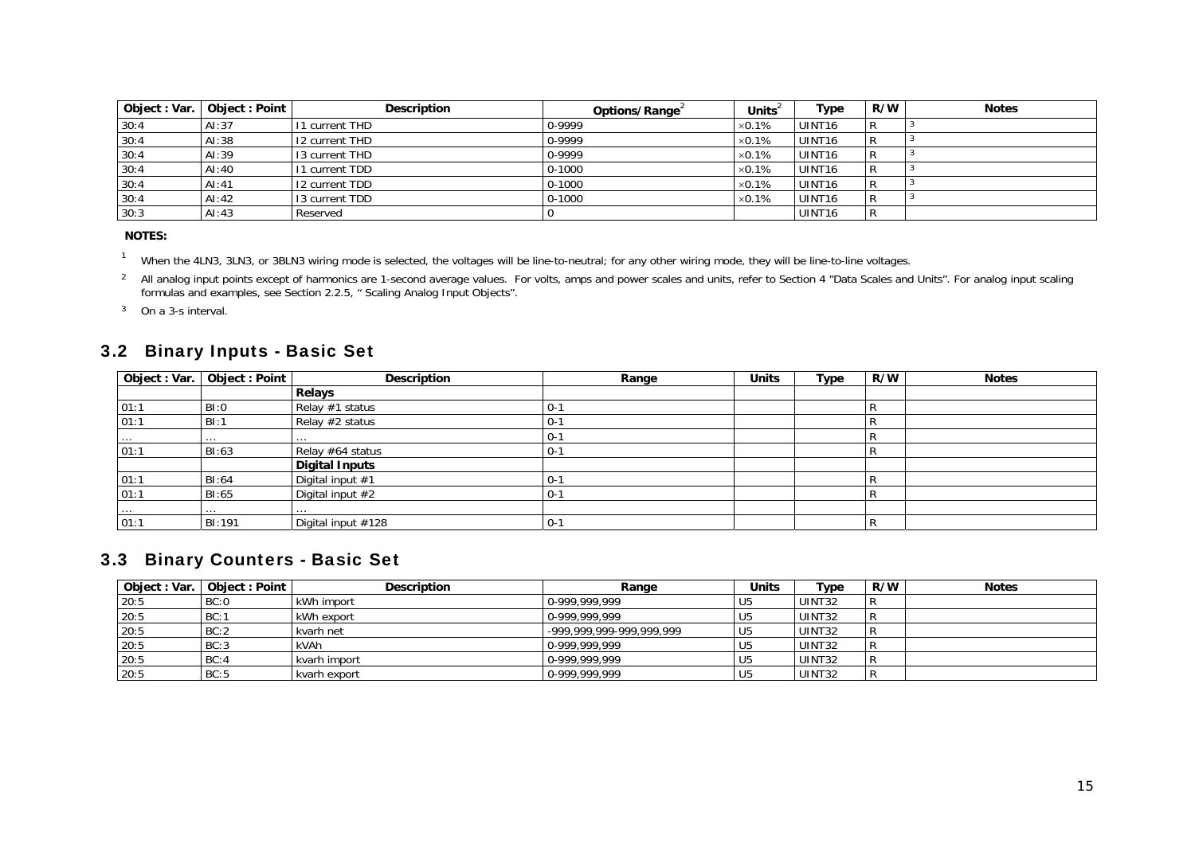| Object : Var. | Object : Point | Description | Options/Range[2] | Units[2] | Type | R/W | Notes |
|---|---|---|---|---|---|---|---|
| 30:4 | AI:37 | I1 current THD | 0-9999 | ×0.1% | UINT16 | R | [3] |
| 30:4 | AI:38 | I2 current THD | 0-9999 | ×0.1% | UINT16 | R | [3] |
| 30:4 | AI:39 | I3 current THD | 0-9999 | ×0.1% | UINT16 | R | [3] |
| 30:4 | AI:40 | I1 current TDD | 0-1000 | ×0.1% | UINT16 | R | [3] |
| 30:4 | AI:41 | I2 current TDD | 0-1000 | ×0.1% | UINT16 | R | [3] |
| 30:4 | AI:42 | I3 current TDD | 0-1000 | ×0.1% | UINT16 | R | [3] |
| 30:3 | AI:43 | Reserved | 0 | | UINT16 | R | |

**NOTES:**

[1] When the 4LN3, 3LN3, or 3BLN3 wiring mode is selected, the voltages will be line-to-neutral; for any other wiring mode, they will be line-to-line voltages.

[2] All analog input points except of harmonics are 1-second average values. For volts, amps and power scales and units, refer to Section 4 "Data Scales and Units". For analog input scaling formulas and examples, see Section 2.2.5, " Scaling Analog Input Objects".

[3] On a 3-s interval.

## 3.2 Binary Inputs - Basic Set

| Object : Var. | Object : Point | Description | Range | Units | Type | R/W | Notes |
|---|---|---|---|---|---|---|---|
| | | **Relays** | | | | | |
| 01:1 | BI:0 | Relay #1 status | 0-1 | | | R | |
| 01:1 | BI:1 | Relay #2 status | 0-1 | | | R | |
| ... | ... | ... | 0-1 | | | R | |
| 01:1 | BI:63 | Relay #64 status | 0-1 | | | R | |
| | | **Digital Inputs** | | | | | |
| 01:1 | BI:64 | Digital input #1 | 0-1 | | | R | |
| 01:1 | BI:65 | Digital input #2 | 0-1 | | | R | |
| ... | ... | ... | | | | | |
| 01:1 | BI:191 | Digital input #128 | 0-1 | | | R | |

## 3.3 Binary Counters - Basic Set

| Object : Var. | Object : Point | Description | Range | Units | Type | R/W | Notes |
|---|---|---|---|---|---|---|---|
| 20:5 | BC:0 | kWh import | 0-999,999,999 | U5 | UINT32 | R | |
| 20:5 | BC:1 | kWh export | 0-999,999,999 | U5 | UINT32 | R | |
| 20:5 | BC:2 | kvarh net | -999,999,999-999,999,999 | U5 | UINT32 | R | |
| 20:5 | BC:3 | kVAh | 0-999,999,999 | U5 | UINT32 | R | |
| 20:5 | BC:4 | kvarh import | 0-999,999,999 | U5 | UINT32 | R | |
| 20:5 | BC:5 | kvarh export | 0-999,999,999 | U5 | UINT32 | R | |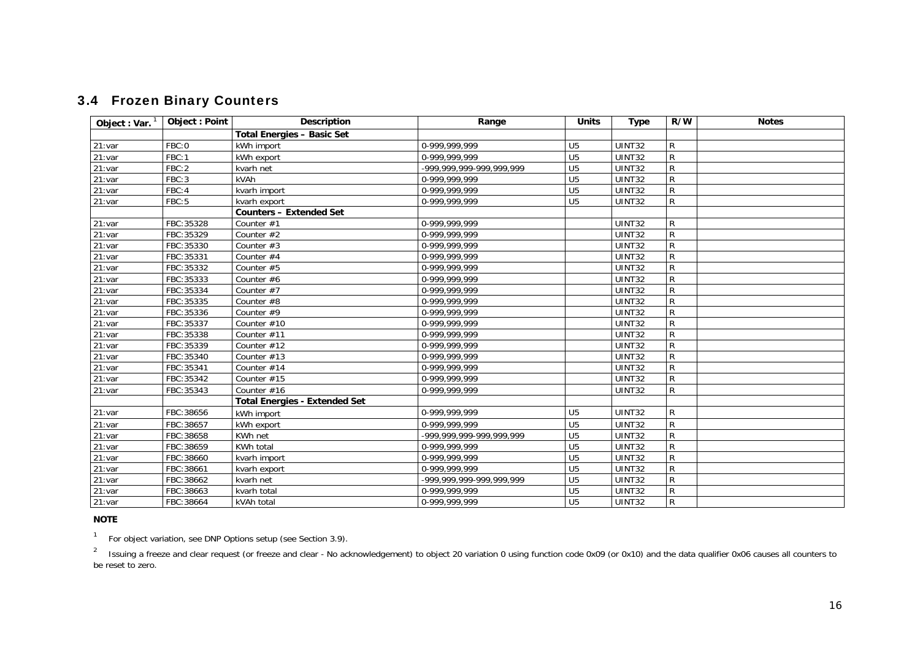## 3.4 Frozen Binary Counters

| Object : Var. [1] | Object : Point | Description | Range | Units | Type | R/W | Notes |
|---|---|---|---|---|---|---|---|
| | | **Total Energies – Basic Set** | | | | | |
| 21:var | FBC:0 | kWh import | 0-999,999,999 | U5 | UINT32 | R | |
| 21:var | FBC:1 | kWh export | 0-999,999,999 | U5 | UINT32 | R | |
| 21:var | FBC:2 | kvarh net | -999,999,999-999,999,999 | U5 | UINT32 | R | |
| 21:var | FBC:3 | kVAh | 0-999,999,999 | U5 | UINT32 | R | |
| 21:var | FBC:4 | kvarh import | 0-999,999,999 | U5 | UINT32 | R | |
| 21:var | FBC:5 | kvarh export | 0-999,999,999 | U5 | UINT32 | R | |
| | | **Counters – Extended Set** | | | | | |
| 21:var | FBC:35328 | Counter #1 | 0-999,999,999 | | UINT32 | R | |
| 21:var | FBC:35329 | Counter #2 | 0-999,999,999 | | UINT32 | R | |
| 21:var | FBC:35330 | Counter #3 | 0-999,999,999 | | UINT32 | R | |
| 21:var | FBC:35331 | Counter #4 | 0-999,999,999 | | UINT32 | R | |
| 21:var | FBC:35332 | Counter #5 | 0-999,999,999 | | UINT32 | R | |
| 21:var | FBC:35333 | Counter #6 | 0-999,999,999 | | UINT32 | R | |
| 21:var | FBC:35334 | Counter #7 | 0-999,999,999 | | UINT32 | R | |
| 21:var | FBC:35335 | Counter #8 | 0-999,999,999 | | UINT32 | R | |
| 21:var | FBC:35336 | Counter #9 | 0-999,999,999 | | UINT32 | R | |
| 21:var | FBC:35337 | Counter #10 | 0-999,999,999 | | UINT32 | R | |
| 21:var | FBC:35338 | Counter #11 | 0-999,999,999 | | UINT32 | R | |
| 21:var | FBC:35339 | Counter #12 | 0-999,999,999 | | UINT32 | R | |
| 21:var | FBC:35340 | Counter #13 | 0-999,999,999 | | UINT32 | R | |
| 21:var | FBC:35341 | Counter #14 | 0-999,999,999 | | UINT32 | R | |
| 21:var | FBC:35342 | Counter #15 | 0-999,999,999 | | UINT32 | R | |
| 21:var | FBC:35343 | Counter #16 | 0-999,999,999 | | UINT32 | R | |
| | | **Total Energies - Extended Set** | | | | | |
| 21:var | FBC:38656 | kWh import | 0-999,999,999 | U5 | UINT32 | R | |
| 21:var | FBC:38657 | kWh export | 0-999,999,999 | U5 | UINT32 | R | |
| 21:var | FBC:38658 | KWh net | -999,999,999-999,999,999 | U5 | UINT32 | R | |
| 21:var | FBC:38659 | KWh total | 0-999,999,999 | U5 | UINT32 | R | |
| 21:var | FBC:38660 | kvarh import | 0-999,999,999 | U5 | UINT32 | R | |
| 21:var | FBC:38661 | kvarh export | 0-999,999,999 | U5 | UINT32 | R | |
| 21:var | FBC:38662 | kvarh net | -999,999,999-999,999,999 | U5 | UINT32 | R | |
| 21:var | FBC:38663 | kvarh total | 0-999,999,999 | U5 | UINT32 | R | |
| 21:var | FBC:38664 | kVAh total | 0-999,999,999 | U5 | UINT32 | R | |

**NOTE**

[1] For object variation, see DNP Options setup (see Section 3.9).

[2] Issuing a freeze and clear request (or freeze and clear - No acknowledgement) to object 20 variation 0 using function code 0x09 (or 0x10) and the data qualifier 0x06 causes all counters to be reset to zero.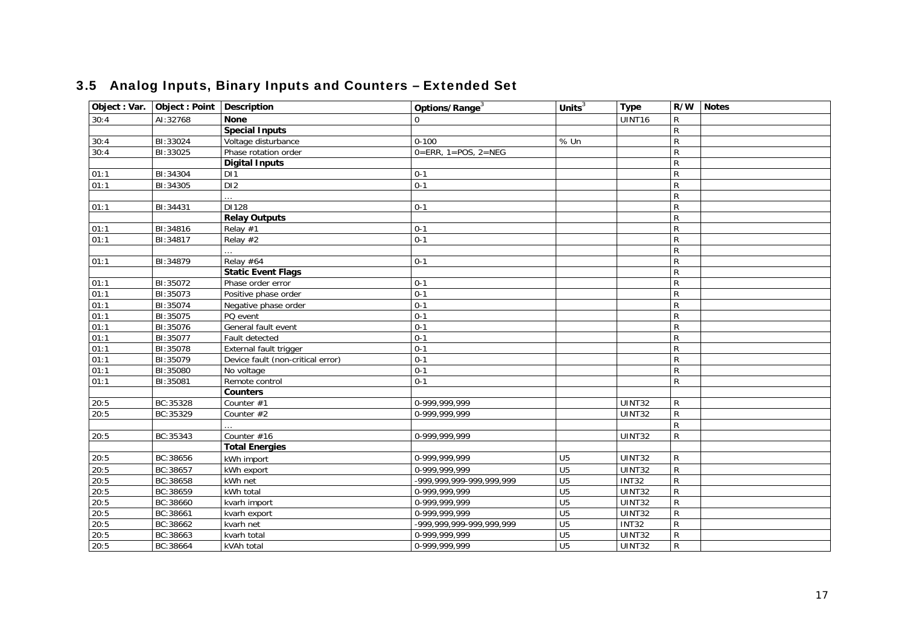## 3.5 Analog Inputs, Binary Inputs and Counters – Extended Set

| Object : Var. | Object : Point | Description | Options/Range[3] | Units[3] | Type | R/W | Notes |
|---|---|---|---|---|---|---|---|
| 30:4 | AI:32768 | **None** | 0 | | UINT16 | R | |
| | | **Special Inputs** | | | | R | |
| 30:4 | BI:33024 | Voltage disturbance | 0-100 | % Un | | R | |
| 30:4 | BI:33025 | Phase rotation order | 0=ERR, 1=POS, 2=NEG | | | R | |
| | | **Digital Inputs** | | | | R | |
| 01:1 | BI:34304 | DI1 | 0-1 | | | R | |
| 01:1 | BI:34305 | DI2 | 0-1 | | | R | |
| | | … | | | | R | |
| 01:1 | BI:34431 | DI128 | 0-1 | | | R | |
| | | **Relay Outputs** | | | | R | |
| 01:1 | BI:34816 | Relay #1 | 0-1 | | | R | |
| 01:1 | BI:34817 | Relay #2 | 0-1 | | | R | |
| | | … | | | | R | |
| 01:1 | BI:34879 | Relay #64 | 0-1 | | | R | |
| | | **Static Event Flags** | | | | R | |
| 01:1 | BI:35072 | Phase order error | 0-1 | | | R | |
| 01:1 | BI:35073 | Positive phase order | 0-1 | | | R | |
| 01:1 | BI:35074 | Negative phase order | 0-1 | | | R | |
| 01:1 | BI:35075 | PQ event | 0-1 | | | R | |
| 01:1 | BI:35076 | General fault event | 0-1 | | | R | |
| 01:1 | BI:35077 | Fault detected | 0-1 | | | R | |
| 01:1 | BI:35078 | External fault trigger | 0-1 | | | R | |
| 01:1 | BI:35079 | Device fault (non-critical error) | 0-1 | | | R | |
| 01:1 | BI:35080 | No voltage | 0-1 | | | R | |
| 01:1 | BI:35081 | Remote control | 0-1 | | | R | |
| | | **Counters** | | | | | |
| 20:5 | BC:35328 | Counter #1 | 0-999,999,999 | | UINT32 | R | |
| 20:5 | BC:35329 | Counter #2 | 0-999,999,999 | | UINT32 | R | |
| | | … | | | | R | |
| 20:5 | BC:35343 | Counter #16 | 0-999,999,999 | | UINT32 | R | |
| | | **Total Energies** | | | | | |
| 20:5 | BC:38656 | kWh import | 0-999,999,999 | U5 | UINT32 | R | |
| 20:5 | BC:38657 | kWh export | 0-999,999,999 | U5 | UINT32 | R | |
| 20:5 | BC:38658 | kWh net | -999,999,999-999,999,999 | U5 | INT32 | R | |
| 20:5 | BC:38659 | kWh total | 0-999,999,999 | U5 | UINT32 | R | |
| 20:5 | BC:38660 | kvarh import | 0-999,999,999 | U5 | UINT32 | R | |
| 20:5 | BC:38661 | kvarh export | 0-999,999,999 | U5 | UINT32 | R | |
| 20:5 | BC:38662 | kvarh net | -999,999,999-999,999,999 | U5 | INT32 | R | |
| 20:5 | BC:38663 | kvarh total | 0-999,999,999 | U5 | UINT32 | R | |
| 20:5 | BC:38664 | kVAh total | 0-999,999,999 | U5 | UINT32 | R | |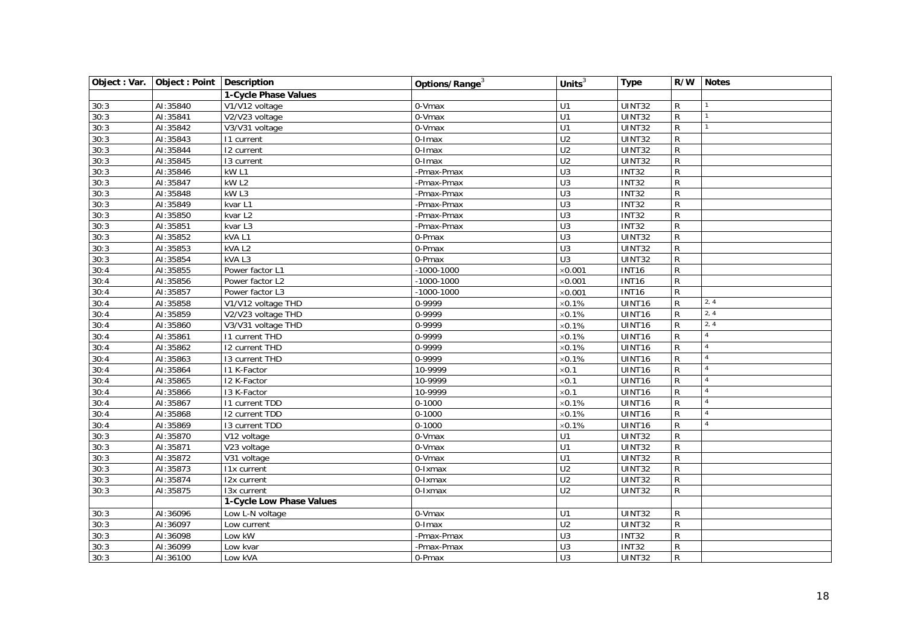| Object : Var. | Object : Point | Description | Options/Range[3] | Units[3] | Type | R/W | Notes |
|---|---|---|---|---|---|---|---|
| | | **1-Cycle Phase Values** | | | | | |
| 30:3 | AI:35840 | V1/V12 voltage | 0-Vmax | U1 | UINT32 | R | 1 |
| 30:3 | AI:35841 | V2/V23 voltage | 0-Vmax | U1 | UINT32 | R | 1 |
| 30:3 | AI:35842 | V3/V31 voltage | 0-Vmax | U1 | UINT32 | R | 1 |
| 30:3 | AI:35843 | I1 current | 0-Imax | U2 | UINT32 | R | |
| 30:3 | AI:35844 | I2 current | 0-Imax | U2 | UINT32 | R | |
| 30:3 | AI:35845 | I3 current | 0-Imax | U2 | UINT32 | R | |
| 30:3 | AI:35846 | kW L1 | -Pmax-Pmax | U3 | INT32 | R | |
| 30:3 | AI:35847 | kW L2 | -Pmax-Pmax | U3 | INT32 | R | |
| 30:3 | AI:35848 | kW L3 | -Pmax-Pmax | U3 | INT32 | R | |
| 30:3 | AI:35849 | kvar L1 | -Pmax-Pmax | U3 | INT32 | R | |
| 30:3 | AI:35850 | kvar L2 | -Pmax-Pmax | U3 | INT32 | R | |
| 30:3 | AI:35851 | kvar L3 | -Pmax-Pmax | U3 | INT32 | R | |
| 30:3 | AI:35852 | kVA L1 | 0-Pmax | U3 | UINT32 | R | |
| 30:3 | AI:35853 | kVA L2 | 0-Pmax | U3 | UINT32 | R | |
| 30:3 | AI:35854 | kVA L3 | 0-Pmax | U3 | UINT32 | R | |
| 30:4 | AI:35855 | Power factor L1 | -1000-1000 | ×0.001 | INT16 | R | |
| 30:4 | AI:35856 | Power factor L2 | -1000-1000 | ×0.001 | INT16 | R | |
| 30:4 | AI:35857 | Power factor L3 | -1000-1000 | ×0.001 | INT16 | R | |
| 30:4 | AI:35858 | V1/V12 voltage THD | 0-9999 | ×0.1% | UINT16 | R | 2, 4 |
| 30:4 | AI:35859 | V2/V23 voltage THD | 0-9999 | ×0.1% | UINT16 | R | 2, 4 |
| 30:4 | AI:35860 | V3/V31 voltage THD | 0-9999 | ×0.1% | UINT16 | R | 2, 4 |
| 30:4 | AI:35861 | I1 current THD | 0-9999 | ×0.1% | UINT16 | R | 4 |
| 30:4 | AI:35862 | I2 current THD | 0-9999 | ×0.1% | UINT16 | R | 4 |
| 30:4 | AI:35863 | I3 current THD | 0-9999 | ×0.1% | UINT16 | R | 4 |
| 30:4 | AI:35864 | I1 K-Factor | 10-9999 | ×0.1 | UINT16 | R | 4 |
| 30:4 | AI:35865 | I2 K-Factor | 10-9999 | ×0.1 | UINT16 | R | 4 |
| 30:4 | AI:35866 | I3 K-Factor | 10-9999 | ×0.1 | UINT16 | R | 4 |
| 30:4 | AI:35867 | I1 current TDD | 0-1000 | ×0.1% | UINT16 | R | 4 |
| 30:4 | AI:35868 | I2 current TDD | 0-1000 | ×0.1% | UINT16 | R | 4 |
| 30:4 | AI:35869 | I3 current TDD | 0-1000 | ×0.1% | UINT16 | R | 4 |
| 30:3 | AI:35870 | V12 voltage | 0-Vmax | U1 | UINT32 | R | |
| 30:3 | AI:35871 | V23 voltage | 0-Vmax | U1 | UINT32 | R | |
| 30:3 | AI:35872 | V31 voltage | 0-Vmax | U1 | UINT32 | R | |
| 30:3 | AI:35873 | I1x current | 0-Ixmax | U2 | UINT32 | R | |
| 30:3 | AI:35874 | I2x current | 0-Ixmax | U2 | UINT32 | R | |
| 30:3 | AI:35875 | I3x current | 0-Ixmax | U2 | UINT32 | R | |
| | | **1-Cycle Low Phase Values** | | | | | |
| 30:3 | AI:36096 | Low L-N voltage | 0-Vmax | U1 | UINT32 | R | |
| 30:3 | AI:36097 | Low current | 0-Imax | U2 | UINT32 | R | |
| 30:3 | AI:36098 | Low kW | -Pmax-Pmax | U3 | INT32 | R | |
| 30:3 | AI:36099 | Low kvar | -Pmax-Pmax | U3 | INT32 | R | |
| 30:3 | AI:36100 | Low kVA | 0-Pmax | U3 | UINT32 | R | |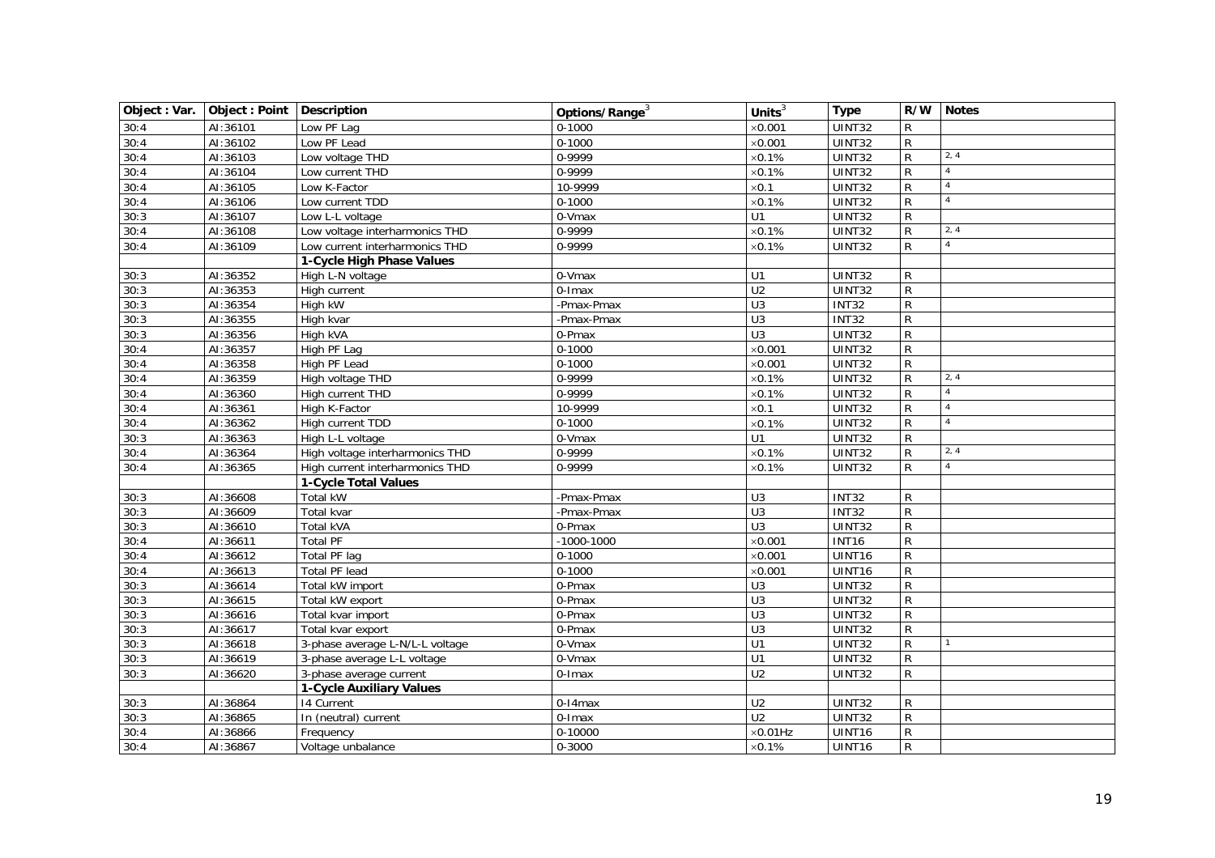| Object : Var. | Object : Point | Description | Options/Range[3] | Units[3] | Type | R/W | Notes |
|---|---|---|---|---|---|---|---|
| 30:4 | AI:36101 | Low PF Lag | 0-1000 | ×0.001 | UINT32 | R | |
| 30:4 | AI:36102 | Low PF Lead | 0-1000 | ×0.001 | UINT32 | R | |
| 30:4 | AI:36103 | Low voltage THD | 0-9999 | ×0.1% | UINT32 | R | 2, 4 |
| 30:4 | AI:36104 | Low current THD | 0-9999 | ×0.1% | UINT32 | R | 4 |
| 30:4 | AI:36105 | Low K-Factor | 10-9999 | ×0.1 | UINT32 | R | 4 |
| 30:4 | AI:36106 | Low current TDD | 0-1000 | ×0.1% | UINT32 | R | 4 |
| 30:3 | AI:36107 | Low L-L voltage | 0-Vmax | U1 | UINT32 | R | |
| 30:4 | AI:36108 | Low voltage interharmonics THD | 0-9999 | ×0.1% | UINT32 | R | 2, 4 |
| 30:4 | AI:36109 | Low current interharmonics THD | 0-9999 | ×0.1% | UINT32 | R | 4 |
| | | **1-Cycle High Phase Values** | | | | | |
| 30:3 | AI:36352 | High L-N voltage | 0-Vmax | U1 | UINT32 | R | |
| 30:3 | AI:36353 | High current | 0-Imax | U2 | UINT32 | R | |
| 30:3 | AI:36354 | High kW | -Pmax-Pmax | U3 | INT32 | R | |
| 30:3 | AI:36355 | High kvar | -Pmax-Pmax | U3 | INT32 | R | |
| 30:3 | AI:36356 | High kVA | 0-Pmax | U3 | UINT32 | R | |
| 30:4 | AI:36357 | High PF Lag | 0-1000 | ×0.001 | UINT32 | R | |
| 30:4 | AI:36358 | High PF Lead | 0-1000 | ×0.001 | UINT32 | R | |
| 30:4 | AI:36359 | High voltage THD | 0-9999 | ×0.1% | UINT32 | R | 2, 4 |
| 30:4 | AI:36360 | High current THD | 0-9999 | ×0.1% | UINT32 | R | 4 |
| 30:4 | AI:36361 | High K-Factor | 10-9999 | ×0.1 | UINT32 | R | 4 |
| 30:4 | AI:36362 | High current TDD | 0-1000 | ×0.1% | UINT32 | R | 4 |
| 30:3 | AI:36363 | High L-L voltage | 0-Vmax | U1 | UINT32 | R | |
| 30:4 | AI:36364 | High voltage interharmonics THD | 0-9999 | ×0.1% | UINT32 | R | 2, 4 |
| 30:4 | AI:36365 | High current interharmonics THD | 0-9999 | ×0.1% | UINT32 | R | 4 |
| | | **1-Cycle Total Values** | | | | | |
| 30:3 | AI:36608 | Total kW | -Pmax-Pmax | U3 | INT32 | R | |
| 30:3 | AI:36609 | Total kvar | -Pmax-Pmax | U3 | INT32 | R | |
| 30:3 | AI:36610 | Total kVA | 0-Pmax | U3 | UINT32 | R | |
| 30:4 | AI:36611 | Total PF | -1000-1000 | ×0.001 | INT16 | R | |
| 30:4 | AI:36612 | Total PF lag | 0-1000 | ×0.001 | UINT16 | R | |
| 30:4 | AI:36613 | Total PF lead | 0-1000 | ×0.001 | UINT16 | R | |
| 30:3 | AI:36614 | Total kW import | 0-Pmax | U3 | UINT32 | R | |
| 30:3 | AI:36615 | Total kW export | 0-Pmax | U3 | UINT32 | R | |
| 30:3 | AI:36616 | Total kvar import | 0-Pmax | U3 | UINT32 | R | |
| 30:3 | AI:36617 | Total kvar export | 0-Pmax | U3 | UINT32 | R | |
| 30:3 | AI:36618 | 3-phase average L-N/L-L voltage | 0-Vmax | U1 | UINT32 | R | 1 |
| 30:3 | AI:36619 | 3-phase average L-L voltage | 0-Vmax | U1 | UINT32 | R | |
| 30:3 | AI:36620 | 3-phase average current | 0-Imax | U2 | UINT32 | R | |
| | | **1-Cycle Auxiliary Values** | | | | | |
| 30:3 | AI:36864 | I4 Current | 0-I4max | U2 | UINT32 | R | |
| 30:3 | AI:36865 | In (neutral) current | 0-Imax | U2 | UINT32 | R | |
| 30:4 | AI:36866 | Frequency | 0-10000 | ×0.01Hz | UINT16 | R | |
| 30:4 | AI:36867 | Voltage unbalance | 0-3000 | ×0.1% | UINT16 | R | |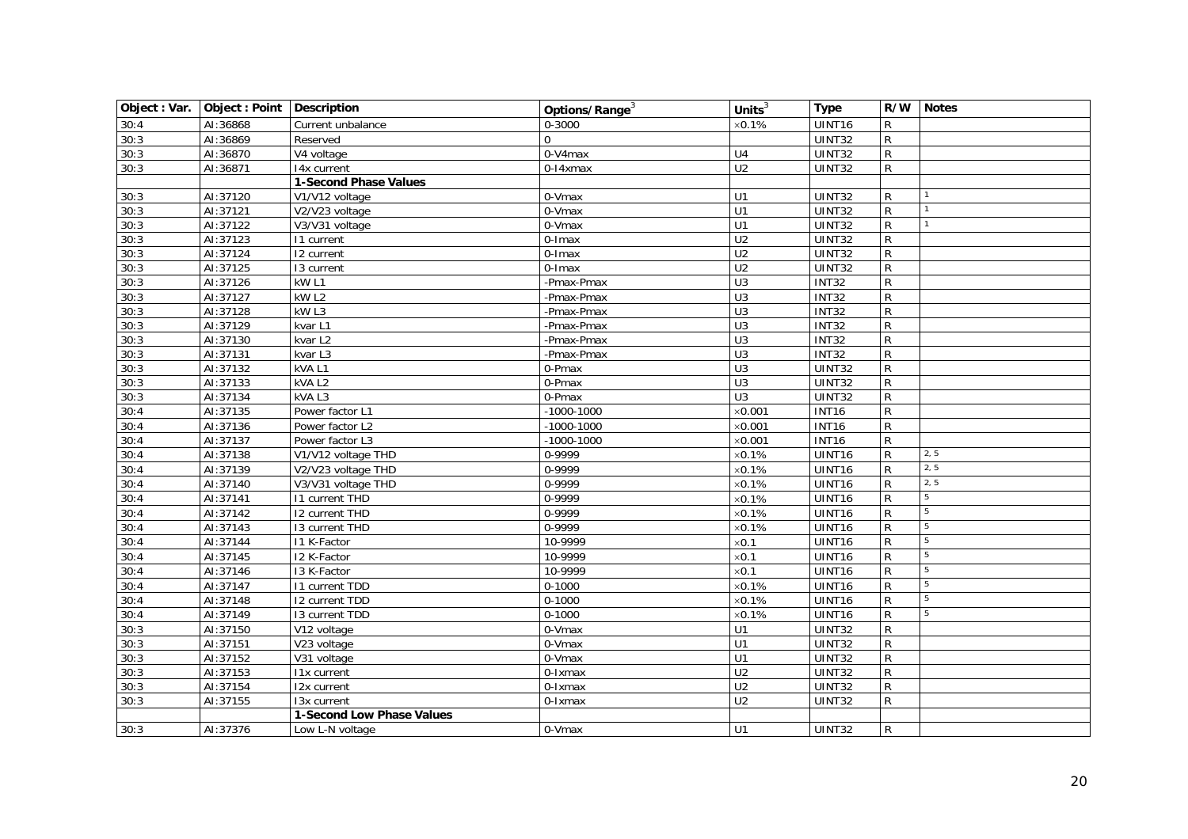| Object : Var. | Object : Point | Description | Options/Range[3] | Units[3] | Type | R/W | Notes |
|---|---|---|---|---|---|---|---|
| 30:4 | AI:36868 | Current unbalance | 0-3000 | ×0.1% | UINT16 | R | |
| 30:3 | AI:36869 | Reserved | 0 | | UINT32 | R | |
| 30:3 | AI:36870 | V4 voltage | 0-V4max | U4 | UINT32 | R | |
| 30:3 | AI:36871 | I4x current | 0-I4xmax | U2 | UINT32 | R | |
| | | **1-Second Phase Values** | | | | | |
| 30:3 | AI:37120 | V1/V12 voltage | 0-Vmax | U1 | UINT32 | R | 1 |
| 30:3 | AI:37121 | V2/V23 voltage | 0-Vmax | U1 | UINT32 | R | 1 |
| 30:3 | AI:37122 | V3/V31 voltage | 0-Vmax | U1 | UINT32 | R | 1 |
| 30:3 | AI:37123 | I1 current | 0-Imax | U2 | UINT32 | R | |
| 30:3 | AI:37124 | I2 current | 0-Imax | U2 | UINT32 | R | |
| 30:3 | AI:37125 | I3 current | 0-Imax | U2 | UINT32 | R | |
| 30:3 | AI:37126 | kW L1 | -Pmax-Pmax | U3 | INT32 | R | |
| 30:3 | AI:37127 | kW L2 | -Pmax-Pmax | U3 | INT32 | R | |
| 30:3 | AI:37128 | kW L3 | -Pmax-Pmax | U3 | INT32 | R | |
| 30:3 | AI:37129 | kvar L1 | -Pmax-Pmax | U3 | INT32 | R | |
| 30:3 | AI:37130 | kvar L2 | -Pmax-Pmax | U3 | INT32 | R | |
| 30:3 | AI:37131 | kvar L3 | -Pmax-Pmax | U3 | INT32 | R | |
| 30:3 | AI:37132 | kVA L1 | 0-Pmax | U3 | UINT32 | R | |
| 30:3 | AI:37133 | kVA L2 | 0-Pmax | U3 | UINT32 | R | |
| 30:3 | AI:37134 | kVA L3 | 0-Pmax | U3 | UINT32 | R | |
| 30:4 | AI:37135 | Power factor L1 | -1000-1000 | ×0.001 | INT16 | R | |
| 30:4 | AI:37136 | Power factor L2 | -1000-1000 | ×0.001 | INT16 | R | |
| 30:4 | AI:37137 | Power factor L3 | -1000-1000 | ×0.001 | INT16 | R | |
| 30:4 | AI:37138 | V1/V12 voltage THD | 0-9999 | ×0.1% | UINT16 | R | 2, 5 |
| 30:4 | AI:37139 | V2/V23 voltage THD | 0-9999 | ×0.1% | UINT16 | R | 2, 5 |
| 30:4 | AI:37140 | V3/V31 voltage THD | 0-9999 | ×0.1% | UINT16 | R | 2, 5 |
| 30:4 | AI:37141 | I1 current THD | 0-9999 | ×0.1% | UINT16 | R | 5 |
| 30:4 | AI:37142 | I2 current THD | 0-9999 | ×0.1% | UINT16 | R | 5 |
| 30:4 | AI:37143 | I3 current THD | 0-9999 | ×0.1% | UINT16 | R | 5 |
| 30:4 | AI:37144 | I1 K-Factor | 10-9999 | ×0.1 | UINT16 | R | 5 |
| 30:4 | AI:37145 | I2 K-Factor | 10-9999 | ×0.1 | UINT16 | R | 5 |
| 30:4 | AI:37146 | I3 K-Factor | 10-9999 | ×0.1 | UINT16 | R | 5 |
| 30:4 | AI:37147 | I1 current TDD | 0-1000 | ×0.1% | UINT16 | R | 5 |
| 30:4 | AI:37148 | I2 current TDD | 0-1000 | ×0.1% | UINT16 | R | 5 |
| 30:4 | AI:37149 | I3 current TDD | 0-1000 | ×0.1% | UINT16 | R | 5 |
| 30:3 | AI:37150 | V12 voltage | 0-Vmax | U1 | UINT32 | R | |
| 30:3 | AI:37151 | V23 voltage | 0-Vmax | U1 | UINT32 | R | |
| 30:3 | AI:37152 | V31 voltage | 0-Vmax | U1 | UINT32 | R | |
| 30:3 | AI:37153 | I1x current | 0-Ixmax | U2 | UINT32 | R | |
| 30:3 | AI:37154 | I2x current | 0-Ixmax | U2 | UINT32 | R | |
| 30:3 | AI:37155 | I3x current | 0-Ixmax | U2 | UINT32 | R | |
| | | **1-Second Low Phase Values** | | | | | |
| 30:3 | AI:37376 | Low L-N voltage | 0-Vmax | U1 | UINT32 | R | |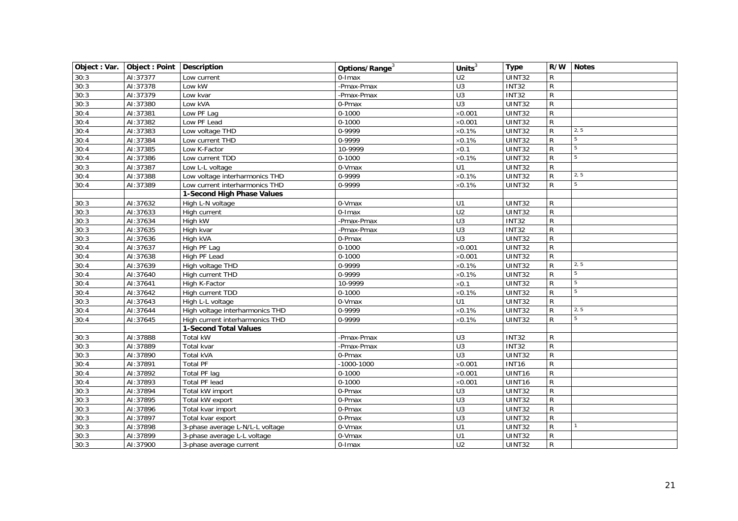| Object : Var. | Object : Point | Description | Options/Range[3] | Units[3] | Type | R/W | Notes |
|---|---|---|---|---|---|---|---|
| 30:3 | AI:37377 | Low current | 0-Imax | U2 | UINT32 | R | |
| 30:3 | AI:37378 | Low kW | -Pmax-Pmax | U3 | INT32 | R | |
| 30:3 | AI:37379 | Low kvar | -Pmax-Pmax | U3 | INT32 | R | |
| 30:3 | AI:37380 | Low kVA | 0-Pmax | U3 | UINT32 | R | |
| 30:4 | AI:37381 | Low PF Lag | 0-1000 | ×0.001 | UINT32 | R | |
| 30:4 | AI:37382 | Low PF Lead | 0-1000 | ×0.001 | UINT32 | R | |
| 30:4 | AI:37383 | Low voltage THD | 0-9999 | ×0.1% | UINT32 | R | 2, 5 |
| 30:4 | AI:37384 | Low current THD | 0-9999 | ×0.1% | UINT32 | R | 5 |
| 30:4 | AI:37385 | Low K-Factor | 10-9999 | ×0.1 | UINT32 | R | 5 |
| 30:4 | AI:37386 | Low current TDD | 0-1000 | ×0.1% | UINT32 | R | 5 |
| 30:3 | AI:37387 | Low L-L voltage | 0-Vmax | U1 | UINT32 | R | |
| 30:4 | AI:37388 | Low voltage interharmonics THD | 0-9999 | ×0.1% | UINT32 | R | 2, 5 |
| 30:4 | AI:37389 | Low current interharmonics THD | 0-9999 | ×0.1% | UINT32 | R | 5 |
| | | **1-Second High Phase Values** | | | | | |
| 30:3 | AI:37632 | High L-N voltage | 0-Vmax | U1 | UINT32 | R | |
| 30:3 | AI:37633 | High current | 0-Imax | U2 | UINT32 | R | |
| 30:3 | AI:37634 | High kW | -Pmax-Pmax | U3 | INT32 | R | |
| 30:3 | AI:37635 | High kvar | -Pmax-Pmax | U3 | INT32 | R | |
| 30:3 | AI:37636 | High kVA | 0-Pmax | U3 | UINT32 | R | |
| 30:4 | AI:37637 | High PF Lag | 0-1000 | ×0.001 | UINT32 | R | |
| 30:4 | AI:37638 | High PF Lead | 0-1000 | ×0.001 | UINT32 | R | |
| 30:4 | AI:37639 | High voltage THD | 0-9999 | ×0.1% | UINT32 | R | 2, 5 |
| 30:4 | AI:37640 | High current THD | 0-9999 | ×0.1% | UINT32 | R | 5 |
| 30:4 | AI:37641 | High K-Factor | 10-9999 | ×0.1 | UINT32 | R | 5 |
| 30:4 | AI:37642 | High current TDD | 0-1000 | ×0.1% | UINT32 | R | 5 |
| 30:3 | AI:37643 | High L-L voltage | 0-Vmax | U1 | UINT32 | R | |
| 30:4 | AI:37644 | High voltage interharmonics THD | 0-9999 | ×0.1% | UINT32 | R | 2, 5 |
| 30:4 | AI:37645 | High current interharmonics THD | 0-9999 | ×0.1% | UINT32 | R | 5 |
| | | **1-Second Total Values** | | | | | |
| 30:3 | AI:37888 | Total kW | -Pmax-Pmax | U3 | INT32 | R | |
| 30:3 | AI:37889 | Total kvar | -Pmax-Pmax | U3 | INT32 | R | |
| 30:3 | AI:37890 | Total kVA | 0-Pmax | U3 | UINT32 | R | |
| 30:4 | AI:37891 | Total PF | -1000-1000 | ×0.001 | INT16 | R | |
| 30:4 | AI:37892 | Total PF lag | 0-1000 | ×0.001 | UINT16 | R | |
| 30:4 | AI:37893 | Total PF lead | 0-1000 | ×0.001 | UINT16 | R | |
| 30:3 | AI:37894 | Total kW import | 0-Pmax | U3 | UINT32 | R | |
| 30:3 | AI:37895 | Total kW export | 0-Pmax | U3 | UINT32 | R | |
| 30:3 | AI:37896 | Total kvar import | 0-Pmax | U3 | UINT32 | R | |
| 30:3 | AI:37897 | Total kvar export | 0-Pmax | U3 | UINT32 | R | |
| 30:3 | AI:37898 | 3-phase average L-N/L-L voltage | 0-Vmax | U1 | UINT32 | R | 1 |
| 30:3 | AI:37899 | 3-phase average L-L voltage | 0-Vmax | U1 | UINT32 | R | |
| 30:3 | AI:37900 | 3-phase average current | 0-Imax | U2 | UINT32 | R | |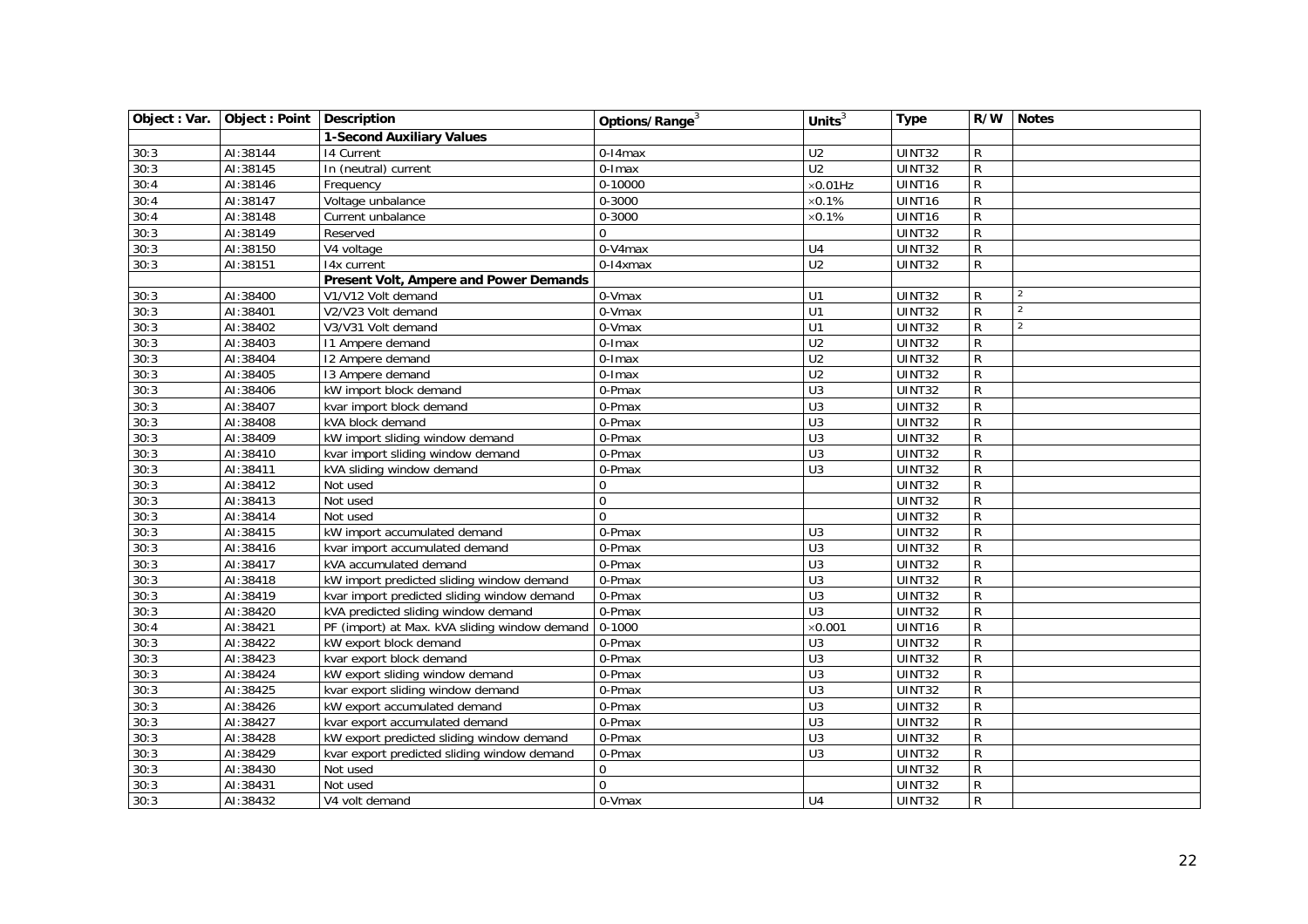| Object : Var. | Object : Point | Description | Options/Range[3] | Units[3] | Type | R/W | Notes |
|---|---|---|---|---|---|---|---|
| | | **1-Second Auxiliary Values** | | | | | |
| 30:3 | AI:38144 | I4 Current | 0-I4max | U2 | UINT32 | R | |
| 30:3 | AI:38145 | In (neutral) current | 0-Imax | U2 | UINT32 | R | |
| 30:4 | AI:38146 | Frequency | 0-10000 | ×0.01Hz | UINT16 | R | |
| 30:4 | AI:38147 | Voltage unbalance | 0-3000 | ×0.1% | UINT16 | R | |
| 30:4 | AI:38148 | Current unbalance | 0-3000 | ×0.1% | UINT16 | R | |
| 30:3 | AI:38149 | Reserved | 0 | | UINT32 | R | |
| 30:3 | AI:38150 | V4 voltage | 0-V4max | U4 | UINT32 | R | |
| 30:3 | AI:38151 | I4x current | 0-I4xmax | U2 | UINT32 | R | |
| | | **Present Volt, Ampere and Power Demands** | | | | | |
| 30:3 | AI:38400 | V1/V12 Volt demand | 0-Vmax | U1 | UINT32 | R | 2 |
| 30:3 | AI:38401 | V2/V23 Volt demand | 0-Vmax | U1 | UINT32 | R | 2 |
| 30:3 | AI:38402 | V3/V31 Volt demand | 0-Vmax | U1 | UINT32 | R | 2 |
| 30:3 | AI:38403 | I1 Ampere demand | 0-Imax | U2 | UINT32 | R | |
| 30:3 | AI:38404 | I2 Ampere demand | 0-Imax | U2 | UINT32 | R | |
| 30:3 | AI:38405 | I3 Ampere demand | 0-Imax | U2 | UINT32 | R | |
| 30:3 | AI:38406 | kW import block demand | 0-Pmax | U3 | UINT32 | R | |
| 30:3 | AI:38407 | kvar import block demand | 0-Pmax | U3 | UINT32 | R | |
| 30:3 | AI:38408 | kVA block demand | 0-Pmax | U3 | UINT32 | R | |
| 30:3 | AI:38409 | kW import sliding window demand | 0-Pmax | U3 | UINT32 | R | |
| 30:3 | AI:38410 | kvar import sliding window demand | 0-Pmax | U3 | UINT32 | R | |
| 30:3 | AI:38411 | kVA sliding window demand | 0-Pmax | U3 | UINT32 | R | |
| 30:3 | AI:38412 | Not used | 0 | | UINT32 | R | |
| 30:3 | AI:38413 | Not used | 0 | | UINT32 | R | |
| 30:3 | AI:38414 | Not used | 0 | | UINT32 | R | |
| 30:3 | AI:38415 | kW import accumulated demand | 0-Pmax | U3 | UINT32 | R | |
| 30:3 | AI:38416 | kvar import accumulated demand | 0-Pmax | U3 | UINT32 | R | |
| 30:3 | AI:38417 | kVA accumulated demand | 0-Pmax | U3 | UINT32 | R | |
| 30:3 | AI:38418 | kW import predicted sliding window demand | 0-Pmax | U3 | UINT32 | R | |
| 30:3 | AI:38419 | kvar import predicted sliding window demand | 0-Pmax | U3 | UINT32 | R | |
| 30:3 | AI:38420 | kVA predicted sliding window demand | 0-Pmax | U3 | UINT32 | R | |
| 30:4 | AI:38421 | PF (import) at Max. kVA sliding window demand | 0-1000 | ×0.001 | UINT16 | R | |
| 30:3 | AI:38422 | kW export block demand | 0-Pmax | U3 | UINT32 | R | |
| 30:3 | AI:38423 | kvar export block demand | 0-Pmax | U3 | UINT32 | R | |
| 30:3 | AI:38424 | kW export sliding window demand | 0-Pmax | U3 | UINT32 | R | |
| 30:3 | AI:38425 | kvar export sliding window demand | 0-Pmax | U3 | UINT32 | R | |
| 30:3 | AI:38426 | kW export accumulated demand | 0-Pmax | U3 | UINT32 | R | |
| 30:3 | AI:38427 | kvar export accumulated demand | 0-Pmax | U3 | UINT32 | R | |
| 30:3 | AI:38428 | kW export predicted sliding window demand | 0-Pmax | U3 | UINT32 | R | |
| 30:3 | AI:38429 | kvar export predicted sliding window demand | 0-Pmax | U3 | UINT32 | R | |
| 30:3 | AI:38430 | Not used | 0 | | UINT32 | R | |
| 30:3 | AI:38431 | Not used | 0 | | UINT32 | R | |
| 30:3 | AI:38432 | V4 volt demand | 0-Vmax | U4 | UINT32 | R | |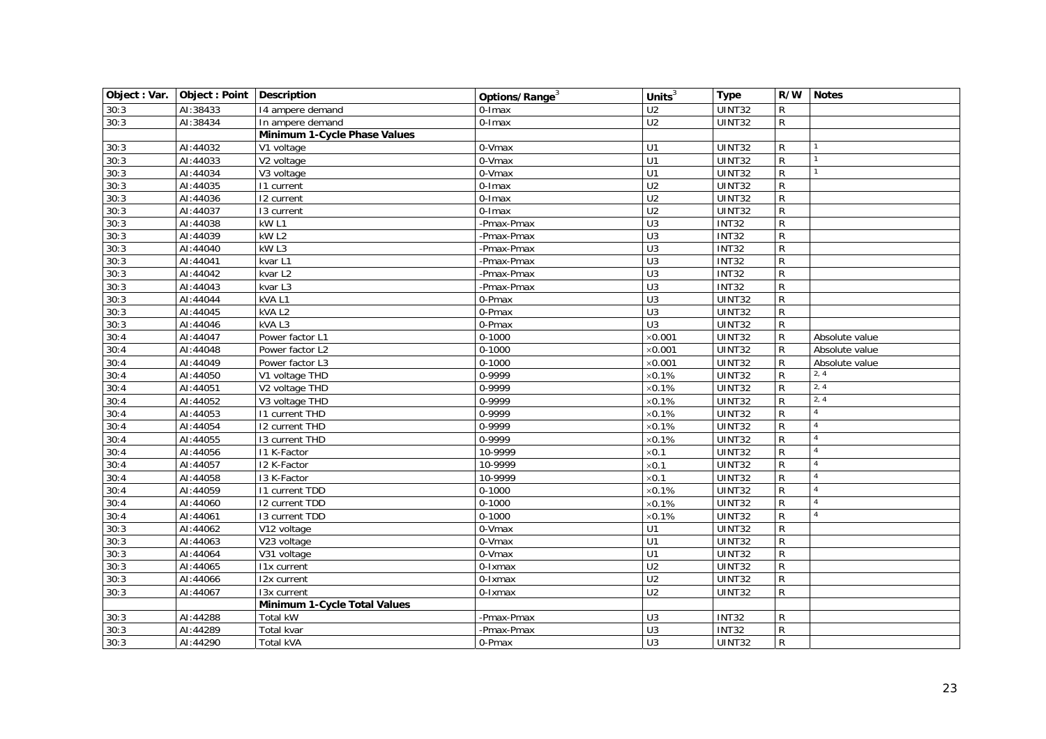| Object : Var. | Object : Point | Description | Options/Range[3] | Units[3] | Type | R/W | Notes |
|---|---|---|---|---|---|---|---|
| 30:3 | AI:38433 | I4 ampere demand | 0-Imax | U2 | UINT32 | R | |
| 30:3 | AI:38434 | In ampere demand | 0-Imax | U2 | UINT32 | R | |
| | | **Minimum 1-Cycle Phase Values** | | | | | |
| 30:3 | AI:44032 | V1 voltage | 0-Vmax | U1 | UINT32 | R | 1 |
| 30:3 | AI:44033 | V2 voltage | 0-Vmax | U1 | UINT32 | R | 1 |
| 30:3 | AI:44034 | V3 voltage | 0-Vmax | U1 | UINT32 | R | 1 |
| 30:3 | AI:44035 | I1 current | 0-Imax | U2 | UINT32 | R | |
| 30:3 | AI:44036 | I2 current | 0-Imax | U2 | UINT32 | R | |
| 30:3 | AI:44037 | I3 current | 0-Imax | U2 | UINT32 | R | |
| 30:3 | AI:44038 | kW L1 | -Pmax-Pmax | U3 | INT32 | R | |
| 30:3 | AI:44039 | kW L2 | -Pmax-Pmax | U3 | INT32 | R | |
| 30:3 | AI:44040 | kW L3 | -Pmax-Pmax | U3 | INT32 | R | |
| 30:3 | AI:44041 | kvar L1 | -Pmax-Pmax | U3 | INT32 | R | |
| 30:3 | AI:44042 | kvar L2 | -Pmax-Pmax | U3 | INT32 | R | |
| 30:3 | AI:44043 | kvar L3 | -Pmax-Pmax | U3 | INT32 | R | |
| 30:3 | AI:44044 | kVA L1 | 0-Pmax | U3 | UINT32 | R | |
| 30:3 | AI:44045 | kVA L2 | 0-Pmax | U3 | UINT32 | R | |
| 30:3 | AI:44046 | kVA L3 | 0-Pmax | U3 | UINT32 | R | |
| 30:4 | AI:44047 | Power factor L1 | 0-1000 | ×0.001 | UINT32 | R | Absolute value |
| 30:4 | AI:44048 | Power factor L2 | 0-1000 | ×0.001 | UINT32 | R | Absolute value |
| 30:4 | AI:44049 | Power factor L3 | 0-1000 | ×0.001 | UINT32 | R | Absolute value |
| 30:4 | AI:44050 | V1 voltage THD | 0-9999 | ×0.1% | UINT32 | R | 2, 4 |
| 30:4 | AI:44051 | V2 voltage THD | 0-9999 | ×0.1% | UINT32 | R | 2, 4 |
| 30:4 | AI:44052 | V3 voltage THD | 0-9999 | ×0.1% | UINT32 | R | 2, 4 |
| 30:4 | AI:44053 | I1 current THD | 0-9999 | ×0.1% | UINT32 | R | 4 |
| 30:4 | AI:44054 | I2 current THD | 0-9999 | ×0.1% | UINT32 | R | 4 |
| 30:4 | AI:44055 | I3 current THD | 0-9999 | ×0.1% | UINT32 | R | 4 |
| 30:4 | AI:44056 | I1 K-Factor | 10-9999 | ×0.1 | UINT32 | R | 4 |
| 30:4 | AI:44057 | I2 K-Factor | 10-9999 | ×0.1 | UINT32 | R | 4 |
| 30:4 | AI:44058 | I3 K-Factor | 10-9999 | ×0.1 | UINT32 | R | 4 |
| 30:4 | AI:44059 | I1 current TDD | 0-1000 | ×0.1% | UINT32 | R | 4 |
| 30:4 | AI:44060 | I2 current TDD | 0-1000 | ×0.1% | UINT32 | R | 4 |
| 30:4 | AI:44061 | I3 current TDD | 0-1000 | ×0.1% | UINT32 | R | 4 |
| 30:3 | AI:44062 | V12 voltage | 0-Vmax | U1 | UINT32 | R | |
| 30:3 | AI:44063 | V23 voltage | 0-Vmax | U1 | UINT32 | R | |
| 30:3 | AI:44064 | V31 voltage | 0-Vmax | U1 | UINT32 | R | |
| 30:3 | AI:44065 | I1x current | 0-Ixmax | U2 | UINT32 | R | |
| 30:3 | AI:44066 | I2x current | 0-Ixmax | U2 | UINT32 | R | |
| 30:3 | AI:44067 | I3x current | 0-Ixmax | U2 | UINT32 | R | |
| | | **Minimum 1-Cycle Total Values** | | | | | |
| 30:3 | AI:44288 | Total kW | -Pmax-Pmax | U3 | INT32 | R | |
| 30:3 | AI:44289 | Total kvar | -Pmax-Pmax | U3 | INT32 | R | |
| 30:3 | AI:44290 | Total kVA | 0-Pmax | U3 | UINT32 | R | |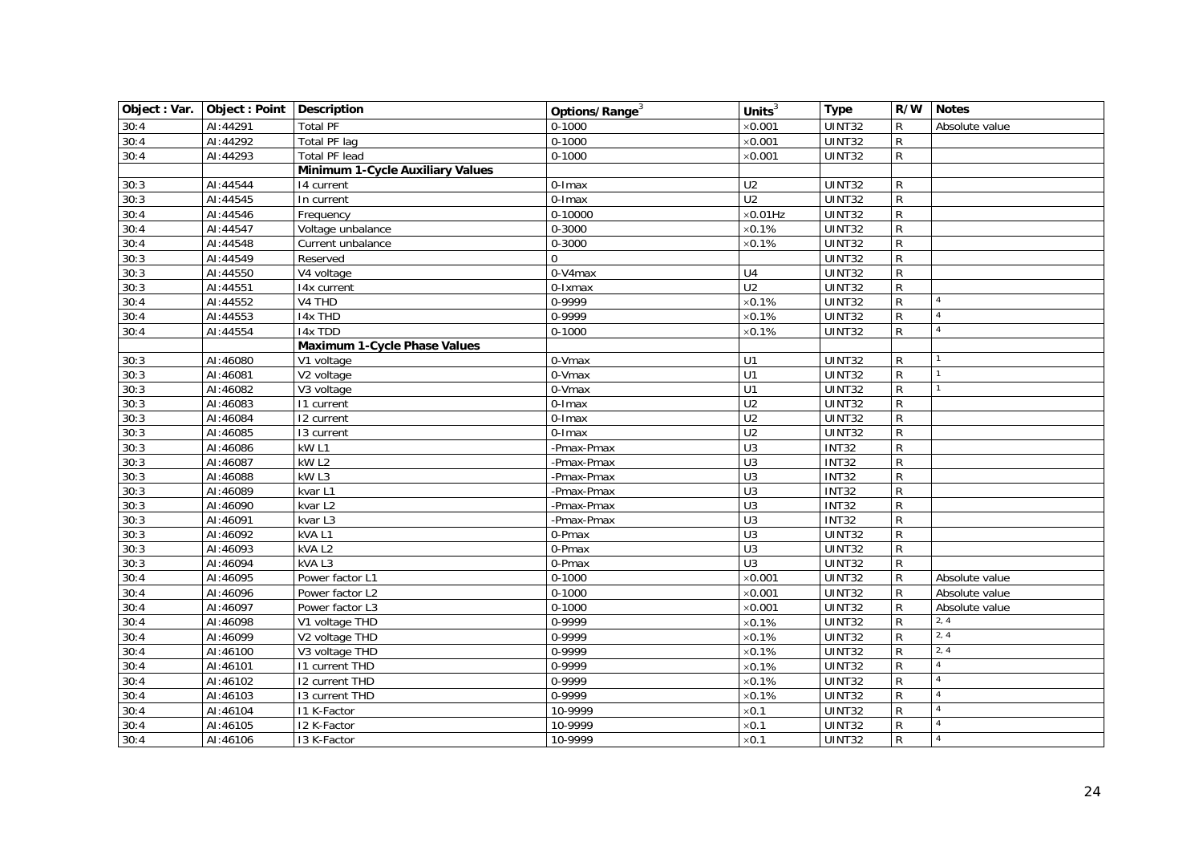| Object : Var. | Object : Point | Description | Options/Range[3] | Units[3] | Type | R/W | Notes |
|---|---|---|---|---|---|---|---|
| 30:4 | AI:44291 | Total PF | 0-1000 | ×0.001 | UINT32 | R | Absolute value |
| 30:4 | AI:44292 | Total PF lag | 0-1000 | ×0.001 | UINT32 | R | |
| 30:4 | AI:44293 | Total PF lead | 0-1000 | ×0.001 | UINT32 | R | |
| | | **Minimum 1-Cycle Auxiliary Values** | | | | | |
| 30:3 | AI:44544 | I4 current | 0-Imax | U2 | UINT32 | R | |
| 30:3 | AI:44545 | In current | 0-Imax | U2 | UINT32 | R | |
| 30:4 | AI:44546 | Frequency | 0-10000 | ×0.01Hz | UINT32 | R | |
| 30:4 | AI:44547 | Voltage unbalance | 0-3000 | ×0.1% | UINT32 | R | |
| 30:4 | AI:44548 | Current unbalance | 0-3000 | ×0.1% | UINT32 | R | |
| 30:3 | AI:44549 | Reserved | 0 | | UINT32 | R | |
| 30:3 | AI:44550 | V4 voltage | 0-V4max | U4 | UINT32 | R | |
| 30:3 | AI:44551 | I4x current | 0-Ixmax | U2 | UINT32 | R | |
| 30:4 | AI:44552 | V4 THD | 0-9999 | ×0.1% | UINT32 | R | 4 |
| 30:4 | AI:44553 | I4x THD | 0-9999 | ×0.1% | UINT32 | R | 4 |
| 30:4 | AI:44554 | I4x TDD | 0-1000 | ×0.1% | UINT32 | R | 4 |
| | | **Maximum 1-Cycle Phase Values** | | | | | |
| 30:3 | AI:46080 | V1 voltage | 0-Vmax | U1 | UINT32 | R | 1 |
| 30:3 | AI:46081 | V2 voltage | 0-Vmax | U1 | UINT32 | R | 1 |
| 30:3 | AI:46082 | V3 voltage | 0-Vmax | U1 | UINT32 | R | 1 |
| 30:3 | AI:46083 | I1 current | 0-Imax | U2 | UINT32 | R | |
| 30:3 | AI:46084 | I2 current | 0-Imax | U2 | UINT32 | R | |
| 30:3 | AI:46085 | I3 current | 0-Imax | U2 | UINT32 | R | |
| 30:3 | AI:46086 | kW L1 | -Pmax-Pmax | U3 | INT32 | R | |
| 30:3 | AI:46087 | kW L2 | -Pmax-Pmax | U3 | INT32 | R | |
| 30:3 | AI:46088 | kW L3 | -Pmax-Pmax | U3 | INT32 | R | |
| 30:3 | AI:46089 | kvar L1 | -Pmax-Pmax | U3 | INT32 | R | |
| 30:3 | AI:46090 | kvar L2 | -Pmax-Pmax | U3 | INT32 | R | |
| 30:3 | AI:46091 | kvar L3 | -Pmax-Pmax | U3 | INT32 | R | |
| 30:3 | AI:46092 | kVA L1 | 0-Pmax | U3 | UINT32 | R | |
| 30:3 | AI:46093 | kVA L2 | 0-Pmax | U3 | UINT32 | R | |
| 30:3 | AI:46094 | kVA L3 | 0-Pmax | U3 | UINT32 | R | |
| 30:4 | AI:46095 | Power factor L1 | 0-1000 | ×0.001 | UINT32 | R | Absolute value |
| 30:4 | AI:46096 | Power factor L2 | 0-1000 | ×0.001 | UINT32 | R | Absolute value |
| 30:4 | AI:46097 | Power factor L3 | 0-1000 | ×0.001 | UINT32 | R | Absolute value |
| 30:4 | AI:46098 | V1 voltage THD | 0-9999 | ×0.1% | UINT32 | R | 2, 4 |
| 30:4 | AI:46099 | V2 voltage THD | 0-9999 | ×0.1% | UINT32 | R | 2, 4 |
| 30:4 | AI:46100 | V3 voltage THD | 0-9999 | ×0.1% | UINT32 | R | 2, 4 |
| 30:4 | AI:46101 | I1 current THD | 0-9999 | ×0.1% | UINT32 | R | 4 |
| 30:4 | AI:46102 | I2 current THD | 0-9999 | ×0.1% | UINT32 | R | 4 |
| 30:4 | AI:46103 | I3 current THD | 0-9999 | ×0.1% | UINT32 | R | 4 |
| 30:4 | AI:46104 | I1 K-Factor | 10-9999 | ×0.1 | UINT32 | R | 4 |
| 30:4 | AI:46105 | I2 K-Factor | 10-9999 | ×0.1 | UINT32 | R | 4 |
| 30:4 | AI:46106 | I3 K-Factor | 10-9999 | ×0.1 | UINT32 | R | 4 |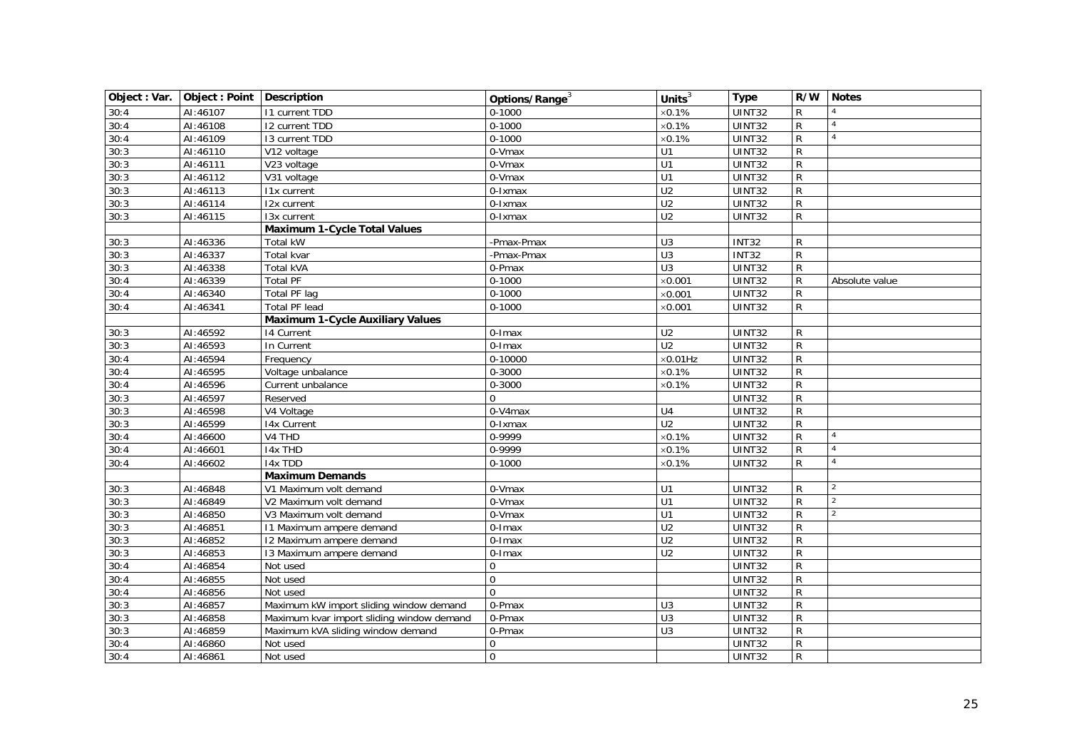| Object : Var. | Object : Point | Description | Options/Range[3] | Units[3] | Type | R/W | Notes |
|---|---|---|---|---|---|---|---|
| 30:4 | AI:46107 | I1 current TDD | 0-1000 | ×0.1% | UINT32 | R | [4] |
| 30:4 | AI:46108 | I2 current TDD | 0-1000 | ×0.1% | UINT32 | R | [4] |
| 30:4 | AI:46109 | I3 current TDD | 0-1000 | ×0.1% | UINT32 | R | [4] |
| 30:3 | AI:46110 | V12 voltage | 0-Vmax | U1 | UINT32 | R | |
| 30:3 | AI:46111 | V23 voltage | 0-Vmax | U1 | UINT32 | R | |
| 30:3 | AI:46112 | V31 voltage | 0-Vmax | U1 | UINT32 | R | |
| 30:3 | AI:46113 | I1x current | 0-Ixmax | U2 | UINT32 | R | |
| 30:3 | AI:46114 | I2x current | 0-Ixmax | U2 | UINT32 | R | |
| 30:3 | AI:46115 | I3x current | 0-Ixmax | U2 | UINT32 | R | |
| | | **Maximum 1-Cycle Total Values** | | | | | |
| 30:3 | AI:46336 | Total kW | -Pmax-Pmax | U3 | INT32 | R | |
| 30:3 | AI:46337 | Total kvar | -Pmax-Pmax | U3 | INT32 | R | |
| 30:3 | AI:46338 | Total kVA | 0-Pmax | U3 | UINT32 | R | |
| 30:4 | AI:46339 | Total PF | 0-1000 | ×0.001 | UINT32 | R | Absolute value |
| 30:4 | AI:46340 | Total PF lag | 0-1000 | ×0.001 | UINT32 | R | |
| 30:4 | AI:46341 | Total PF lead | 0-1000 | ×0.001 | UINT32 | R | |
| | | **Maximum 1-Cycle Auxiliary Values** | | | | | |
| 30:3 | AI:46592 | I4 Current | 0-Imax | U2 | UINT32 | R | |
| 30:3 | AI:46593 | In Current | 0-Imax | U2 | UINT32 | R | |
| 30:4 | AI:46594 | Frequency | 0-10000 | ×0.01Hz | UINT32 | R | |
| 30:4 | AI:46595 | Voltage unbalance | 0-3000 | ×0.1% | UINT32 | R | |
| 30:4 | AI:46596 | Current unbalance | 0-3000 | ×0.1% | UINT32 | R | |
| 30:3 | AI:46597 | Reserved | 0 | | UINT32 | R | |
| 30:3 | AI:46598 | V4 Voltage | 0-V4max | U4 | UINT32 | R | |
| 30:3 | AI:46599 | I4x Current | 0-Ixmax | U2 | UINT32 | R | |
| 30:4 | AI:46600 | V4 THD | 0-9999 | ×0.1% | UINT32 | R | [4] |
| 30:4 | AI:46601 | I4x THD | 0-9999 | ×0.1% | UINT32 | R | [4] |
| 30:4 | AI:46602 | I4x TDD | 0-1000 | ×0.1% | UINT32 | R | [4] |
| | | **Maximum Demands** | | | | | |
| 30:3 | AI:46848 | V1 Maximum volt demand | 0-Vmax | U1 | UINT32 | R | [2] |
| 30:3 | AI:46849 | V2 Maximum volt demand | 0-Vmax | U1 | UINT32 | R | [2] |
| 30:3 | AI:46850 | V3 Maximum volt demand | 0-Vmax | U1 | UINT32 | R | [2] |
| 30:3 | AI:46851 | I1 Maximum ampere demand | 0-Imax | U2 | UINT32 | R | |
| 30:3 | AI:46852 | I2 Maximum ampere demand | 0-Imax | U2 | UINT32 | R | |
| 30:3 | AI:46853 | I3 Maximum ampere demand | 0-Imax | U2 | UINT32 | R | |
| 30:4 | AI:46854 | Not used | 0 | | UINT32 | R | |
| 30:4 | AI:46855 | Not used | 0 | | UINT32 | R | |
| 30:4 | AI:46856 | Not used | 0 | | UINT32 | R | |
| 30:3 | AI:46857 | Maximum kW import sliding window demand | 0-Pmax | U3 | UINT32 | R | |
| 30:3 | AI:46858 | Maximum kvar import sliding window demand | 0-Pmax | U3 | UINT32 | R | |
| 30:3 | AI:46859 | Maximum kVA sliding window demand | 0-Pmax | U3 | UINT32 | R | |
| 30:4 | AI:46860 | Not used | 0 | | UINT32 | R | |
| 30:4 | AI:46861 | Not used | 0 | | UINT32 | R | |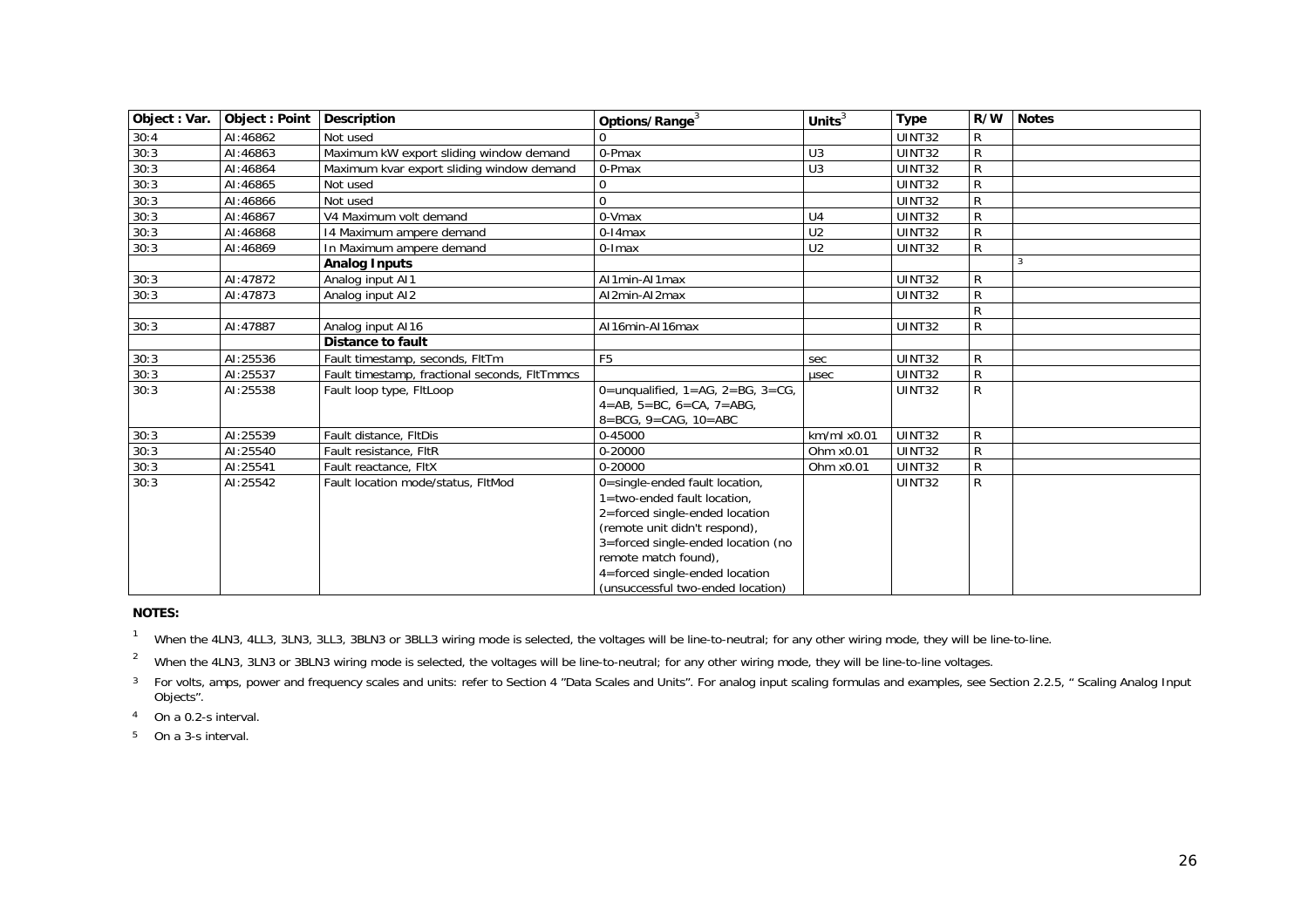| Object : Var. | Object : Point | Description | Options/Range[3] | Units[3] | Type | R/W | Notes |
|---|---|---|---|---|---|---|---|
| 30:4 | AI:46862 | Not used | 0 | | UINT32 | R | |
| 30:3 | AI:46863 | Maximum kW export sliding window demand | 0-Pmax | U3 | UINT32 | R | |
| 30:3 | AI:46864 | Maximum kvar export sliding window demand | 0-Pmax | U3 | UINT32 | R | |
| 30:3 | AI:46865 | Not used | 0 | | UINT32 | R | |
| 30:3 | AI:46866 | Not used | 0 | | UINT32 | R | |
| 30:3 | AI:46867 | V4 Maximum volt demand | 0-Vmax | U4 | UINT32 | R | |
| 30:3 | AI:46868 | I4 Maximum ampere demand | 0-I4max | U2 | UINT32 | R | |
| 30:3 | AI:46869 | In Maximum ampere demand | 0-Imax | U2 | UINT32 | R | |
| | | **Analog Inputs** | | | | | 3 |
| 30:3 | AI:47872 | Analog input AI1 | AI1min-AI1max | | UINT32 | R | |
| 30:3 | AI:47873 | Analog input AI2 | AI2min-AI2max | | UINT32 | R | |
| | | | | | | R | |
| 30:3 | AI:47887 | Analog input AI16 | AI16min-AI16max | | UINT32 | R | |
| | | **Distance to fault** | | | | | |
| 30:3 | AI:25536 | Fault timestamp, seconds, FltTm | F5 | sec | UINT32 | R | |
| 30:3 | AI:25537 | Fault timestamp, fractional seconds, FltTmmcs | | μsec | UINT32 | R | |
| 30:3 | AI:25538 | Fault loop type, FltLoop | 0=unqualified, 1=AG, 2=BG, 3=CG, 4=AB, 5=BC, 6=CA, 7=ABG, 8=BCG, 9=CAG, 10=ABC | | UINT32 | R | |
| 30:3 | AI:25539 | Fault distance, FltDis | 0-45000 | km/ml x0.01 | UINT32 | R | |
| 30:3 | AI:25540 | Fault resistance, FltR | 0-20000 | Ohm x0.01 | UINT32 | R | |
| 30:3 | AI:25541 | Fault reactance, FltX | 0-20000 | Ohm x0.01 | UINT32 | R | |
| 30:3 | AI:25542 | Fault location mode/status, FltMod | 0=single-ended fault location, 1=two-ended fault location, 2=forced single-ended location (remote unit didn't respond), 3=forced single-ended location (no remote match found), 4=forced single-ended location (unsuccessful two-ended location) | | UINT32 | R | |

**NOTES:**

1. When the 4LN3, 4LL3, 3LN3, 3LL3, 3BLN3 or 3BLL3 wiring mode is selected, the voltages will be line-to-neutral; for any other wiring mode, they will be line-to-line.
2. When the 4LN3, 3LN3 or 3BLN3 wiring mode is selected, the voltages will be line-to-neutral; for any other wiring mode, they will be line-to-line voltages.
3. For volts, amps, power and frequency scales and units: refer to Section 4 "Data Scales and Units". For analog input scaling formulas and examples, see Section 2.2.5, " Scaling Analog Input Objects".
4. On a 0.2-s interval.
5. On a 3-s interval.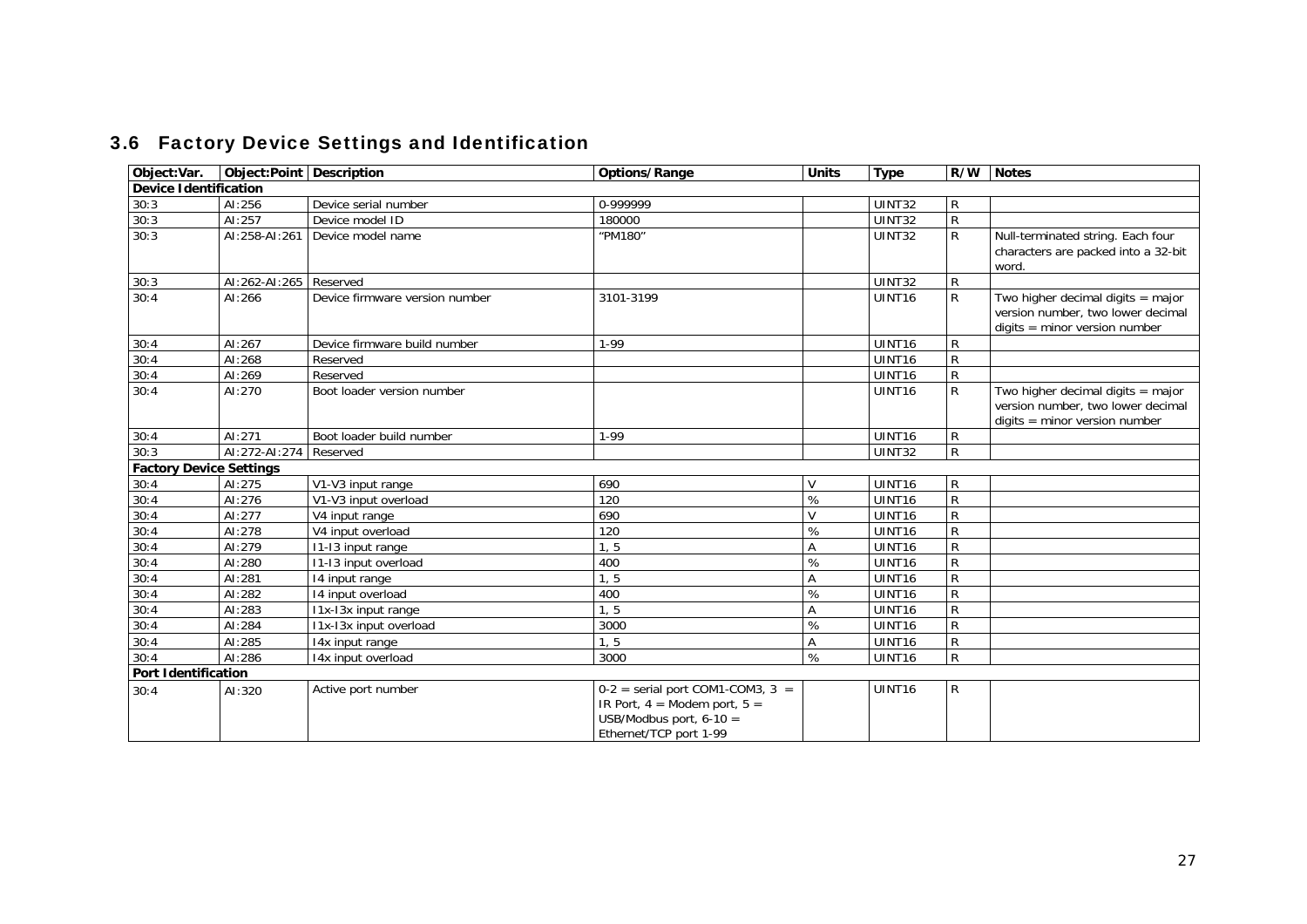## 3.6 Factory Device Settings and Identification

| Object:Var. | Object:Point | Description | Options/Range | Units | Type | R/W | Notes |
|---|---|---|---|---|---|---|---|
| **Device Identification** | | | | | | | |
| 30:3 | AI:256 | Device serial number | 0-999999 | | UINT32 | R | |
| 30:3 | AI:257 | Device model ID | 180000 | | UINT32 | R | |
| 30:3 | AI:258-AI:261 | Device model name | "PM180" | | UINT32 | R | Null-terminated string. Each four characters are packed into a 32-bit word. |
| 30:3 | AI:262-AI:265 | Reserved | | | UINT32 | R | |
| 30:4 | AI:266 | Device firmware version number | 3101-3199 | | UINT16 | R | Two higher decimal digits = major version number, two lower decimal digits = minor version number |
| 30:4 | AI:267 | Device firmware build number | 1-99 | | UINT16 | R | |
| 30:4 | AI:268 | Reserved | | | UINT16 | R | |
| 30:4 | AI:269 | Reserved | | | UINT16 | R | |
| 30:4 | AI:270 | Boot loader version number | | | UINT16 | R | Two higher decimal digits = major version number, two lower decimal digits = minor version number |
| 30:4 | AI:271 | Boot loader build number | 1-99 | | UINT16 | R | |
| 30:3 | AI:272-AI:274 | Reserved | | | UINT32 | R | |
| **Factory Device Settings** | | | | | | | |
| 30:4 | AI:275 | V1-V3 input range | 690 | V | UINT16 | R | |
| 30:4 | AI:276 | V1-V3 input overload | 120 | % | UINT16 | R | |
| 30:4 | AI:277 | V4 input range | 690 | V | UINT16 | R | |
| 30:4 | AI:278 | V4 input overload | 120 | % | UINT16 | R | |
| 30:4 | AI:279 | I1-I3 input range | 1, 5 | A | UINT16 | R | |
| 30:4 | AI:280 | I1-I3 input overload | 400 | % | UINT16 | R | |
| 30:4 | AI:281 | I4 input range | 1, 5 | A | UINT16 | R | |
| 30:4 | AI:282 | I4 input overload | 400 | % | UINT16 | R | |
| 30:4 | AI:283 | I1x-I3x input range | 1, 5 | A | UINT16 | R | |
| 30:4 | AI:284 | I1x-I3x input overload | 3000 | % | UINT16 | R | |
| 30:4 | AI:285 | I4x input range | 1, 5 | A | UINT16 | R | |
| 30:4 | AI:286 | I4x input overload | 3000 | % | UINT16 | R | |
| **Port Identification** | | | | | | | |
| 30:4 | AI:320 | Active port number | 0-2 = serial port COM1-COM3, 3 = IR Port, 4 = Modem port, 5 = USB/Modbus port, 6-10 = Ethernet/TCP port 1-99 | | UINT16 | R | |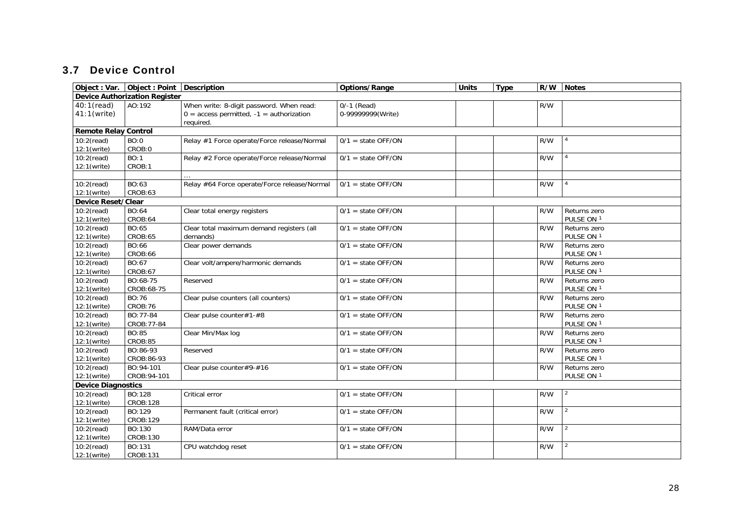## 3.7 Device Control

| Object : Var. | Object : Point | Description | Options/Range | Units | Type | R/W | Notes |
|---|---|---|---|---|---|---|---|
| **Device Authorization Register** | | | | | | | |
| 40:1(read) 41:1(write) | AO:192 | When write: 8-digit password. When read: 0 = access permitted, -1 = authorization required. | 0/-1 (Read) 0-99999999(Write) | | | R/W | |
| **Remote Relay Control** | | | | | | | |
| 10:2(read) 12:1(write) | BO:0 CROB:0 | Relay #1 Force operate/Force release/Normal | 0/1 = state OFF/ON | | | R/W | [4] |
| 10:2(read) 12:1(write) | BO:1 CROB:1 | Relay #2 Force operate/Force release/Normal | 0/1 = state OFF/ON | | | R/W | [4] |
| | | … | | | | | |
| 10:2(read) 12:1(write) | BO:63 CROB:63 | Relay #64 Force operate/Force release/Normal | 0/1 = state OFF/ON | | | R/W | [4] |
| **Device Reset/Clear** | | | | | | | |
| 10:2(read) 12:1(write) | BO:64 CROB:64 | Clear total energy registers | 0/1 = state OFF/ON | | | R/W | Returns zero PULSE ON [1] |
| 10:2(read) 12:1(write) | BO:65 CROB:65 | Clear total maximum demand registers (all demands) | 0/1 = state OFF/ON | | | R/W | Returns zero PULSE ON [1] |
| 10:2(read) 12:1(write) | BO:66 CROB:66 | Clear power demands | 0/1 = state OFF/ON | | | R/W | Returns zero PULSE ON [1] |
| 10:2(read) 12:1(write) | BO:67 CROB:67 | Clear volt/ampere/harmonic demands | 0/1 = state OFF/ON | | | R/W | Returns zero PULSE ON [1] |
| 10:2(read) 12:1(write) | BO:68-75 CROB:68-75 | Reserved | 0/1 = state OFF/ON | | | R/W | Returns zero PULSE ON [1] |
| 10:2(read) 12:1(write) | BO:76 CROB:76 | Clear pulse counters (all counters) | 0/1 = state OFF/ON | | | R/W | Returns zero PULSE ON [1] |
| 10:2(read) 12:1(write) | BO:77-84 CROB:77-84 | Clear pulse counter#1-#8 | 0/1 = state OFF/ON | | | R/W | Returns zero PULSE ON [1] |
| 10:2(read) 12:1(write) | BO:85 CROB:85 | Clear Min/Max log | 0/1 = state OFF/ON | | | R/W | Returns zero PULSE ON [1] |
| 10:2(read) 12:1(write) | BO:86-93 CROB:86-93 | Reserved | 0/1 = state OFF/ON | | | R/W | Returns zero PULSE ON [1] |
| 10:2(read) 12:1(write) | BO:94-101 CROB:94-101 | Clear pulse counter#9-#16 | 0/1 = state OFF/ON | | | R/W | Returns zero PULSE ON [1] |
| **Device Diagnostics** | | | | | | | |
| 10:2(read) 12:1(write) | BO:128 CROB:128 | Critical error | 0/1 = state OFF/ON | | | R/W | [2] |
| 10:2(read) 12:1(write) | BO:129 CROB:129 | Permanent fault (critical error) | 0/1 = state OFF/ON | | | R/W | [2] |
| 10:2(read) 12:1(write) | BO:130 CROB:130 | RAM/Data error | 0/1 = state OFF/ON | | | R/W | [2] |
| 10:2(read) 12:1(write) | BO:131 CROB:131 | CPU watchdog reset | 0/1 = state OFF/ON | | | R/W | [2] |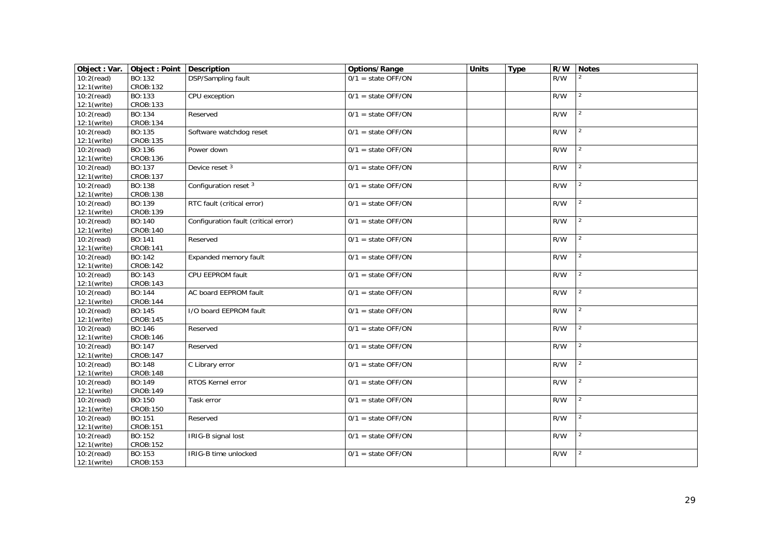| Object : Var. | Object : Point | Description | Options/Range | Units | Type | R/W | Notes |
|---|---|---|---|---|---|---|---|
| 10:2(read) 12:1(write) | BO:132 CROB:132 | DSP/Sampling fault | 0/1 = state OFF/ON | | | R/W | [2] |
| 10:2(read) 12:1(write) | BO:133 CROB:133 | CPU exception | 0/1 = state OFF/ON | | | R/W | [2] |
| 10:2(read) 12:1(write) | BO:134 CROB:134 | Reserved | 0/1 = state OFF/ON | | | R/W | [2] |
| 10:2(read) 12:1(write) | BO:135 CROB:135 | Software watchdog reset | 0/1 = state OFF/ON | | | R/W | [2] |
| 10:2(read) 12:1(write) | BO:136 CROB:136 | Power down | 0/1 = state OFF/ON | | | R/W | [2] |
| 10:2(read) 12:1(write) | BO:137 CROB:137 | Device reset [3] | 0/1 = state OFF/ON | | | R/W | [2] |
| 10:2(read) 12:1(write) | BO:138 CROB:138 | Configuration reset [3] | 0/1 = state OFF/ON | | | R/W | [2] |
| 10:2(read) 12:1(write) | BO:139 CROB:139 | RTC fault (critical error) | 0/1 = state OFF/ON | | | R/W | [2] |
| 10:2(read) 12:1(write) | BO:140 CROB:140 | Configuration fault (critical error) | 0/1 = state OFF/ON | | | R/W | [2] |
| 10:2(read) 12:1(write) | BO:141 CROB:141 | Reserved | 0/1 = state OFF/ON | | | R/W | [2] |
| 10:2(read) 12:1(write) | BO:142 CROB:142 | Expanded memory fault | 0/1 = state OFF/ON | | | R/W | [2] |
| 10:2(read) 12:1(write) | BO:143 CROB:143 | CPU EEPROM fault | 0/1 = state OFF/ON | | | R/W | [2] |
| 10:2(read) 12:1(write) | BO:144 CROB:144 | AC board EEPROM fault | 0/1 = state OFF/ON | | | R/W | [2] |
| 10:2(read) 12:1(write) | BO:145 CROB:145 | I/O board EEPROM fault | 0/1 = state OFF/ON | | | R/W | [2] |
| 10:2(read) 12:1(write) | BO:146 CROB:146 | Reserved | 0/1 = state OFF/ON | | | R/W | [2] |
| 10:2(read) 12:1(write) | BO:147 CROB:147 | Reserved | 0/1 = state OFF/ON | | | R/W | [2] |
| 10:2(read) 12:1(write) | BO:148 CROB:148 | C Library error | 0/1 = state OFF/ON | | | R/W | [2] |
| 10:2(read) 12:1(write) | BO:149 CROB:149 | RTOS Kernel error | 0/1 = state OFF/ON | | | R/W | [2] |
| 10:2(read) 12:1(write) | BO:150 CROB:150 | Task error | 0/1 = state OFF/ON | | | R/W | [2] |
| 10:2(read) 12:1(write) | BO:151 CROB:151 | Reserved | 0/1 = state OFF/ON | | | R/W | [2] |
| 10:2(read) 12:1(write) | BO:152 CROB:152 | IRIG-B signal lost | 0/1 = state OFF/ON | | | R/W | [2] |
| 10:2(read) 12:1(write) | BO:153 CROB:153 | IRIG-B time unlocked | 0/1 = state OFF/ON | | | R/W | [2] |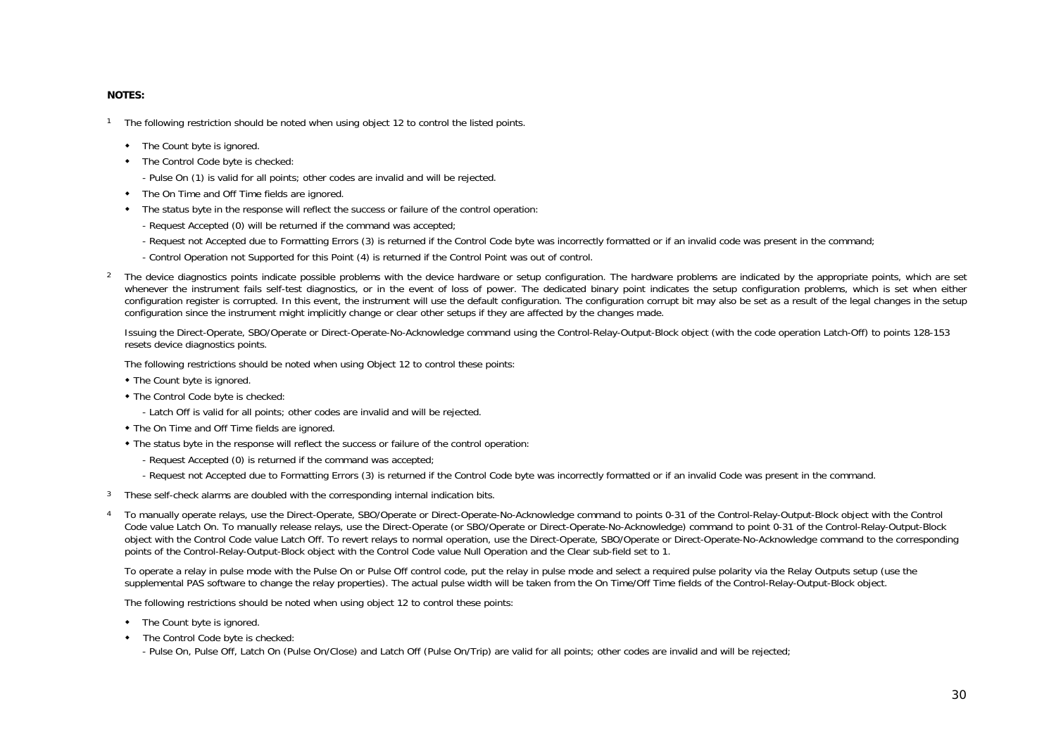**NOTES:**

[1] The following restriction should be noted when using object 12 to control the listed points.

- The Count byte is ignored.
- The Control Code byte is checked:
  - Pulse On (1) is valid for all points; other codes are invalid and will be rejected.
- The On Time and Off Time fields are ignored.
- The status byte in the response will reflect the success or failure of the control operation:
  - Request Accepted (0) will be returned if the command was accepted;
  - Request not Accepted due to Formatting Errors (3) is returned if the Control Code byte was incorrectly formatted or if an invalid code was present in the command;
  - Control Operation not Supported for this Point (4) is returned if the Control Point was out of control.

[2] The device diagnostics points indicate possible problems with the device hardware or setup configuration. The hardware problems are indicated by the appropriate points, which are set whenever the instrument fails self-test diagnostics, or in the event of loss of power. The dedicated binary point indicates the setup configuration problems, which is set when either configuration register is corrupted. In this event, the instrument will use the default configuration. The configuration corrupt bit may also be set as a result of the legal changes in the setup configuration since the instrument might implicitly change or clear other setups if they are affected by the changes made.

Issuing the Direct-Operate, SBO/Operate or Direct-Operate-No-Acknowledge command using the Control-Relay-Output-Block object (with the code operation Latch-Off) to points 128-153 resets device diagnostics points.

The following restrictions should be noted when using Object 12 to control these points:

- The Count byte is ignored.
- The Control Code byte is checked:
  - Latch Off is valid for all points; other codes are invalid and will be rejected.
- The On Time and Off Time fields are ignored.
- The status byte in the response will reflect the success or failure of the control operation:
  - Request Accepted (0) is returned if the command was accepted;
  - Request not Accepted due to Formatting Errors (3) is returned if the Control Code byte was incorrectly formatted or if an invalid Code was present in the command.

[3] These self-check alarms are doubled with the corresponding internal indication bits.

[4] To manually operate relays, use the Direct-Operate, SBO/Operate or Direct-Operate-No-Acknowledge command to points 0-31 of the Control-Relay-Output-Block object with the Control Code value Latch On. To manually release relays, use the Direct-Operate (or SBO/Operate or Direct-Operate-No-Acknowledge) command to point 0-31 of the Control-Relay-Output-Block object with the Control Code value Latch Off. To revert relays to normal operation, use the Direct-Operate, SBO/Operate or Direct-Operate-No-Acknowledge command to the corresponding points of the Control-Relay-Output-Block object with the Control Code value Null Operation and the Clear sub-field set to 1.

To operate a relay in pulse mode with the Pulse On or Pulse Off control code, put the relay in pulse mode and select a required pulse polarity via the Relay Outputs setup (use the supplemental PAS software to change the relay properties). The actual pulse width will be taken from the On Time/Off Time fields of the Control-Relay-Output-Block object.

The following restrictions should be noted when using object 12 to control these points:

- The Count byte is ignored.
- The Control Code byte is checked:
  - Pulse On, Pulse Off, Latch On (Pulse On/Close) and Latch Off (Pulse On/Trip) are valid for all points; other codes are invalid and will be rejected;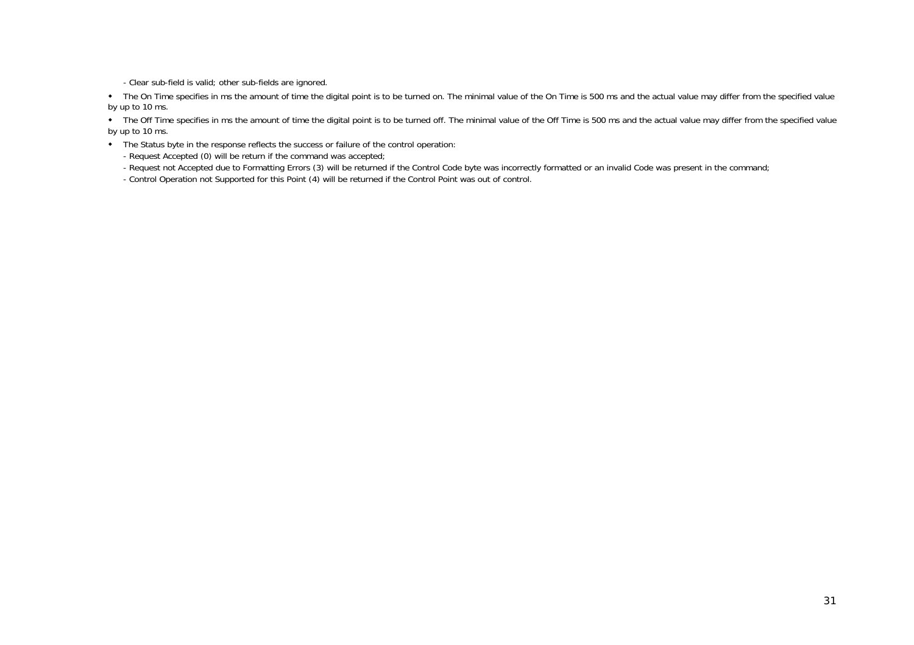- Clear sub-field is valid; other sub-fields are ignored.

- The On Time specifies in ms the amount of time the digital point is to be turned on. The minimal value of the On Time is 500 ms and the actual value may differ from the specified value by up to 10 ms.
- The Off Time specifies in ms the amount of time the digital point is to be turned off. The minimal value of the Off Time is 500 ms and the actual value may differ from the specified value by up to 10 ms.
- The Status byte in the response reflects the success or failure of the control operation:

  - Request Accepted (0) will be return if the command was accepted;
  - Request not Accepted due to Formatting Errors (3) will be returned if the Control Code byte was incorrectly formatted or an invalid Code was present in the command;
  - Control Operation not Supported for this Point (4) will be returned if the Control Point was out of control.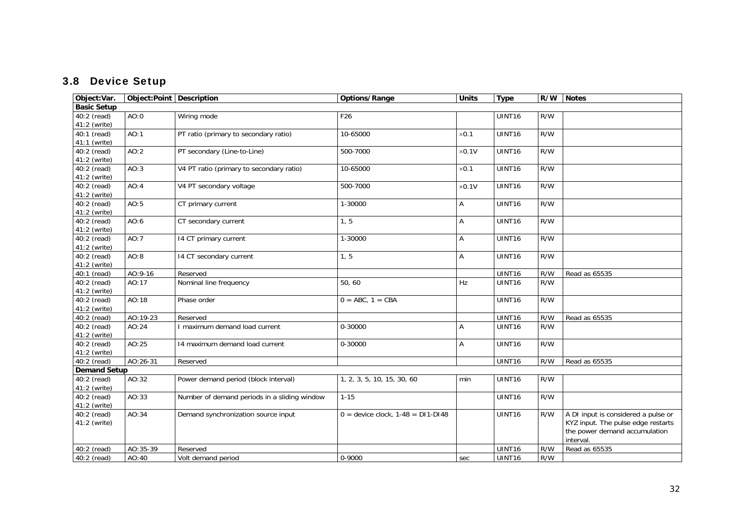## 3.8 Device Setup

| Object:Var. | Object:Point | Description | Options/Range | Units | Type | R/W | Notes |
|---|---|---|---|---|---|---|---|
| **Basic Setup** | | | | | | | |
| 40:2 (read) 41:2 (write) | AO:0 | Wiring mode | F26 | | UINT16 | R/W | |
| 40:1 (read) 41:1 (write) | AO:1 | PT ratio (primary to secondary ratio) | 10-65000 | ×0.1 | UINT16 | R/W | |
| 40:2 (read) 41:2 (write) | AO:2 | PT secondary (Line-to-Line) | 500-7000 | ×0.1V | UINT16 | R/W | |
| 40:2 (read) 41:2 (write) | AO:3 | V4 PT ratio (primary to secondary ratio) | 10-65000 | ×0.1 | UINT16 | R/W | |
| 40:2 (read) 41:2 (write) | AO:4 | V4 PT secondary voltage | 500-7000 | ×0.1V | UINT16 | R/W | |
| 40:2 (read) 41:2 (write) | AO:5 | CT primary current | 1-30000 | A | UINT16 | R/W | |
| 40:2 (read) 41:2 (write) | AO:6 | CT secondary current | 1, 5 | A | UINT16 | R/W | |
| 40:2 (read) 41:2 (write) | AO:7 | I4 CT primary current | 1-30000 | A | UINT16 | R/W | |
| 40:2 (read) 41:2 (write) | AO:8 | I4 CT secondary current | 1, 5 | A | UINT16 | R/W | |
| 40:1 (read) | AO:9-16 | Reserved | | | UINT16 | R/W | Read as 65535 |
| 40:2 (read) 41:2 (write) | AO:17 | Nominal line frequency | 50, 60 | Hz | UINT16 | R/W | |
| 40:2 (read) 41:2 (write) | AO:18 | Phase order | 0 = ABC, 1 = CBA | | UINT16 | R/W | |
| 40:2 (read) | AO:19-23 | Reserved | | | UINT16 | R/W | Read as 65535 |
| 40:2 (read) 41:2 (write) | AO:24 | I maximum demand load current | 0-30000 | A | UINT16 | R/W | |
| 40:2 (read) 41:2 (write) | AO:25 | I4 maximum demand load current | 0-30000 | A | UINT16 | R/W | |
| 40:2 (read) | AO:26-31 | Reserved | | | UINT16 | R/W | Read as 65535 |
| **Demand Setup** | | | | | | | |
| 40:2 (read) 41:2 (write) | AO:32 | Power demand period (block interval) | 1, 2, 3, 5, 10, 15, 30, 60 | min | UINT16 | R/W | |
| 40:2 (read) 41:2 (write) | AO:33 | Number of demand periods in a sliding window | 1-15 | | UINT16 | R/W | |
| 40:2 (read) 41:2 (write) | AO:34 | Demand synchronization source input | 0 = device clock, 1-48 = DI1-DI48 | | UINT16 | R/W | A DI input is considered a pulse or KYZ input. The pulse edge restarts the power demand accumulation interval. |
| 40:2 (read) | AO:35-39 | Reserved | | | UINT16 | R/W | Read as 65535 |
| 40:2 (read) | AO:40 | Volt demand period | 0-9000 | sec | UINT16 | R/W | |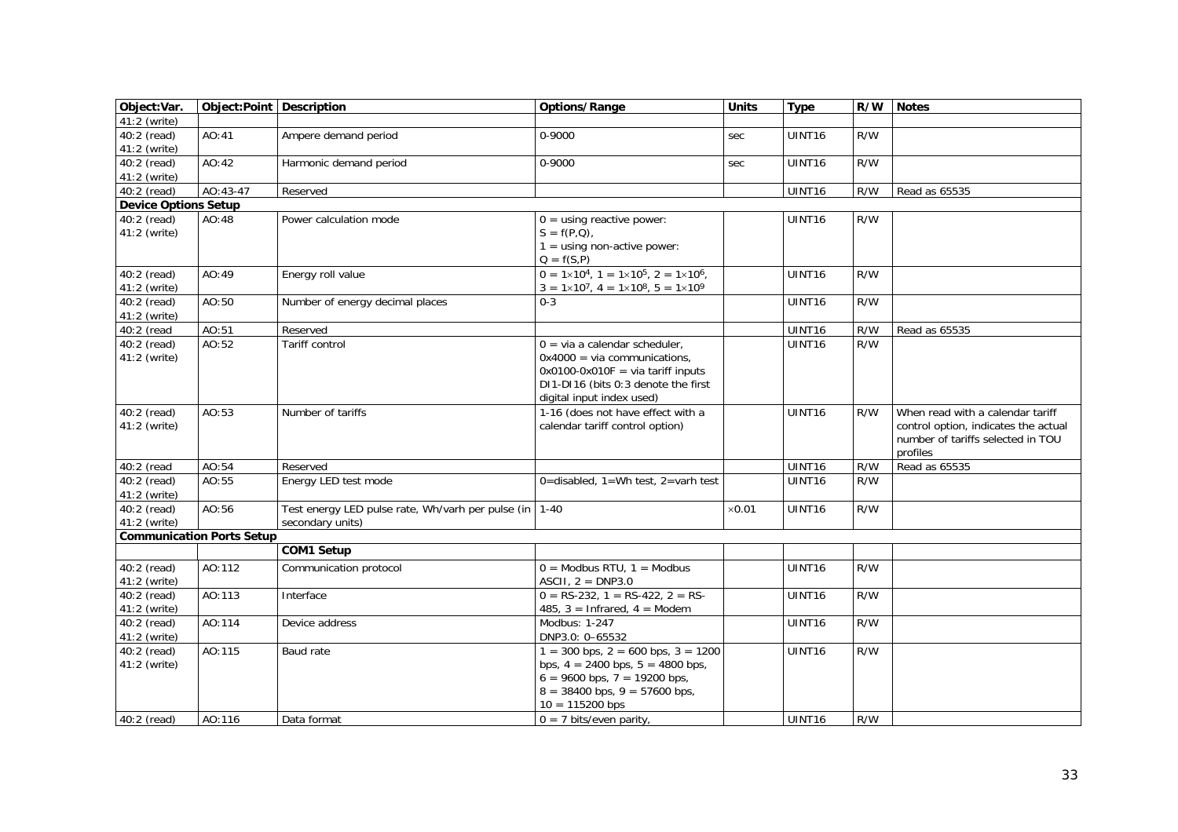| Object:Var. | Object:Point | Description | Options/Range | Units | Type | R/W | Notes |
|---|---|---|---|---|---|---|---|
| 41:2 (write) | | | | | | | |
| 40:2 (read) 41:2 (write) | AO:41 | Ampere demand period | 0-9000 | sec | UINT16 | R/W | |
| 40:2 (read) 41:2 (write) | AO:42 | Harmonic demand period | 0-9000 | sec | UINT16 | R/W | |
| 40:2 (read) | AO:43-47 | Reserved | | | UINT16 | R/W | Read as 65535 |
| **Device Options Setup** | | | | | | | |
| 40:2 (read) 41:2 (write) | AO:48 | Power calculation mode | 0 = using reactive power: S = f(P,Q), 1 = using non-active power: Q = f(S,P) | | UINT16 | R/W | |
| 40:2 (read) 41:2 (write) | AO:49 | Energy roll value | 0 = $1\times10^4$, 1 = $1\times10^5$, 2 = $1\times10^6$, 3 = $1\times10^7$, 4 = $1\times10^8$, 5 = $1\times10^9$ | | UINT16 | R/W | |
| 40:2 (read) 41:2 (write) | AO:50 | Number of energy decimal places | 0-3 | | UINT16 | R/W | |
| 40:2 (read | AO:51 | Reserved | | | UINT16 | R/W | Read as 65535 |
| 40:2 (read) 41:2 (write) | AO:52 | Tariff control | 0 = via a calendar scheduler, 0x4000 = via communications, 0x0100-0x010F = via tariff inputs DI1-DI16 (bits 0:3 denote the first digital input index used) | | UINT16 | R/W | |
| 40:2 (read) 41:2 (write) | AO:53 | Number of tariffs | 1-16 (does not have effect with a calendar tariff control option) | | UINT16 | R/W | When read with a calendar tariff control option, indicates the actual number of tariffs selected in TOU profiles |
| 40:2 (read | AO:54 | Reserved | | | UINT16 | R/W | Read as 65535 |
| 40:2 (read) 41:2 (write) | AO:55 | Energy LED test mode | 0=disabled, 1=Wh test, 2=varh test | | UINT16 | R/W | |
| 40:2 (read) 41:2 (write) | AO:56 | Test energy LED pulse rate, Wh/varh per pulse (in secondary units) | 1-40 | ×0.01 | UINT16 | R/W | |
| **Communication Ports Setup** | | | | | | | |
| | | **COM1 Setup** | | | | | |
| 40:2 (read) 41:2 (write) | AO:112 | Communication protocol | 0 = Modbus RTU, 1 = Modbus ASCII, 2 = DNP3.0 | | UINT16 | R/W | |
| 40:2 (read) 41:2 (write) | AO:113 | Interface | 0 = RS-232, 1 = RS-422, 2 = RS-485, 3 = Infrared, 4 = Modem | | UINT16 | R/W | |
| 40:2 (read) 41:2 (write) | AO:114 | Device address | Modbus: 1-247 DNP3.0: 0–65532 | | UINT16 | R/W | |
| 40:2 (read) 41:2 (write) | AO:115 | Baud rate | 1 = 300 bps, 2 = 600 bps, 3 = 1200 bps, 4 = 2400 bps, 5 = 4800 bps, 6 = 9600 bps, 7 = 19200 bps, 8 = 38400 bps, 9 = 57600 bps, 10 = 115200 bps | | UINT16 | R/W | |
| 40:2 (read) | AO:116 | Data format | 0 = 7 bits/even parity, | | UINT16 | R/W | |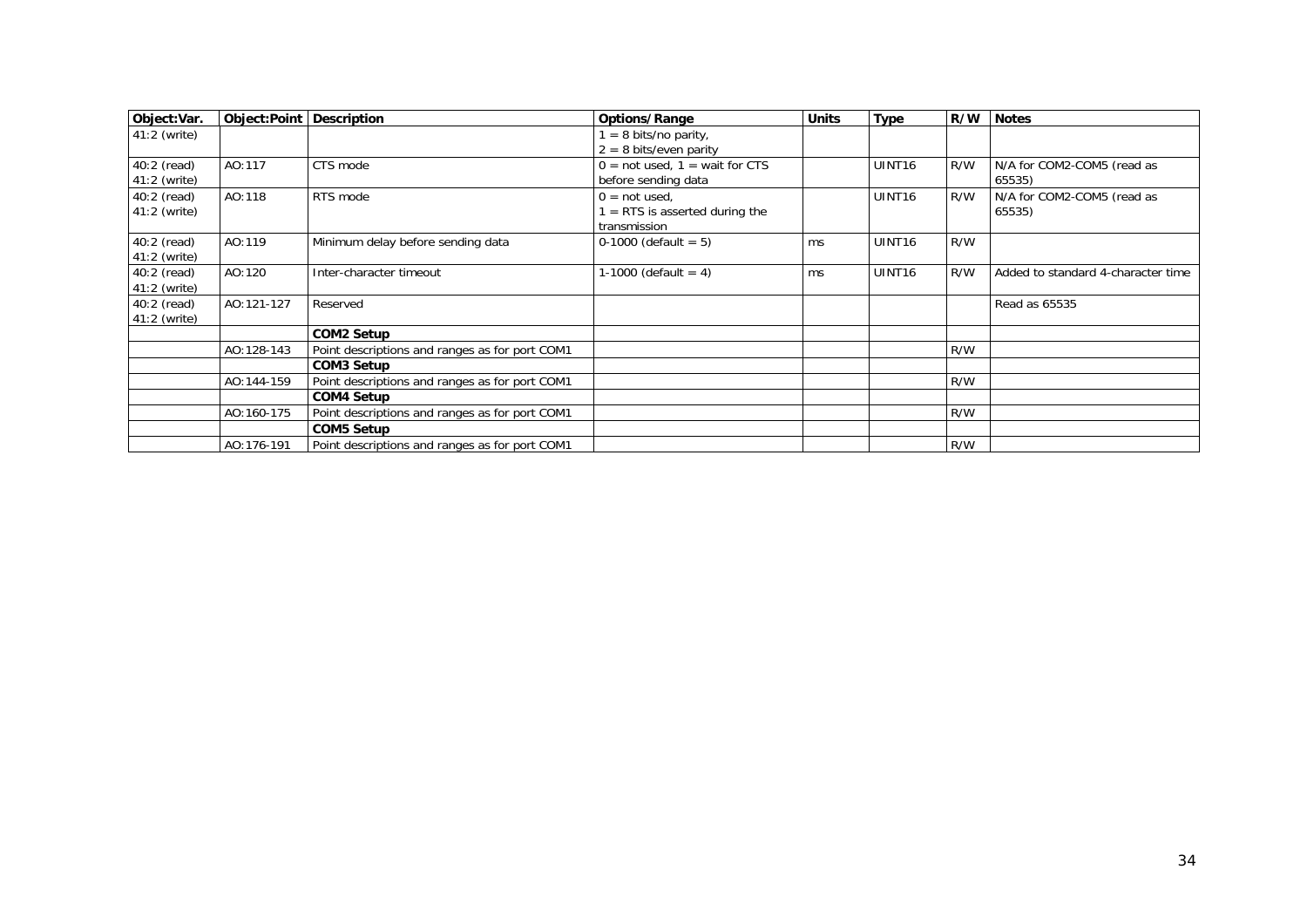| Object:Var. | Object:Point | Description | Options/Range | Units | Type | R/W | Notes |
|---|---|---|---|---|---|---|---|
| 41:2 (write) | | | 1 = 8 bits/no parity, 2 = 8 bits/even parity | | | | |
| 40:2 (read) 41:2 (write) | AO:117 | CTS mode | 0 = not used, 1 = wait for CTS before sending data | | UINT16 | R/W | N/A for COM2-COM5 (read as 65535) |
| 40:2 (read) 41:2 (write) | AO:118 | RTS mode | 0 = not used, 1 = RTS is asserted during the transmission | | UINT16 | R/W | N/A for COM2-COM5 (read as 65535) |
| 40:2 (read) 41:2 (write) | AO:119 | Minimum delay before sending data | 0-1000 (default = 5) | ms | UINT16 | R/W | |
| 40:2 (read) 41:2 (write) | AO:120 | Inter-character timeout | 1-1000 (default = 4) | ms | UINT16 | R/W | Added to standard 4-character time |
| 40:2 (read) 41:2 (write) | AO:121-127 | Reserved | | | | | Read as 65535 |
| | | **COM2 Setup** | | | | | |
| | AO:128-143 | Point descriptions and ranges as for port COM1 | | | | R/W | |
| | | **COM3 Setup** | | | | | |
| | AO:144-159 | Point descriptions and ranges as for port COM1 | | | | R/W | |
| | | **COM4 Setup** | | | | | |
| | AO:160-175 | Point descriptions and ranges as for port COM1 | | | | R/W | |
| | | **COM5 Setup** | | | | | |
| | AO:176-191 | Point descriptions and ranges as for port COM1 | | | | R/W | |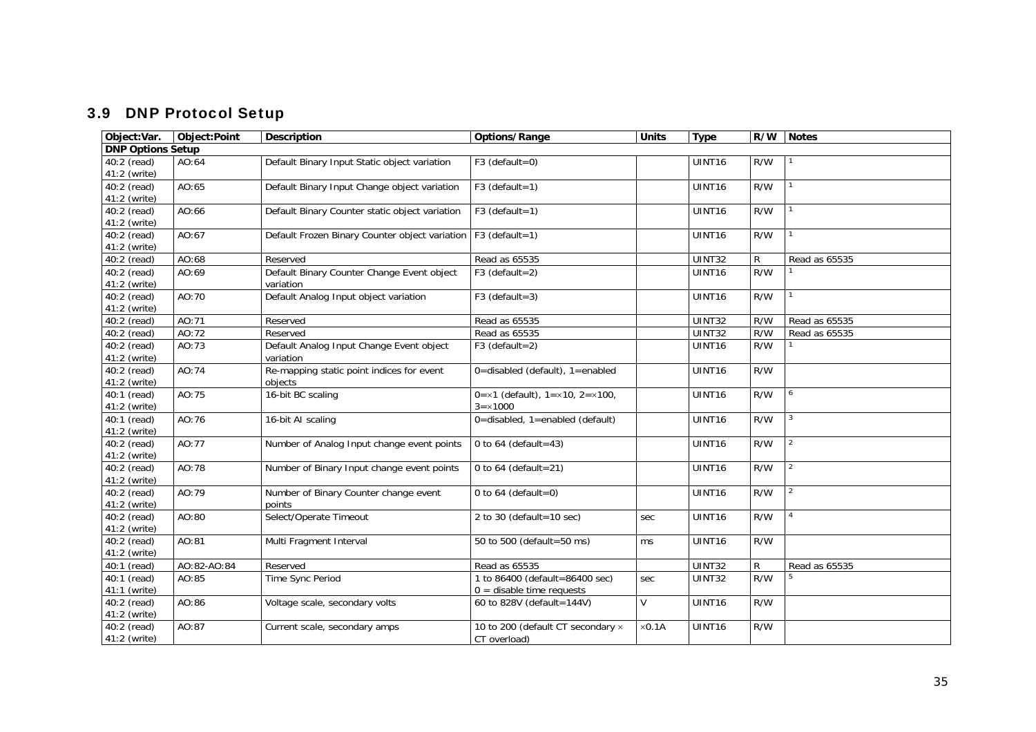## 3.9 DNP Protocol Setup

| Object:Var. | Object:Point | Description | Options/Range | Units | Type | R/W | Notes |
|---|---|---|---|---|---|---|---|
| **DNP Options Setup** | | | | | | | |
| 40:2 (read) 41:2 (write) | AO:64 | Default Binary Input Static object variation | F3 (default=0) | | UINT16 | R/W | [1] |
| 40:2 (read) 41:2 (write) | AO:65 | Default Binary Input Change object variation | F3 (default=1) | | UINT16 | R/W | [1] |
| 40:2 (read) 41:2 (write) | AO:66 | Default Binary Counter static object variation | F3 (default=1) | | UINT16 | R/W | [1] |
| 40:2 (read) 41:2 (write) | AO:67 | Default Frozen Binary Counter object variation | F3 (default=1) | | UINT16 | R/W | [1] |
| 40:2 (read) | AO:68 | Reserved | Read as 65535 | | UINT32 | R | Read as 65535 |
| 40:2 (read) 41:2 (write) | AO:69 | Default Binary Counter Change Event object variation | F3 (default=2) | | UINT16 | R/W | [1] |
| 40:2 (read) 41:2 (write) | AO:70 | Default Analog Input object variation | F3 (default=3) | | UINT16 | R/W | [1] |
| 40:2 (read) | AO:71 | Reserved | Read as 65535 | | UINT32 | R/W | Read as 65535 |
| 40:2 (read) | AO:72 | Reserved | Read as 65535 | | UINT32 | R/W | Read as 65535 |
| 40:2 (read) 41:2 (write) | AO:73 | Default Analog Input Change Event object variation | F3 (default=2) | | UINT16 | R/W | [1] |
| 40:2 (read) 41:2 (write) | AO:74 | Re-mapping static point indices for event objects | 0=disabled (default), 1=enabled | | UINT16 | R/W | |
| 40:1 (read) 41:2 (write) | AO:75 | 16-bit BC scaling | 0=×1 (default), 1=×10, 2=×100, 3=×1000 | | UINT16 | R/W | [6] |
| 40:1 (read) 41:2 (write) | AO:76 | 16-bit AI scaling | 0=disabled, 1=enabled (default) | | UINT16 | R/W | [3] |
| 40:2 (read) 41:2 (write) | AO:77 | Number of Analog Input change event points | 0 to 64 (default=43) | | UINT16 | R/W | [2] |
| 40:2 (read) 41:2 (write) | AO:78 | Number of Binary Input change event points | 0 to 64 (default=21) | | UINT16 | R/W | [2] |
| 40:2 (read) 41:2 (write) | AO:79 | Number of Binary Counter change event points | 0 to 64 (default=0) | | UINT16 | R/W | [2] |
| 40:2 (read) 41:2 (write) | AO:80 | Select/Operate Timeout | 2 to 30 (default=10 sec) | sec | UINT16 | R/W | [4] |
| 40:2 (read) 41:2 (write) | AO:81 | Multi Fragment Interval | 50 to 500 (default=50 ms) | ms | UINT16 | R/W | |
| 40:1 (read) | AO:82-AO:84 | Reserved | Read as 65535 | | UINT32 | R | Read as 65535 |
| 40:1 (read) 41:1 (write) | AO:85 | Time Sync Period | 1 to 86400 (default=86400 sec) 0 = disable time requests | sec | UINT32 | R/W | [5] |
| 40:2 (read) 41:2 (write) | AO:86 | Voltage scale, secondary volts | 60 to 828V (default=144V) | V | UINT16 | R/W | |
| 40:2 (read) 41:2 (write) | AO:87 | Current scale, secondary amps | 10 to 200 (default CT secondary × CT overload) | ×0.1A | UINT16 | R/W | |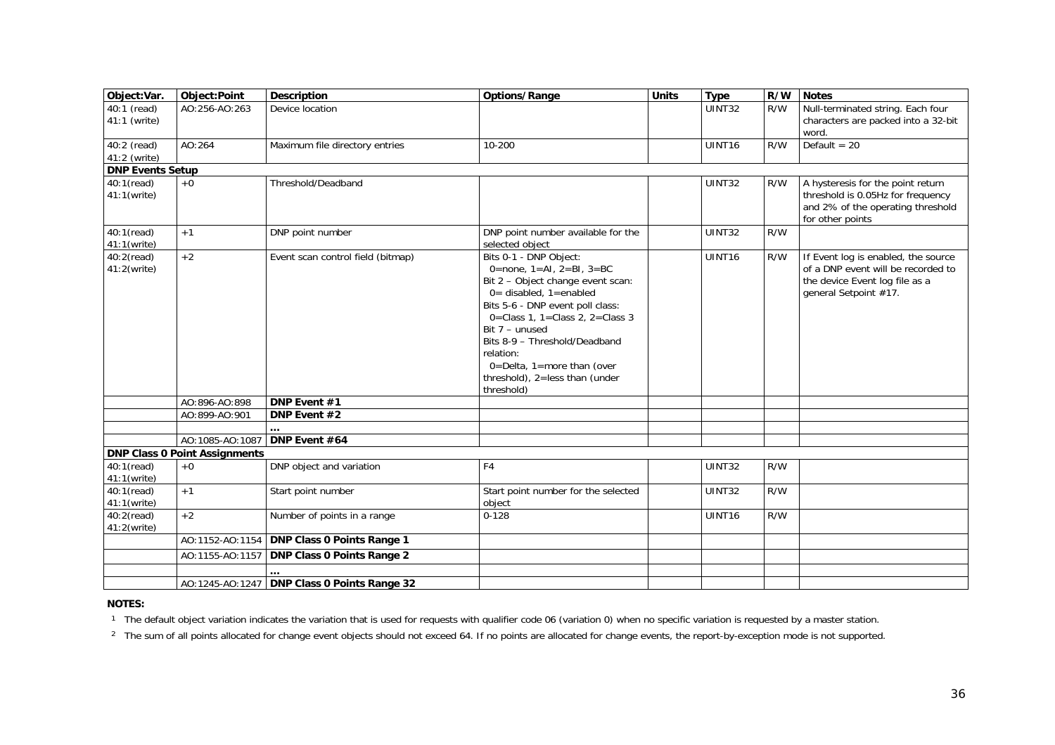| Object:Var. | Object:Point | Description | Options/Range | Units | Type | R/W | Notes |
|---|---|---|---|---|---|---|---|
| 40:1 (read)<br>41:1 (write) | AO:256-AO:263 | Device location | | | UINT32 | R/W | Null-terminated string. Each four characters are packed into a 32-bit word. |
| 40:2 (read)<br>41:2 (write) | AO:264 | Maximum file directory entries | 10-200 | | UINT16 | R/W | Default = 20 |
| **DNP Events Setup** | | | | | | | |
| 40:1(read)<br>41:1(write) | +0 | Threshold/Deadband | | | UINT32 | R/W | A hysteresis for the point return threshold is 0.05Hz for frequency and 2% of the operating threshold for other points |
| 40:1(read)<br>41:1(write) | +1 | DNP point number | DNP point number available for the selected object | | UINT32 | R/W | |
| 40:2(read)<br>41:2(write) | +2 | Event scan control field (bitmap) | Bits 0-1 - DNP Object:<br>0=none, 1=AI, 2=BI, 3=BC<br>Bit 2 – Object change event scan:<br>0= disabled, 1=enabled<br>Bits 5-6 - DNP event poll class:<br>0=Class 1, 1=Class 2, 2=Class 3<br>Bit 7 – unused<br>Bits 8-9 – Threshold/Deadband relation:<br>0=Delta, 1=more than (over threshold), 2=less than (under threshold) | | UINT16 | R/W | If Event log is enabled, the source of a DNP event will be recorded to the device Event log file as a general Setpoint #17. |
| | AO:896-AO:898 | **DNP Event #1** | | | | | |
| | AO:899-AO:901 | **DNP Event #2** | | | | | |
| | | **…** | | | | | |
| | AO:1085-AO:1087 | **DNP Event #64** | | | | | |
| **DNP Class 0 Point Assignments** | | | | | | | |
| 40:1(read)<br>41:1(write) | +0 | DNP object and variation | F4 | | UINT32 | R/W | |
| 40:1(read)<br>41:1(write) | +1 | Start point number | Start point number for the selected object | | UINT32 | R/W | |
| 40:2(read)<br>41:2(write) | +2 | Number of points in a range | 0-128 | | UINT16 | R/W | |
| | AO:1152-AO:1154 | **DNP Class 0 Points Range 1** | | | | | |
| | AO:1155-AO:1157 | **DNP Class 0 Points Range 2** | | | | | |
| | | **…** | | | | | |
| | AO:1245-AO:1247 | **DNP Class 0 Points Range 32** | | | | | |

**NOTES:**

[1] The default object variation indicates the variation that is used for requests with qualifier code 06 (variation 0) when no specific variation is requested by a master station.

[2] The sum of all points allocated for change event objects should not exceed 64. If no points are allocated for change events, the report-by-exception mode is not supported.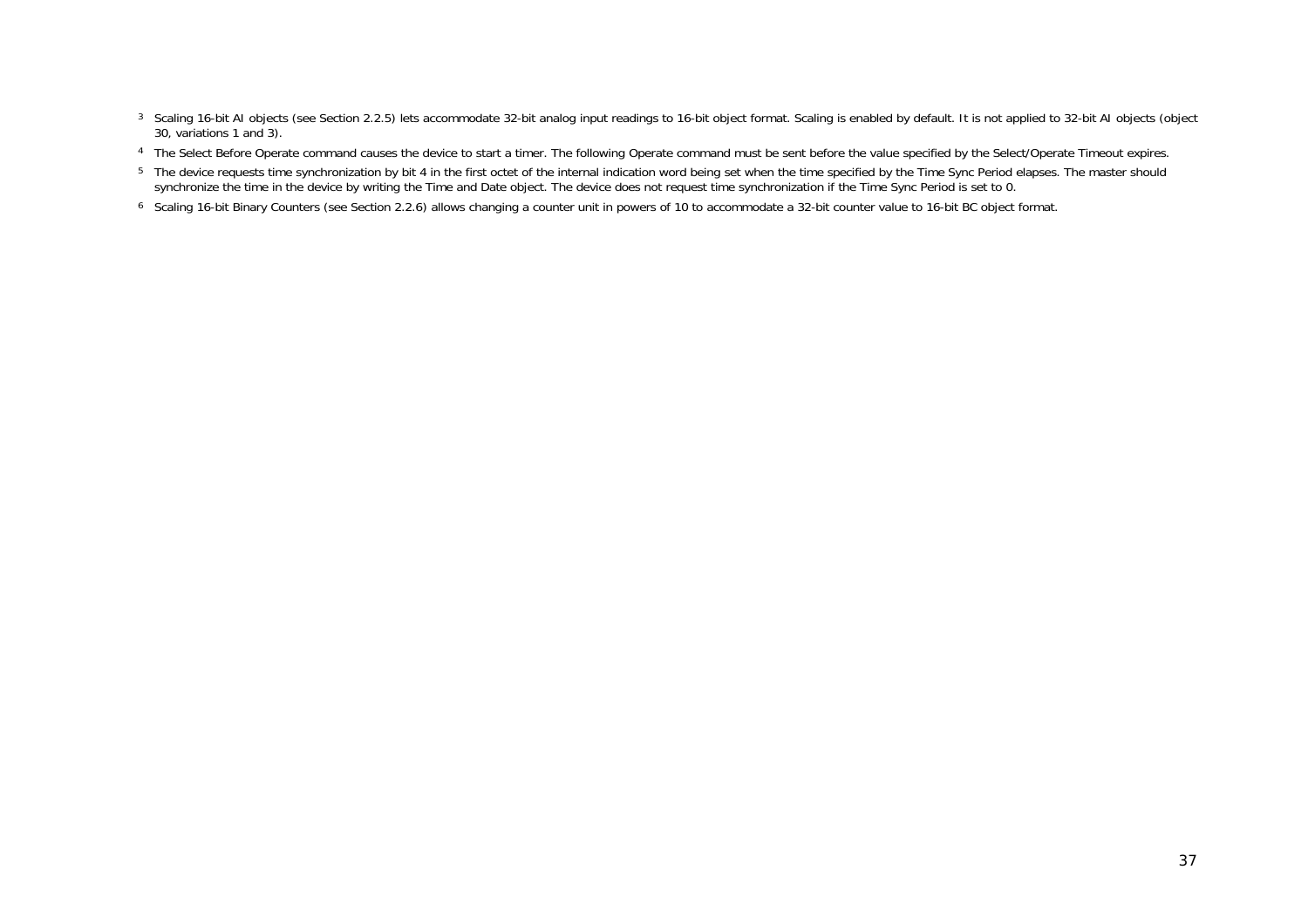[3] Scaling 16-bit AI objects (see Section 2.2.5) lets accommodate 32-bit analog input readings to 16-bit object format. Scaling is enabled by default. It is not applied to 32-bit AI objects (object 30, variations 1 and 3).

[4] The Select Before Operate command causes the device to start a timer. The following Operate command must be sent before the value specified by the Select/Operate Timeout expires.

[5] The device requests time synchronization by bit 4 in the first octet of the internal indication word being set when the time specified by the Time Sync Period elapses. The master should synchronize the time in the device by writing the Time and Date object. The device does not request time synchronization if the Time Sync Period is set to 0.

[6] Scaling 16-bit Binary Counters (see Section 2.2.6) allows changing a counter unit in powers of 10 to accommodate a 32-bit counter value to 16-bit BC object format.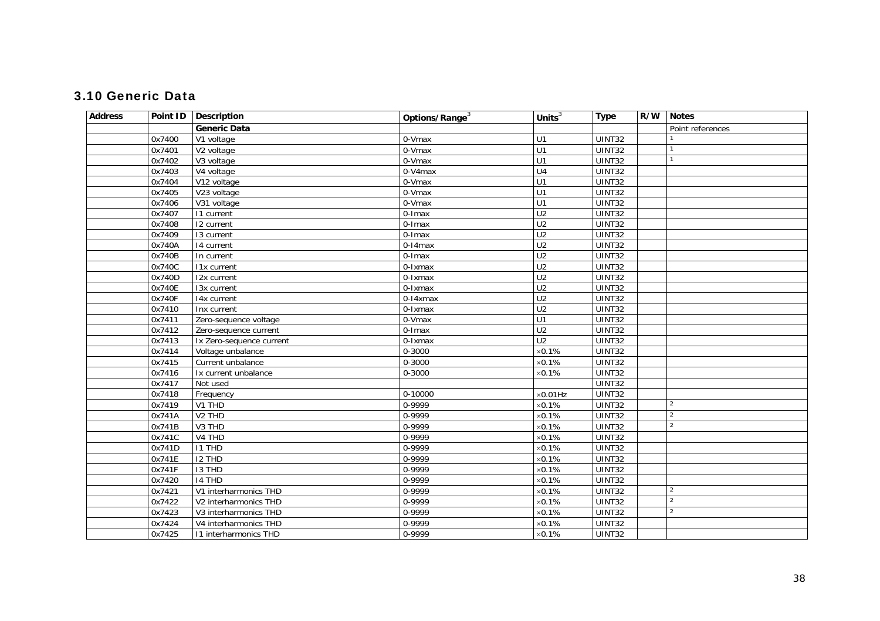### 3.10 Generic Data

| Address | Point ID | Description | Options/Range[3] | Units[3] | Type | R/W | Notes |
|---|---|---|---|---|---|---|---|
| | | **Generic Data** | | | | | Point references |
| | 0x7400 | V1 voltage | 0-Vmax | U1 | UINT32 | | [1] |
| | 0x7401 | V2 voltage | 0-Vmax | U1 | UINT32 | | [1] |
| | 0x7402 | V3 voltage | 0-Vmax | U1 | UINT32 | | [1] |
| | 0x7403 | V4 voltage | 0-V4max | U4 | UINT32 | | |
| | 0x7404 | V12 voltage | 0-Vmax | U1 | UINT32 | | |
| | 0x7405 | V23 voltage | 0-Vmax | U1 | UINT32 | | |
| | 0x7406 | V31 voltage | 0-Vmax | U1 | UINT32 | | |
| | 0x7407 | I1 current | 0-Imax | U2 | UINT32 | | |
| | 0x7408 | I2 current | 0-Imax | U2 | UINT32 | | |
| | 0x7409 | I3 current | 0-Imax | U2 | UINT32 | | |
| | 0x740A | I4 current | 0-I4max | U2 | UINT32 | | |
| | 0x740B | In current | 0-Imax | U2 | UINT32 | | |
| | 0x740C | I1x current | 0-Ixmax | U2 | UINT32 | | |
| | 0x740D | I2x current | 0-Ixmax | U2 | UINT32 | | |
| | 0x740E | I3x current | 0-Ixmax | U2 | UINT32 | | |
| | 0x740F | I4x current | 0-I4xmax | U2 | UINT32 | | |
| | 0x7410 | Inx current | 0-Ixmax | U2 | UINT32 | | |
| | 0x7411 | Zero-sequence voltage | 0-Vmax | U1 | UINT32 | | |
| | 0x7412 | Zero-sequence current | 0-Imax | U2 | UINT32 | | |
| | 0x7413 | Ix Zero-sequence current | 0-Ixmax | U2 | UINT32 | | |
| | 0x7414 | Voltage unbalance | 0-3000 | ×0.1% | UINT32 | | |
| | 0x7415 | Current unbalance | 0-3000 | ×0.1% | UINT32 | | |
| | 0x7416 | Ix current unbalance | 0-3000 | ×0.1% | UINT32 | | |
| | 0x7417 | Not used | | | UINT32 | | |
| | 0x7418 | Frequency | 0-10000 | ×0.01Hz | UINT32 | | |
| | 0x7419 | V1 THD | 0-9999 | ×0.1% | UINT32 | | [2] |
| | 0x741A | V2 THD | 0-9999 | ×0.1% | UINT32 | | [2] |
| | 0x741B | V3 THD | 0-9999 | ×0.1% | UINT32 | | [2] |
| | 0x741C | V4 THD | 0-9999 | ×0.1% | UINT32 | | |
| | 0x741D | I1 THD | 0-9999 | ×0.1% | UINT32 | | |
| | 0x741E | I2 THD | 0-9999 | ×0.1% | UINT32 | | |
| | 0x741F | I3 THD | 0-9999 | ×0.1% | UINT32 | | |
| | 0x7420 | I4 THD | 0-9999 | ×0.1% | UINT32 | | |
| | 0x7421 | V1 interharmonics THD | 0-9999 | ×0.1% | UINT32 | | [2] |
| | 0x7422 | V2 interharmonics THD | 0-9999 | ×0.1% | UINT32 | | [2] |
| | 0x7423 | V3 interharmonics THD | 0-9999 | ×0.1% | UINT32 | | [2] |
| | 0x7424 | V4 interharmonics THD | 0-9999 | ×0.1% | UINT32 | | |
| | 0x7425 | I1 interharmonics THD | 0-9999 | ×0.1% | UINT32 | | |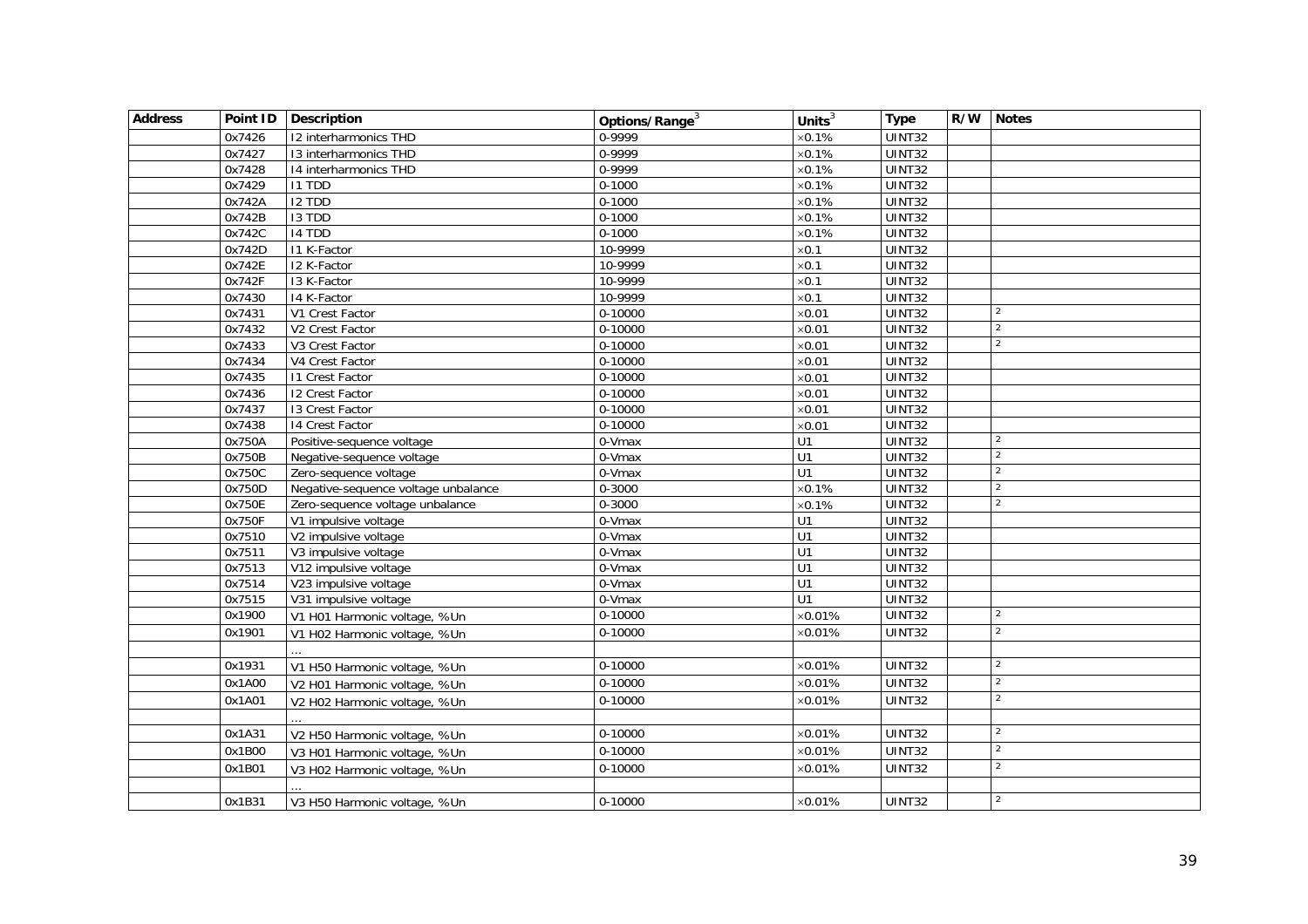| Address | Point ID | Description | Options/Range[3] | Units[3] | Type | R/W | Notes |
|---|---|---|---|---|---|---|---|
| | 0x7426 | I2 interharmonics THD | 0-9999 | ×0.1% | UINT32 | | |
| | 0x7427 | I3 interharmonics THD | 0-9999 | ×0.1% | UINT32 | | |
| | 0x7428 | I4 interharmonics THD | 0-9999 | ×0.1% | UINT32 | | |
| | 0x7429 | I1 TDD | 0-1000 | ×0.1% | UINT32 | | |
| | 0x742A | I2 TDD | 0-1000 | ×0.1% | UINT32 | | |
| | 0x742B | I3 TDD | 0-1000 | ×0.1% | UINT32 | | |
| | 0x742C | I4 TDD | 0-1000 | ×0.1% | UINT32 | | |
| | 0x742D | I1 K-Factor | 10-9999 | ×0.1 | UINT32 | | |
| | 0x742E | I2 K-Factor | 10-9999 | ×0.1 | UINT32 | | |
| | 0x742F | I3 K-Factor | 10-9999 | ×0.1 | UINT32 | | |
| | 0x7430 | I4 K-Factor | 10-9999 | ×0.1 | UINT32 | | |
| | 0x7431 | V1 Crest Factor | 0-10000 | ×0.01 | UINT32 | | 2 |
| | 0x7432 | V2 Crest Factor | 0-10000 | ×0.01 | UINT32 | | 2 |
| | 0x7433 | V3 Crest Factor | 0-10000 | ×0.01 | UINT32 | | 2 |
| | 0x7434 | V4 Crest Factor | 0-10000 | ×0.01 | UINT32 | | |
| | 0x7435 | I1 Crest Factor | 0-10000 | ×0.01 | UINT32 | | |
| | 0x7436 | I2 Crest Factor | 0-10000 | ×0.01 | UINT32 | | |
| | 0x7437 | I3 Crest Factor | 0-10000 | ×0.01 | UINT32 | | |
| | 0x7438 | I4 Crest Factor | 0-10000 | ×0.01 | UINT32 | | |
| | 0x750A | Positive-sequence voltage | 0-Vmax | U1 | UINT32 | | 2 |
| | 0x750B | Negative-sequence voltage | 0-Vmax | U1 | UINT32 | | 2 |
| | 0x750C | Zero-sequence voltage | 0-Vmax | U1 | UINT32 | | 2 |
| | 0x750D | Negative-sequence voltage unbalance | 0-3000 | ×0.1% | UINT32 | | 2 |
| | 0x750E | Zero-sequence voltage unbalance | 0-3000 | ×0.1% | UINT32 | | 2 |
| | 0x750F | V1 impulsive voltage | 0-Vmax | U1 | UINT32 | | |
| | 0x7510 | V2 impulsive voltage | 0-Vmax | U1 | UINT32 | | |
| | 0x7511 | V3 impulsive voltage | 0-Vmax | U1 | UINT32 | | |
| | 0x7513 | V12 impulsive voltage | 0-Vmax | U1 | UINT32 | | |
| | 0x7514 | V23 impulsive voltage | 0-Vmax | U1 | UINT32 | | |
| | 0x7515 | V31 impulsive voltage | 0-Vmax | U1 | UINT32 | | |
| | 0x1900 | V1 H01 Harmonic voltage, %Un | 0-10000 | ×0.01% | UINT32 | | 2 |
| | 0x1901 | V1 H02 Harmonic voltage, %Un | 0-10000 | ×0.01% | UINT32 | | 2 |
| | | … | | | | | |
| | 0x1931 | V1 H50 Harmonic voltage, %Un | 0-10000 | ×0.01% | UINT32 | | 2 |
| | 0x1A00 | V2 H01 Harmonic voltage, %Un | 0-10000 | ×0.01% | UINT32 | | 2 |
| | 0x1A01 | V2 H02 Harmonic voltage, %Un | 0-10000 | ×0.01% | UINT32 | | 2 |
| | | … | | | | | |
| | 0x1A31 | V2 H50 Harmonic voltage, %Un | 0-10000 | ×0.01% | UINT32 | | 2 |
| | 0x1B00 | V3 H01 Harmonic voltage, %Un | 0-10000 | ×0.01% | UINT32 | | 2 |
| | 0x1B01 | V3 H02 Harmonic voltage, %Un | 0-10000 | ×0.01% | UINT32 | | 2 |
| | | … | | | | | |
| | 0x1B31 | V3 H50 Harmonic voltage, %Un | 0-10000 | ×0.01% | UINT32 | | 2 |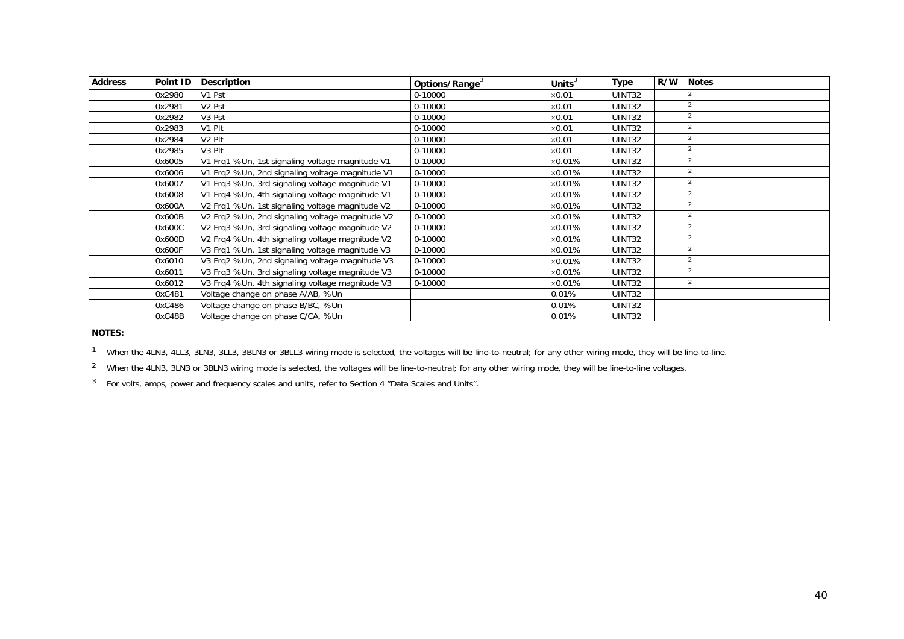| Address | Point ID | Description | Options/Range[3] | Units[3] | Type | R/W | Notes |
|---|---|---|---|---|---|---|---|
| | 0x2980 | V1 Pst | 0-10000 | ×0.01 | UINT32 | | [2] |
| | 0x2981 | V2 Pst | 0-10000 | ×0.01 | UINT32 | | [2] |
| | 0x2982 | V3 Pst | 0-10000 | ×0.01 | UINT32 | | [2] |
| | 0x2983 | V1 Plt | 0-10000 | ×0.01 | UINT32 | | [2] |
| | 0x2984 | V2 Plt | 0-10000 | ×0.01 | UINT32 | | [2] |
| | 0x2985 | V3 Plt | 0-10000 | ×0.01 | UINT32 | | [2] |
| | 0x6005 | V1 Frq1 %Un, 1st signaling voltage magnitude V1 | 0-10000 | ×0.01% | UINT32 | | [2] |
| | 0x6006 | V1 Frq2 %Un, 2nd signaling voltage magnitude V1 | 0-10000 | ×0.01% | UINT32 | | [2] |
| | 0x6007 | V1 Frq3 %Un, 3rd signaling voltage magnitude V1 | 0-10000 | ×0.01% | UINT32 | | [2] |
| | 0x6008 | V1 Frq4 %Un, 4th signaling voltage magnitude V1 | 0-10000 | ×0.01% | UINT32 | | [2] |
| | 0x600A | V2 Frq1 %Un, 1st signaling voltage magnitude V2 | 0-10000 | ×0.01% | UINT32 | | [2] |
| | 0x600B | V2 Frq2 %Un, 2nd signaling voltage magnitude V2 | 0-10000 | ×0.01% | UINT32 | | [2] |
| | 0x600C | V2 Frq3 %Un, 3rd signaling voltage magnitude V2 | 0-10000 | ×0.01% | UINT32 | | [2] |
| | 0x600D | V2 Frq4 %Un, 4th signaling voltage magnitude V2 | 0-10000 | ×0.01% | UINT32 | | [2] |
| | 0x600F | V3 Frq1 %Un, 1st signaling voltage magnitude V3 | 0-10000 | ×0.01% | UINT32 | | [2] |
| | 0x6010 | V3 Frq2 %Un, 2nd signaling voltage magnitude V3 | 0-10000 | ×0.01% | UINT32 | | [2] |
| | 0x6011 | V3 Frq3 %Un, 3rd signaling voltage magnitude V3 | 0-10000 | ×0.01% | UINT32 | | [2] |
| | 0x6012 | V3 Frq4 %Un, 4th signaling voltage magnitude V3 | 0-10000 | ×0.01% | UINT32 | | [2] |
| | 0xC481 | Voltage change on phase A/AB, %Un | | 0.01% | UINT32 | | |
| | 0xC486 | Voltage change on phase B/BC, %Un | | 0.01% | UINT32 | | |
| | 0xC48B | Voltage change on phase C/CA, %Un | | 0.01% | UINT32 | | |

**NOTES:**

[1] When the 4LN3, 4LL3, 3LN3, 3LL3, 3BLN3 or 3BLL3 wiring mode is selected, the voltages will be line-to-neutral; for any other wiring mode, they will be line-to-line.

[2] When the 4LN3, 3LN3 or 3BLN3 wiring mode is selected, the voltages will be line-to-neutral; for any other wiring mode, they will be line-to-line voltages.

[3] For volts, amps, power and frequency scales and units, refer to Section 4 "Data Scales and Units".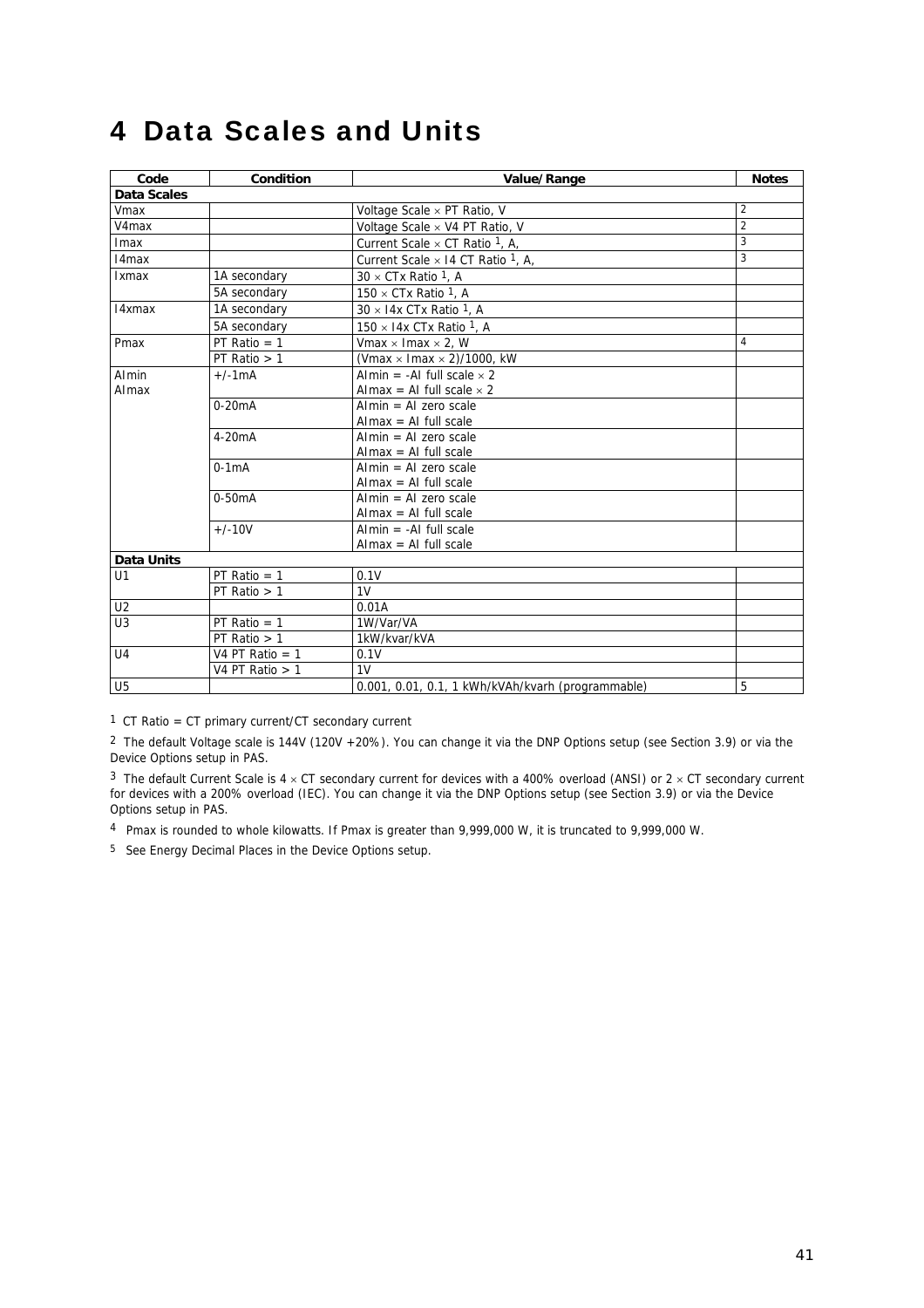# 4 Data Scales and Units

| Code | Condition | Value/Range | Notes |
|---|---|---|---|
| **Data Scales** | | | |
| Vmax | | Voltage Scale × PT Ratio, V | 2 |
| V4max | | Voltage Scale × V4 PT Ratio, V | 2 |
| Imax | | Current Scale × CT Ratio [1], A, | 3 |
| I4max | | Current Scale × I4 CT Ratio [1], A, | 3 |
| Ixmax | 1A secondary | 30 × CTx Ratio [1], A | |
| | 5A secondary | 150 × CTx Ratio [1], A | |
| I4xmax | 1A secondary | 30 × I4x CTx Ratio [1], A | |
| | 5A secondary | 150 × I4x CTx Ratio [1], A | |
| Pmax | PT Ratio = 1 | Vmax × Imax × 2, W | 4 |
| | PT Ratio > 1 | (Vmax × Imax × 2)/1000, kW | |
| AImin<br>AImax | +/-1mA | AImin = -AI full scale × 2<br>AImax = AI full scale × 2 | |
| | 0-20mA | AImin = AI zero scale<br>AImax = AI full scale | |
| | 4-20mA | AImin = AI zero scale<br>AImax = AI full scale | |
| | 0-1mA | AImin = AI zero scale<br>AImax = AI full scale | |
| | 0-50mA | AImin = AI zero scale<br>AImax = AI full scale | |
| | +/-10V | AImin = -AI full scale<br>AImax = AI full scale | |
| **Data Units** | | | |
| U1 | PT Ratio = 1 | 0.1V | |
| | PT Ratio > 1 | 1V | |
| U2 | | 0.01A | |
| U3 | PT Ratio = 1 | 1W/Var/VA | |
| | PT Ratio > 1 | 1kW/kvar/kVA | |
| U4 | V4 PT Ratio = 1 | 0.1V | |
| | V4 PT Ratio > 1 | 1V | |
| U5 | | 0.001, 0.01, 0.1, 1 kWh/kVAh/kvarh (programmable) | 5 |

[1] CT Ratio = CT primary current/CT secondary current

[2] The default Voltage scale is 144V (120V +20%). You can change it via the DNP Options setup (see Section 3.9) or via the Device Options setup in PAS.

[3] The default Current Scale is 4 × CT secondary current for devices with a 400% overload (ANSI) or 2 × CT secondary current for devices with a 200% overload (IEC). You can change it via the DNP Options setup (see Section 3.9) or via the Device Options setup in PAS.

[4] Pmax is rounded to whole kilowatts. If Pmax is greater than 9,999,000 W, it is truncated to 9,999,000 W.

[5] See Energy Decimal Places in the Device Options setup.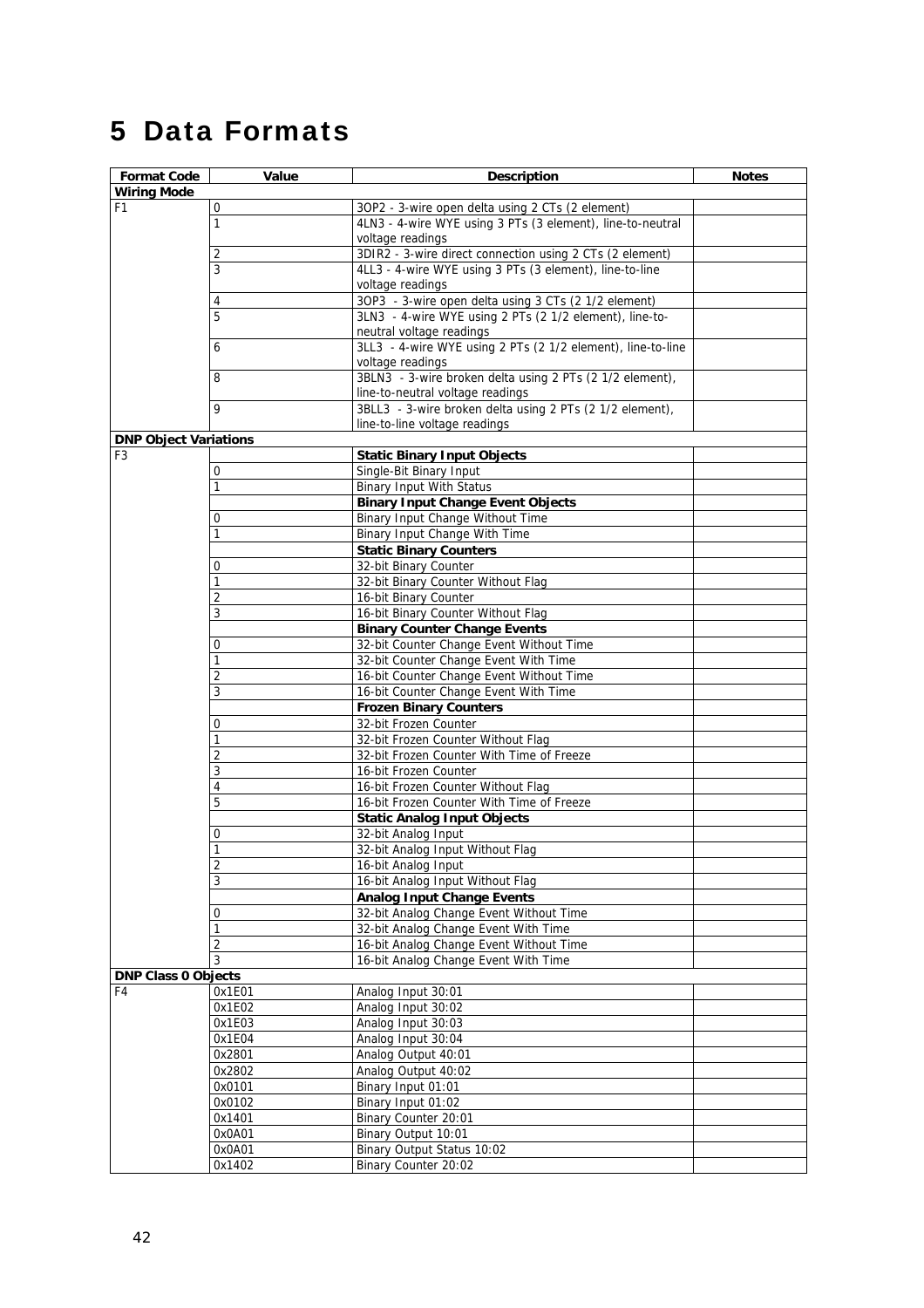# 5 Data Formats

| Format Code | Value | Description | Notes |
|---|---|---|---|
| **Wiring Mode** | | | |
| F1 | 0 | 3OP2 - 3-wire open delta using 2 CTs (2 element) | |
| | 1 | 4LN3 - 4-wire WYE using 3 PTs (3 element), line-to-neutral voltage readings | |
| | 2 | 3DIR2 - 3-wire direct connection using 2 CTs (2 element) | |
| | 3 | 4LL3 - 4-wire WYE using 3 PTs (3 element), line-to-line voltage readings | |
| | 4 | 3OP3 - 3-wire open delta using 3 CTs (2 1/2 element) | |
| | 5 | 3LN3 - 4-wire WYE using 2 PTs (2 1/2 element), line-to-neutral voltage readings | |
| | 6 | 3LL3 - 4-wire WYE using 2 PTs (2 1/2 element), line-to-line voltage readings | |
| | 8 | 3BLN3 - 3-wire broken delta using 2 PTs (2 1/2 element), line-to-neutral voltage readings | |
| | 9 | 3BLL3 - 3-wire broken delta using 2 PTs (2 1/2 element), line-to-line voltage readings | |
| **DNP Object Variations** | | | |
| F3 | | **Static Binary Input Objects** | |
| | 0 | Single-Bit Binary Input | |
| | 1 | Binary Input With Status | |
| | | **Binary Input Change Event Objects** | |
| | 0 | Binary Input Change Without Time | |
| | 1 | Binary Input Change With Time | |
| | | **Static Binary Counters** | |
| | 0 | 32-bit Binary Counter | |
| | 1 | 32-bit Binary Counter Without Flag | |
| | 2 | 16-bit Binary Counter | |
| | 3 | 16-bit Binary Counter Without Flag | |
| | | **Binary Counter Change Events** | |
| | 0 | 32-bit Counter Change Event Without Time | |
| | 1 | 32-bit Counter Change Event With Time | |
| | 2 | 16-bit Counter Change Event Without Time | |
| | 3 | 16-bit Counter Change Event With Time | |
| | | **Frozen Binary Counters** | |
| | 0 | 32-bit Frozen Counter | |
| | 1 | 32-bit Frozen Counter Without Flag | |
| | 2 | 32-bit Frozen Counter With Time of Freeze | |
| | 3 | 16-bit Frozen Counter | |
| | 4 | 16-bit Frozen Counter Without Flag | |
| | 5 | 16-bit Frozen Counter With Time of Freeze | |
| | | **Static Analog Input Objects** | |
| | 0 | 32-bit Analog Input | |
| | 1 | 32-bit Analog Input Without Flag | |
| | 2 | 16-bit Analog Input | |
| | 3 | 16-bit Analog Input Without Flag | |
| | | **Analog Input Change Events** | |
| | 0 | 32-bit Analog Change Event Without Time | |
| | 1 | 32-bit Analog Change Event With Time | |
| | 2 | 16-bit Analog Change Event Without Time | |
| | 3 | 16-bit Analog Change Event With Time | |
| **DNP Class 0 Objects** | | | |
| F4 | 0x1E01 | Analog Input 30:01 | |
| | 0x1E02 | Analog Input 30:02 | |
| | 0x1E03 | Analog Input 30:03 | |
| | 0x1E04 | Analog Input 30:04 | |
| | 0x2801 | Analog Output 40:01 | |
| | 0x2802 | Analog Output 40:02 | |
| | 0x0101 | Binary Input 01:01 | |
| | 0x0102 | Binary Input 01:02 | |
| | 0x1401 | Binary Counter 20:01 | |
| | 0x0A01 | Binary Output 10:01 | |
| | 0x0A01 | Binary Output Status 10:02 | |
| | 0x1402 | Binary Counter 20:02 | |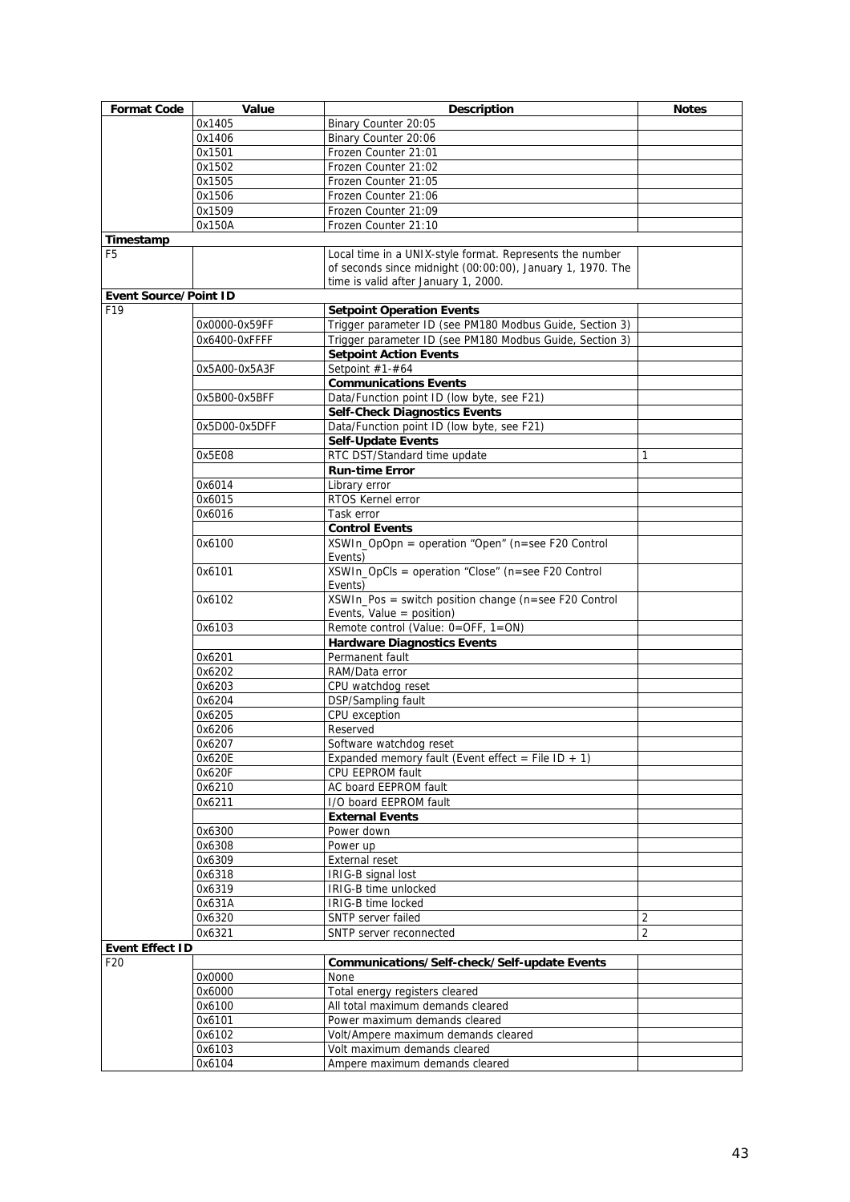| Format Code | Value | Description | Notes |
|---|---|---|---|
| | 0x1405 | Binary Counter 20:05 | |
| | 0x1406 | Binary Counter 20:06 | |
| | 0x1501 | Frozen Counter 21:01 | |
| | 0x1502 | Frozen Counter 21:02 | |
| | 0x1505 | Frozen Counter 21:05 | |
| | 0x1506 | Frozen Counter 21:06 | |
| | 0x1509 | Frozen Counter 21:09 | |
| | 0x150A | Frozen Counter 21:10 | |
| **Timestamp** | | | |
| F5 | | Local time in a UNIX-style format. Represents the number of seconds since midnight (00:00:00), January 1, 1970. The time is valid after January 1, 2000. | |
| **Event Source/Point ID** | | | |
| F19 | | **Setpoint Operation Events** | |
| | 0x0000-0x59FF | Trigger parameter ID (see PM180 Modbus Guide, Section 3) | |
| | 0x6400-0xFFFF | Trigger parameter ID (see PM180 Modbus Guide, Section 3) | |
| | | **Setpoint Action Events** | |
| | 0x5A00-0x5A3F | Setpoint #1-#64 | |
| | | **Communications Events** | |
| | 0x5B00-0x5BFF | Data/Function point ID (low byte, see F21) | |
| | | **Self-Check Diagnostics Events** | |
| | 0x5D00-0x5DFF | Data/Function point ID (low byte, see F21) | |
| | | **Self-Update Events** | |
| | 0x5E08 | RTC DST/Standard time update | 1 |
| | | **Run-time Error** | |
| | 0x6014 | Library error | |
| | 0x6015 | RTOS Kernel error | |
| | 0x6016 | Task error | |
| | | **Control Events** | |
| | 0x6100 | XSWIn_OpOpn = operation "Open" (n=see F20 Control Events) | |
| | 0x6101 | XSWIn_OpCls = operation "Close" (n=see F20 Control Events) | |
| | 0x6102 | XSWIn_Pos = switch position change (n=see F20 Control Events, Value = position) | |
| | 0x6103 | Remote control (Value: 0=OFF, 1=ON) | |
| | | **Hardware Diagnostics Events** | |
| | 0x6201 | Permanent fault | |
| | 0x6202 | RAM/Data error | |
| | 0x6203 | CPU watchdog reset | |
| | 0x6204 | DSP/Sampling fault | |
| | 0x6205 | CPU exception | |
| | 0x6206 | Reserved | |
| | 0x6207 | Software watchdog reset | |
| | 0x620E | Expanded memory fault (Event effect = File ID + 1) | |
| | 0x620F | CPU EEPROM fault | |
| | 0x6210 | AC board EEPROM fault | |
| | 0x6211 | I/O board EEPROM fault | |
| | | **External Events** | |
| | 0x6300 | Power down | |
| | 0x6308 | Power up | |
| | 0x6309 | External reset | |
| | 0x6318 | IRIG-B signal lost | |
| | 0x6319 | IRIG-B time unlocked | |
| | 0x631A | IRIG-B time locked | |
| | 0x6320 | SNTP server failed | 2 |
| | 0x6321 | SNTP server reconnected | 2 |
| **Event Effect ID** | | | |
| F20 | | **Communications/Self-check/Self-update Events** | |
| | 0x0000 | None | |
| | 0x6000 | Total energy registers cleared | |
| | 0x6100 | All total maximum demands cleared | |
| | 0x6101 | Power maximum demands cleared | |
| | 0x6102 | Volt/Ampere maximum demands cleared | |
| | 0x6103 | Volt maximum demands cleared | |
| | 0x6104 | Ampere maximum demands cleared | |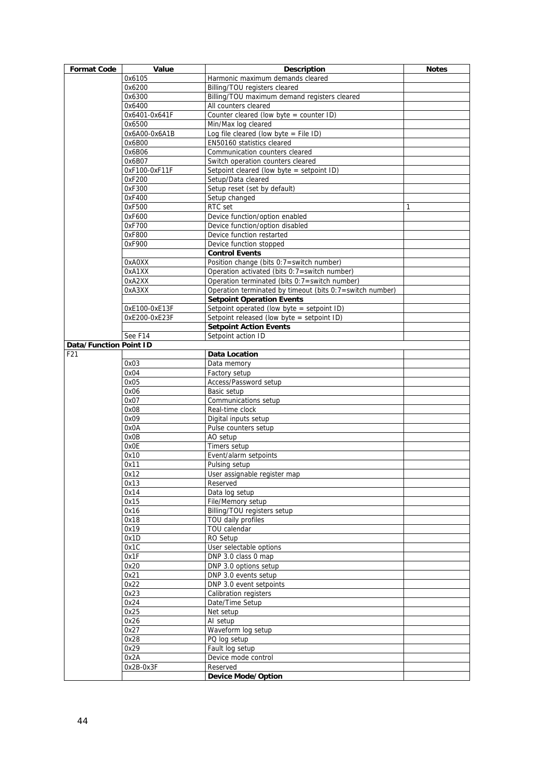| Format Code | Value | Description | Notes |
|---|---|---|---|
| | 0x6105 | Harmonic maximum demands cleared | |
| | 0x6200 | Billing/TOU registers cleared | |
| | 0x6300 | Billing/TOU maximum demand registers cleared | |
| | 0x6400 | All counters cleared | |
| | 0x6401-0x641F | Counter cleared (low byte = counter ID) | |
| | 0x6500 | Min/Max log cleared | |
| | 0x6A00-0x6A1B | Log file cleared (low byte = File ID) | |
| | 0x6B00 | EN50160 statistics cleared | |
| | 0x6B06 | Communication counters cleared | |
| | 0x6B07 | Switch operation counters cleared | |
| | 0xF100-0xF11F | Setpoint cleared (low byte = setpoint ID) | |
| | 0xF200 | Setup/Data cleared | |
| | 0xF300 | Setup reset (set by default) | |
| | 0xF400 | Setup changed | |
| | 0xF500 | RTC set | 1 |
| | 0xF600 | Device function/option enabled | |
| | 0xF700 | Device function/option disabled | |
| | 0xF800 | Device function restarted | |
| | 0xF900 | Device function stopped | |
| | | **Control Events** | |
| | 0xA0XX | Position change (bits 0:7=switch number) | |
| | 0xA1XX | Operation activated (bits 0:7=switch number) | |
| | 0xA2XX | Operation terminated (bits 0:7=switch number) | |
| | 0xA3XX | Operation terminated by timeout (bits 0:7=switch number) | |
| | | **Setpoint Operation Events** | |
| | 0xE100-0xE13F | Setpoint operated (low byte = setpoint ID) | |
| | 0xE200-0xE23F | Setpoint released (low byte = setpoint ID) | |
| | | **Setpoint Action Events** | |
| | See F14 | Setpoint action ID | |
| **Data/Function Point ID** | | | |
| F21 | | **Data Location** | |
| | 0x03 | Data memory | |
| | 0x04 | Factory setup | |
| | 0x05 | Access/Password setup | |
| | 0x06 | Basic setup | |
| | 0x07 | Communications setup | |
| | 0x08 | Real-time clock | |
| | 0x09 | Digital inputs setup | |
| | 0x0A | Pulse counters setup | |
| | 0x0B | AO setup | |
| | 0x0E | Timers setup | |
| | 0x10 | Event/alarm setpoints | |
| | 0x11 | Pulsing setup | |
| | 0x12 | User assignable register map | |
| | 0x13 | Reserved | |
| | 0x14 | Data log setup | |
| | 0x15 | File/Memory setup | |
| | 0x16 | Billing/TOU registers setup | |
| | 0x18 | TOU daily profiles | |
| | 0x19 | TOU calendar | |
| | 0x1D | RO Setup | |
| | 0x1C | User selectable options | |
| | 0x1F | DNP 3.0 class 0 map | |
| | 0x20 | DNP 3.0 options setup | |
| | 0x21 | DNP 3.0 events setup | |
| | 0x22 | DNP 3.0 event setpoints | |
| | 0x23 | Calibration registers | |
| | 0x24 | Date/Time Setup | |
| | 0x25 | Net setup | |
| | 0x26 | AI setup | |
| | 0x27 | Waveform log setup | |
| | 0x28 | PQ log setup | |
| | 0x29 | Fault log setup | |
| | 0x2A | Device mode control | |
| | 0x2B-0x3F | Reserved | |
| | | **Device Mode/Option** | |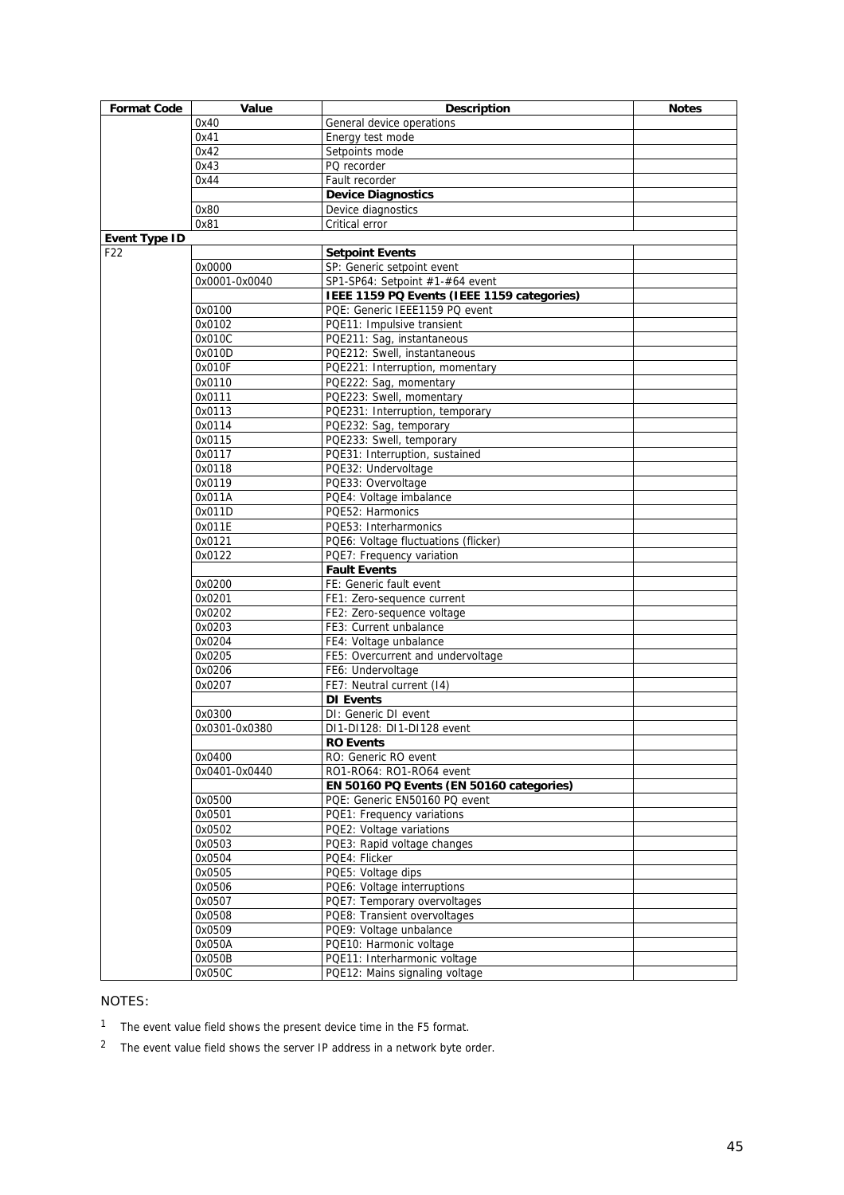| Format Code | Value | Description | Notes |
|---|---|---|---|
| | 0x40 | General device operations | |
| | 0x41 | Energy test mode | |
| | 0x42 | Setpoints mode | |
| | 0x43 | PQ recorder | |
| | 0x44 | Fault recorder | |
| | | **Device Diagnostics** | |
| | 0x80 | Device diagnostics | |
| | 0x81 | Critical error | |
| **Event Type ID** | | | |
| F22 | | **Setpoint Events** | |
| | 0x0000 | SP: Generic setpoint event | |
| | 0x0001-0x0040 | SP1-SP64: Setpoint #1-#64 event | |
| | | **IEEE 1159 PQ Events (IEEE 1159 categories)** | |
| | 0x0100 | PQE: Generic IEEE1159 PQ event | |
| | 0x0102 | PQE11: Impulsive transient | |
| | 0x010C | PQE211: Sag, instantaneous | |
| | 0x010D | PQE212: Swell, instantaneous | |
| | 0x010F | PQE221: Interruption, momentary | |
| | 0x0110 | PQE222: Sag, momentary | |
| | 0x0111 | PQE223: Swell, momentary | |
| | 0x0113 | PQE231: Interruption, temporary | |
| | 0x0114 | PQE232: Sag, temporary | |
| | 0x0115 | PQE233: Swell, temporary | |
| | 0x0117 | PQE31: Interruption, sustained | |
| | 0x0118 | PQE32: Undervoltage | |
| | 0x0119 | PQE33: Overvoltage | |
| | 0x011A | PQE4: Voltage imbalance | |
| | 0x011D | PQE52: Harmonics | |
| | 0x011E | PQE53: Interharmonics | |
| | 0x0121 | PQE6: Voltage fluctuations (flicker) | |
| | 0x0122 | PQE7: Frequency variation | |
| | | **Fault Events** | |
| | 0x0200 | FE: Generic fault event | |
| | 0x0201 | FE1: Zero-sequence current | |
| | 0x0202 | FE2: Zero-sequence voltage | |
| | 0x0203 | FE3: Current unbalance | |
| | 0x0204 | FE4: Voltage unbalance | |
| | 0x0205 | FE5: Overcurrent and undervoltage | |
| | 0x0206 | FE6: Undervoltage | |
| | 0x0207 | FE7: Neutral current (I4) | |
| | | **DI Events** | |
| | 0x0300 | DI: Generic DI event | |
| | 0x0301-0x0380 | DI1-DI128: DI1-DI128 event | |
| | | **RO Events** | |
| | 0x0400 | RO: Generic RO event | |
| | 0x0401-0x0440 | RO1-RO64: RO1-RO64 event | |
| | | **EN 50160 PQ Events (EN 50160 categories)** | |
| | 0x0500 | PQE: Generic EN50160 PQ event | |
| | 0x0501 | PQE1: Frequency variations | |
| | 0x0502 | PQE2: Voltage variations | |
| | 0x0503 | PQE3: Rapid voltage changes | |
| | 0x0504 | PQE4: Flicker | |
| | 0x0505 | PQE5: Voltage dips | |
| | 0x0506 | PQE6: Voltage interruptions | |
| | 0x0507 | PQE7: Temporary overvoltages | |
| | 0x0508 | PQE8: Transient overvoltages | |
| | 0x0509 | PQE9: Voltage unbalance | |
| | 0x050A | PQE10: Harmonic voltage | |
| | 0x050B | PQE11: Interharmonic voltage | |
| | 0x050C | PQE12: Mains signaling voltage | |

NOTES:

[1] The event value field shows the present device time in the F5 format.

[2] The event value field shows the server IP address in a network byte order.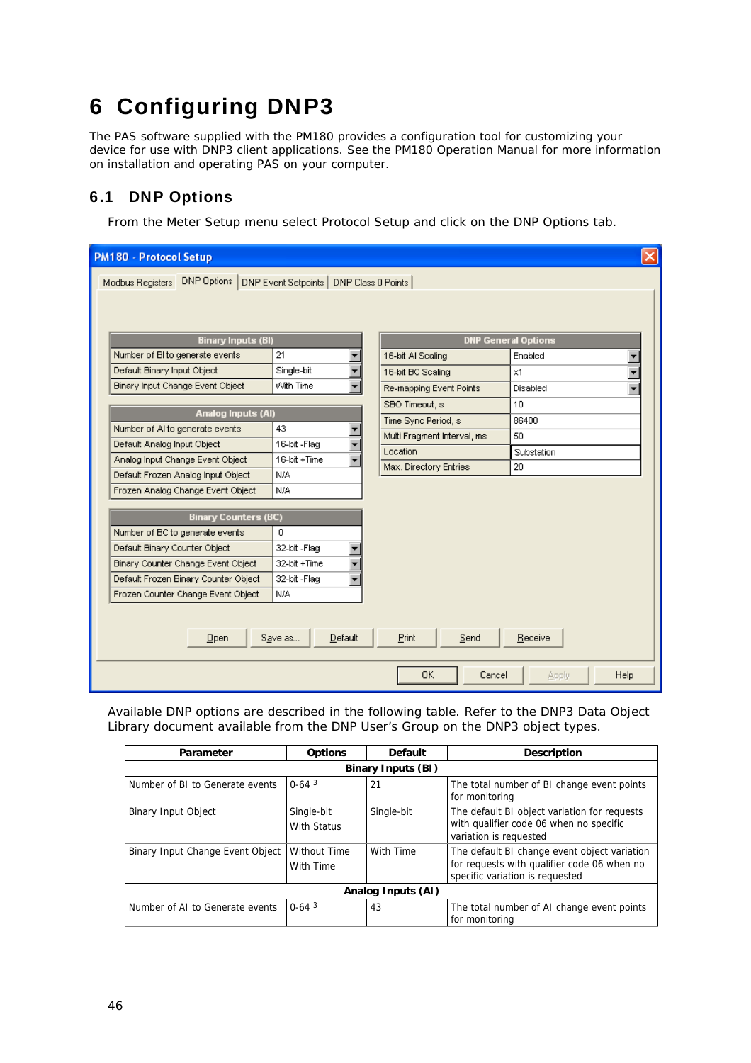# 6 Configuring DNP3

The PAS software supplied with the PM180 provides a configuration tool for customizing your device for use with DNP3 client applications. See the PM180 Operation Manual for more information on installation and operating PAS on your computer.

## 6.1 DNP Options

From the Meter Setup menu select Protocol Setup and click on the DNP Options tab.

Available DNP options are described in the following table. Refer to the DNP3 Data Object Library document available from the DNP User's Group on the DNP3 object types.

| Parameter | Options | Default | Description |
|---|---|---|---|
| **Binary Inputs (BI)** | | | |
| Number of BI to Generate events | 0-64 [3] | 21 | The total number of BI change event points for monitoring |
| Binary Input Object | Single-bit<br>With Status | Single-bit | The default BI object variation for requests with qualifier code 06 when no specific variation is requested |
| Binary Input Change Event Object | Without Time<br>With Time | With Time | The default BI change event object variation for requests with qualifier code 06 when no specific variation is requested |
| **Analog Inputs (AI)** | | | |
| Number of AI to Generate events | 0-64 [3] | 43 | The total number of AI change event points for monitoring |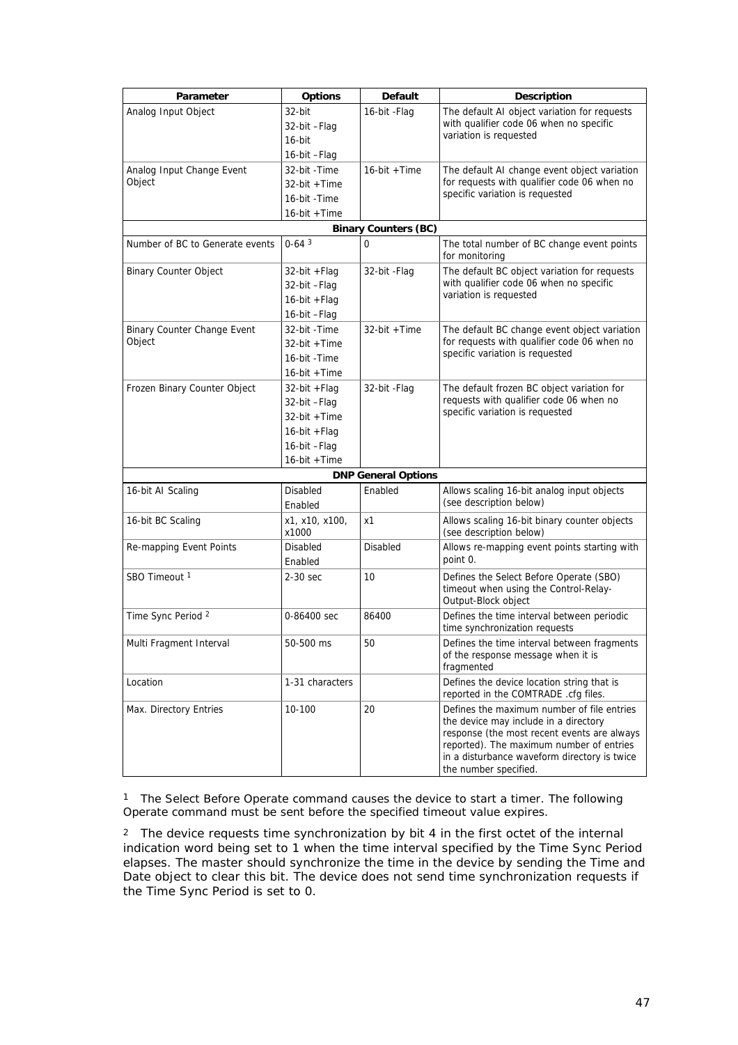| Parameter | Options | Default | Description |
|---|---|---|---|
| Analog Input Object | 32-bit<br>32-bit –Flag<br>16-bit<br>16-bit –Flag | 16-bit -Flag | The default AI object variation for requests with qualifier code 06 when no specific variation is requested |
| Analog Input Change Event Object | 32-bit -Time<br>32-bit +Time<br>16-bit -Time<br>16-bit +Time | 16-bit +Time | The default AI change event object variation for requests with qualifier code 06 when no specific variation is requested |
| **Binary Counters (BC)** | | | |
| Number of BC to Generate events | 0-64 [3] | 0 | The total number of BC change event points for monitoring |
| Binary Counter Object | 32-bit +Flag<br>32-bit –Flag<br>16-bit +Flag<br>16-bit –Flag | 32-bit -Flag | The default BC object variation for requests with qualifier code 06 when no specific variation is requested |
| Binary Counter Change Event Object | 32-bit -Time<br>32-bit +Time<br>16-bit -Time<br>16-bit +Time | 32-bit +Time | The default BC change event object variation for requests with qualifier code 06 when no specific variation is requested |
| Frozen Binary Counter Object | 32-bit +Flag<br>32-bit –Flag<br>32-bit +Time<br>16-bit +Flag<br>16-bit –Flag<br>16-bit +Time | 32-bit -Flag | The default frozen BC object variation for requests with qualifier code 06 when no specific variation is requested |
| **DNP General Options** | | | |
| 16-bit AI Scaling | Disabled<br>Enabled | Enabled | Allows scaling 16-bit analog input objects (see description below) |
| 16-bit BC Scaling | x1, x10, x100, x1000 | x1 | Allows scaling 16-bit binary counter objects (see description below) |
| Re-mapping Event Points | Disabled<br>Enabled | Disabled | Allows re-mapping event points starting with point 0. |
| SBO Timeout [1] | 2-30 sec | 10 | Defines the Select Before Operate (SBO) timeout when using the Control-Relay-Output-Block object |
| Time Sync Period [2] | 0-86400 sec | 86400 | Defines the time interval between periodic time synchronization requests |
| Multi Fragment Interval | 50-500 ms | 50 | Defines the time interval between fragments of the response message when it is fragmented |
| Location | 1-31 characters | | Defines the device location string that is reported in the COMTRADE .cfg files. |
| Max. Directory Entries | 10-100 | 20 | Defines the maximum number of file entries the device may include in a directory response (the most recent events are always reported). The maximum number of entries in a disturbance waveform directory is twice the number specified. |

[1] The Select Before Operate command causes the device to start a timer. The following Operate command must be sent before the specified timeout value expires.

[2] The device requests time synchronization by bit 4 in the first octet of the internal indication word being set to 1 when the time interval specified by the Time Sync Period elapses. The master should synchronize the time in the device by sending the Time and Date object to clear this bit. The device does not send time synchronization requests if the Time Sync Period is set to 0.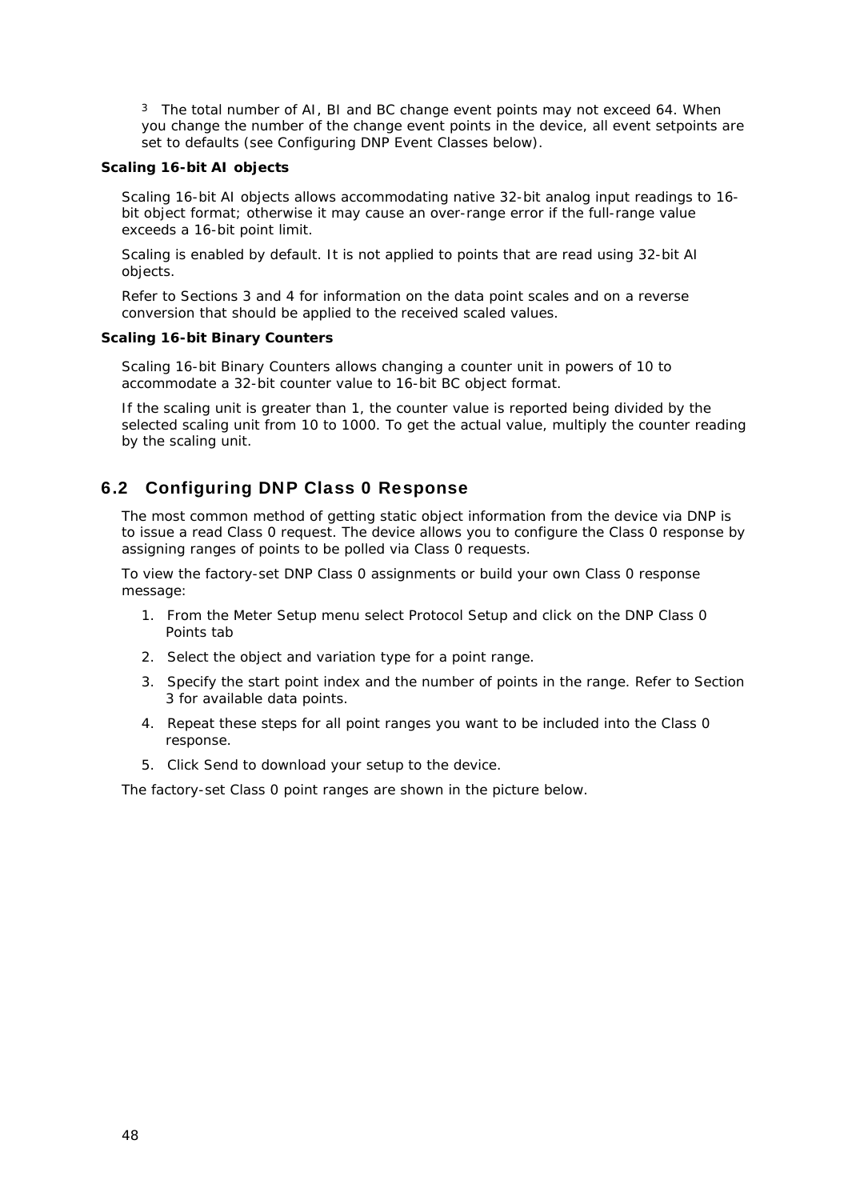[3] The total number of AI, BI and BC change event points may not exceed 64. When you change the number of the change event points in the device, all event setpoints are set to defaults (see Configuring DNP Event Classes below).

**Scaling 16-bit AI objects**

Scaling 16-bit AI objects allows accommodating native 32-bit analog input readings to 16-bit object format; otherwise it may cause an over-range error if the full-range value exceeds a 16-bit point limit.

Scaling is enabled by default. It is not applied to points that are read using 32-bit AI objects.

Refer to Sections 3 and 4 for information on the data point scales and on a reverse conversion that should be applied to the received scaled values.

**Scaling 16-bit Binary Counters**

Scaling 16-bit Binary Counters allows changing a counter unit in powers of 10 to accommodate a 32-bit counter value to 16-bit BC object format.

If the scaling unit is greater than 1, the counter value is reported being divided by the selected scaling unit from 10 to 1000. To get the actual value, multiply the counter reading by the scaling unit.

## 6.2 Configuring DNP Class 0 Response

The most common method of getting static object information from the device via DNP is to issue a read Class 0 request. The device allows you to configure the Class 0 response by assigning ranges of points to be polled via Class 0 requests.

To view the factory-set DNP Class 0 assignments or build your own Class 0 response message:

1. From the Meter Setup menu select Protocol Setup and click on the DNP Class 0 Points tab
2. Select the object and variation type for a point range.
3. Specify the start point index and the number of points in the range. Refer to Section 3 for available data points.
4. Repeat these steps for all point ranges you want to be included into the Class 0 response.
5. Click Send to download your setup to the device.

The factory-set Class 0 point ranges are shown in the picture below.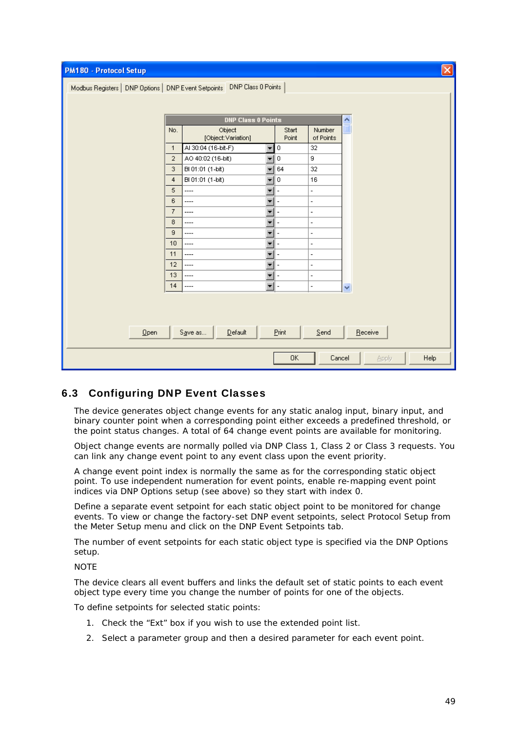PM180 - Protocol Setup

Modbus Registers | DNP Options | DNP Event Setpoints | DNP Class 0 Points

| DNP Class 0 Points | | | |
|---|---|---|---|
| No. | Object [Object:Variation] | Start Point | Number of Points |
| 1 | AI 30:04 (16-bit-F) | 0 | 32 |
| 2 | AO 40:02 (16-bit) | 0 | 9 |
| 3 | BI 01:01 (1-bit) | 64 | 32 |
| 4 | BI 01:01 (1-bit) | 0 | 16 |
| 5 | ---- | - | - |
| 6 | ---- | - | - |
| 7 | ---- | - | - |
| 8 | ---- | - | - |
| 9 | ---- | - | - |
| 10 | ---- | - | - |
| 11 | ---- | - | - |
| 12 | ---- | - | - |
| 13 | ---- | - | - |
| 14 | ---- | - | - |

Open | Save as... | Default | Print | Send | Receive

OK | Cancel | Apply | Help

## 6.3 Configuring DNP Event Classes

The device generates object change events for any static analog input, binary input, and binary counter point when a corresponding point either exceeds a predefined threshold, or the point status changes. A total of 64 change event points are available for monitoring.

Object change events are normally polled via DNP Class 1, Class 2 or Class 3 requests. You can link any change event point to any event class upon the event priority.

A change event point index is normally the same as for the corresponding static object point. To use independent numeration for event points, enable re-mapping event point indices via DNP Options setup (see above) so they start with index 0.

Define a separate event setpoint for each static object point to be monitored for change events. To view or change the factory-set DNP event setpoints, select Protocol Setup from the Meter Setup menu and click on the DNP Event Setpoints tab.

The number of event setpoints for each static object type is specified via the DNP Options setup.

NOTE

The device clears all event buffers and links the default set of static points to each event object type every time you change the number of points for one of the objects.

To define setpoints for selected static points:

1. Check the “Ext” box if you wish to use the extended point list.
2. Select a parameter group and then a desired parameter for each event point.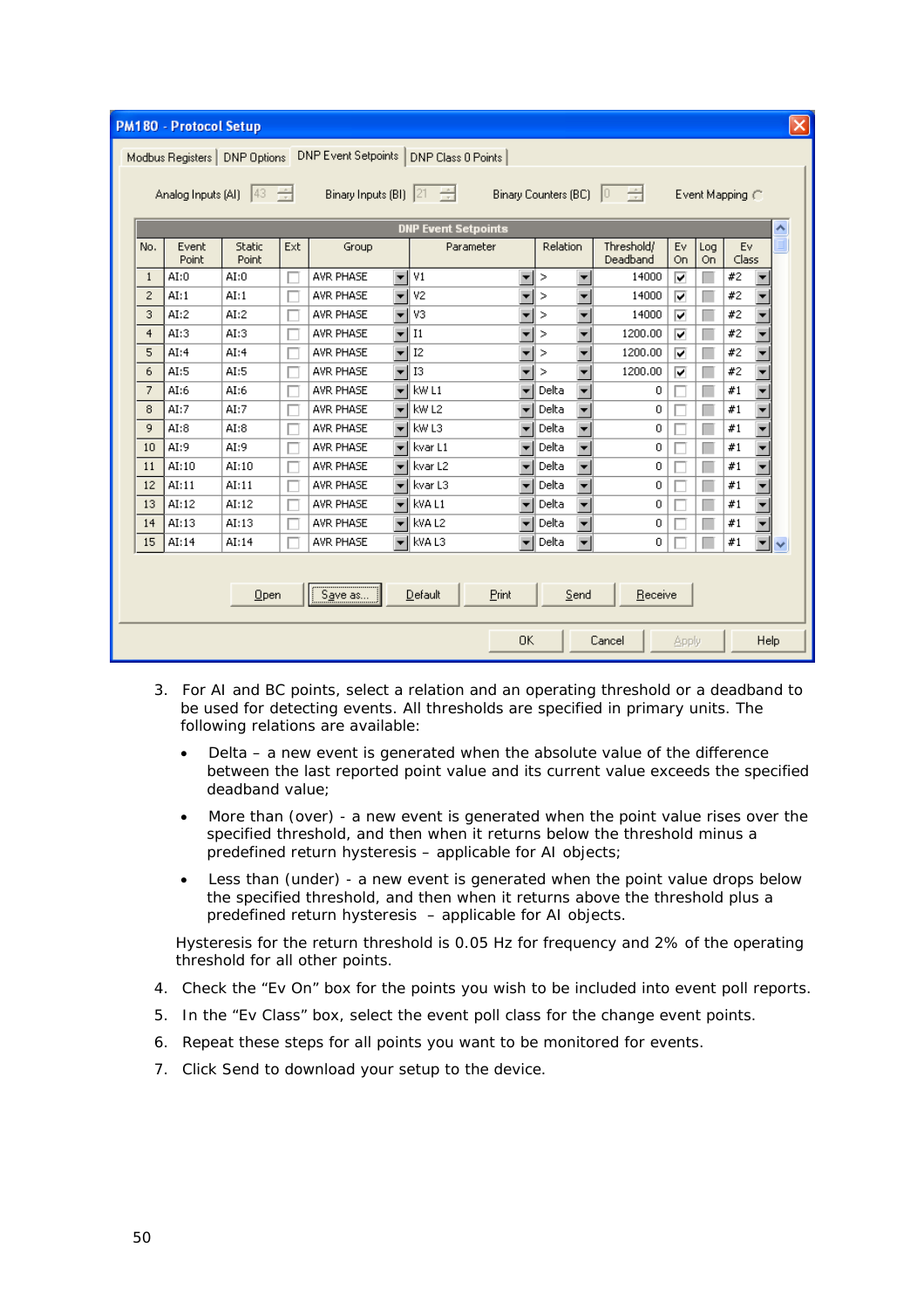**PM180 - Protocol Setup**

Modbus Registers | DNP Options | DNP Event Setpoints | DNP Class 0 Points

Analog Inputs (AI) 43 &nbsp;&nbsp; Binary Inputs (BI) 21 &nbsp;&nbsp; Binary Counters (BC) 0 &nbsp;&nbsp; Event Mapping

**DNP Event Setpoints**

| No. | Event Point | Static Point | Ext | Group | Parameter | Relation | Threshold/ Deadband | Ev On | Log On | Ev Class |
|---|---|---|---|---|---|---|---|---|---|---|
| 1 | AI:0 | AI:0 | ☐ | AVR PHASE | V1 | > | 14000 | ☑ | ☐ | #2 |
| 2 | AI:1 | AI:1 | ☐ | AVR PHASE | V2 | > | 14000 | ☑ | ☐ | #2 |
| 3 | AI:2 | AI:2 | ☐ | AVR PHASE | V3 | > | 14000 | ☑ | ☐ | #2 |
| 4 | AI:3 | AI:3 | ☐ | AVR PHASE | I1 | > | 1200.00 | ☑ | ☐ | #2 |
| 5 | AI:4 | AI:4 | ☐ | AVR PHASE | I2 | > | 1200.00 | ☑ | ☐ | #2 |
| 6 | AI:5 | AI:5 | ☐ | AVR PHASE | I3 | > | 1200.00 | ☑ | ☐ | #2 |
| 7 | AI:6 | AI:6 | ☐ | AVR PHASE | kW L1 | Delta | 0 | ☐ | ☐ | #1 |
| 8 | AI:7 | AI:7 | ☐ | AVR PHASE | kW L2 | Delta | 0 | ☐ | ☐ | #1 |
| 9 | AI:8 | AI:8 | ☐ | AVR PHASE | kW L3 | Delta | 0 | ☐ | ☐ | #1 |
| 10 | AI:9 | AI:9 | ☐ | AVR PHASE | kvar L1 | Delta | 0 | ☐ | ☐ | #1 |
| 11 | AI:10 | AI:10 | ☐ | AVR PHASE | kvar L2 | Delta | 0 | ☐ | ☐ | #1 |
| 12 | AI:11 | AI:11 | ☐ | AVR PHASE | kvar L3 | Delta | 0 | ☐ | ☐ | #1 |
| 13 | AI:12 | AI:12 | ☐ | AVR PHASE | kVA L1 | Delta | 0 | ☐ | ☐ | #1 |
| 14 | AI:13 | AI:13 | ☐ | AVR PHASE | kVA L2 | Delta | 0 | ☐ | ☐ | #1 |
| 15 | AI:14 | AI:14 | ☐ | AVR PHASE | kVA L3 | Delta | 0 | ☐ | ☐ | #1 |

Open | Save as... | Default | Print | Send | Receive

OK | Cancel | Apply | Help

3. For AI and BC points, select a relation and an operating threshold or a deadband to be used for detecting events. All thresholds are specified in primary units. The following relations are available:

   - Delta – a new event is generated when the absolute value of the difference between the last reported point value and its current value exceeds the specified deadband value;
   - More than (over) - a new event is generated when the point value rises over the specified threshold, and then when it returns below the threshold minus a predefined return hysteresis – applicable for AI objects;
   - Less than (under) - a new event is generated when the point value drops below the specified threshold, and then when it returns above the threshold plus a predefined return hysteresis – applicable for AI objects.

   Hysteresis for the return threshold is 0.05 Hz for frequency and 2% of the operating threshold for all other points.

4. Check the “Ev On” box for the points you wish to be included into event poll reports.
5. In the “Ev Class” box, select the event poll class for the change event points.
6. Repeat these steps for all points you want to be monitored for events.
7. Click Send to download your setup to the device.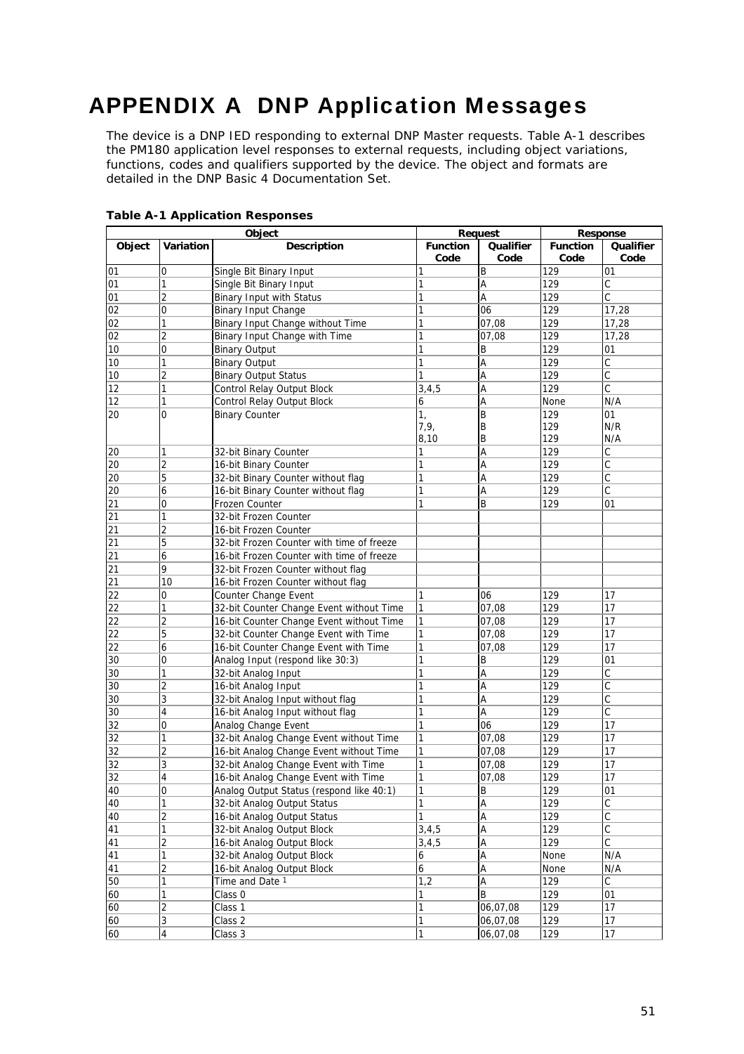# APPENDIX A DNP Application Messages

The device is a DNP IED responding to external DNP Master requests. Table A-1 describes the PM180 application level responses to external requests, including object variations, functions, codes and qualifiers supported by the device. The object and formats are detailed in the DNP Basic 4 Documentation Set.

**Table A-1 Application Responses**

| Object | | | Request | | Response | |
|---|---|---|---|---|---|---|
| **Object** | **Variation** | **Description** | **Function Code** | **Qualifier Code** | **Function Code** | **Qualifier Code** |
| 01 | 0 | Single Bit Binary Input | 1 | B | 129 | 01 |
| 01 | 1 | Single Bit Binary Input | 1 | A | 129 | C |
| 01 | 2 | Binary Input with Status | 1 | A | 129 | C |
| 02 | 0 | Binary Input Change | 1 | 06 | 129 | 17,28 |
| 02 | 1 | Binary Input Change without Time | 1 | 07,08 | 129 | 17,28 |
| 02 | 2 | Binary Input Change with Time | 1 | 07,08 | 129 | 17,28 |
| 10 | 0 | Binary Output | 1 | B | 129 | 01 |
| 10 | 1 | Binary Output | 1 | A | 129 | C |
| 10 | 2 | Binary Output Status | 1 | A | 129 | C |
| 12 | 1 | Control Relay Output Block | 3,4,5 | A | 129 | C |
| 12 | 1 | Control Relay Output Block | 6 | A | None | N/A |
| 20 | 0 | Binary Counter | 1,<br>7,9,<br>8,10 | B<br>B<br>B | 129<br>129<br>129 | 01<br>N/R<br>N/A |
| 20 | 1 | 32-bit Binary Counter | 1 | A | 129 | C |
| 20 | 2 | 16-bit Binary Counter | 1 | A | 129 | C |
| 20 | 5 | 32-bit Binary Counter without flag | 1 | A | 129 | C |
| 20 | 6 | 16-bit Binary Counter without flag | 1 | A | 129 | C |
| 21 | 0 | Frozen Counter | 1 | B | 129 | 01 |
| 21 | 1 | 32-bit Frozen Counter | | | | |
| 21 | 2 | 16-bit Frozen Counter | | | | |
| 21 | 5 | 32-bit Frozen Counter with time of freeze | | | | |
| 21 | 6 | 16-bit Frozen Counter with time of freeze | | | | |
| 21 | 9 | 32-bit Frozen Counter without flag | | | | |
| 21 | 10 | 16-bit Frozen Counter without flag | | | | |
| 22 | 0 | Counter Change Event | 1 | 06 | 129 | 17 |
| 22 | 1 | 32-bit Counter Change Event without Time | 1 | 07,08 | 129 | 17 |
| 22 | 2 | 16-bit Counter Change Event without Time | 1 | 07,08 | 129 | 17 |
| 22 | 5 | 32-bit Counter Change Event with Time | 1 | 07,08 | 129 | 17 |
| 22 | 6 | 16-bit Counter Change Event with Time | 1 | 07,08 | 129 | 17 |
| 30 | 0 | Analog Input (respond like 30:3) | 1 | B | 129 | 01 |
| 30 | 1 | 32-bit Analog Input | 1 | A | 129 | C |
| 30 | 2 | 16-bit Analog Input | 1 | A | 129 | C |
| 30 | 3 | 32-bit Analog Input without flag | 1 | A | 129 | C |
| 30 | 4 | 16-bit Analog Input without flag | 1 | A | 129 | C |
| 32 | 0 | Analog Change Event | 1 | 06 | 129 | 17 |
| 32 | 1 | 32-bit Analog Change Event without Time | 1 | 07,08 | 129 | 17 |
| 32 | 2 | 16-bit Analog Change Event without Time | 1 | 07,08 | 129 | 17 |
| 32 | 3 | 32-bit Analog Change Event with Time | 1 | 07,08 | 129 | 17 |
| 32 | 4 | 16-bit Analog Change Event with Time | 1 | 07,08 | 129 | 17 |
| 40 | 0 | Analog Output Status (respond like 40:1) | 1 | B | 129 | 01 |
| 40 | 1 | 32-bit Analog Output Status | 1 | A | 129 | C |
| 40 | 2 | 16-bit Analog Output Status | 1 | A | 129 | C |
| 41 | 1 | 32-bit Analog Output Block | 3,4,5 | A | 129 | C |
| 41 | 2 | 16-bit Analog Output Block | 3,4,5 | A | 129 | C |
| 41 | 1 | 32-bit Analog Output Block | 6 | A | None | N/A |
| 41 | 2 | 16-bit Analog Output Block | 6 | A | None | N/A |
| 50 | 1 | Time and Date [1] | 1,2 | A | 129 | C |
| 60 | 1 | Class 0 | 1 | B | 129 | 01 |
| 60 | 2 | Class 1 | 1 | 06,07,08 | 129 | 17 |
| 60 | 3 | Class 2 | 1 | 06,07,08 | 129 | 17 |
| 60 | 4 | Class 3 | 1 | 06,07,08 | 129 | 17 |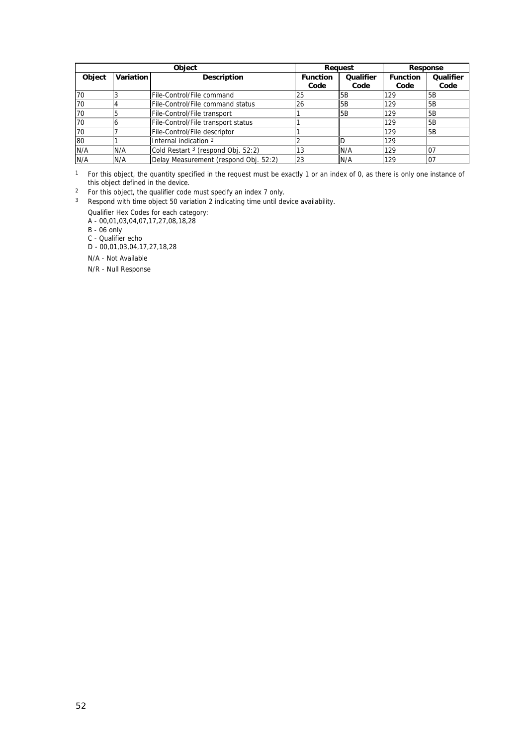| Object | | | Request | | Response | |
|---|---|---|---|---|---|---|
| Object | Variation | Description | Function Code | Qualifier Code | Function Code | Qualifier Code |
| 70 | 3 | File-Control/File command | 25 | 5B | 129 | 5B |
| 70 | 4 | File-Control/File command status | 26 | 5B | 129 | 5B |
| 70 | 5 | File-Control/File transport | 1 | 5B | 129 | 5B |
| 70 | 6 | File-Control/File transport status | 1 | | 129 | 5B |
| 70 | 7 | File-Control/File descriptor | 1 | | 129 | 5B |
| 80 | 1 | Internal indication [2] | 2 | D | 129 | |
| N/A | N/A | Cold Restart [3] (respond Obj. 52:2) | 13 | N/A | 129 | 07 |
| N/A | N/A | Delay Measurement (respond Obj. 52:2) | 23 | N/A | 129 | 07 |

[1] For this object, the quantity specified in the request must be exactly 1 or an index of 0, as there is only one instance of this object defined in the device.

[2] For this object, the qualifier code must specify an index 7 only.

[3] Respond with time object 50 variation 2 indicating time until device availability.

Qualifier Hex Codes for each category:

A - 00,01,03,04,07,17,27,08,18,28

B - 06 only

C - Qualifier echo

D - 00,01,03,04,17,27,18,28

N/A - Not Available

N/R - Null Response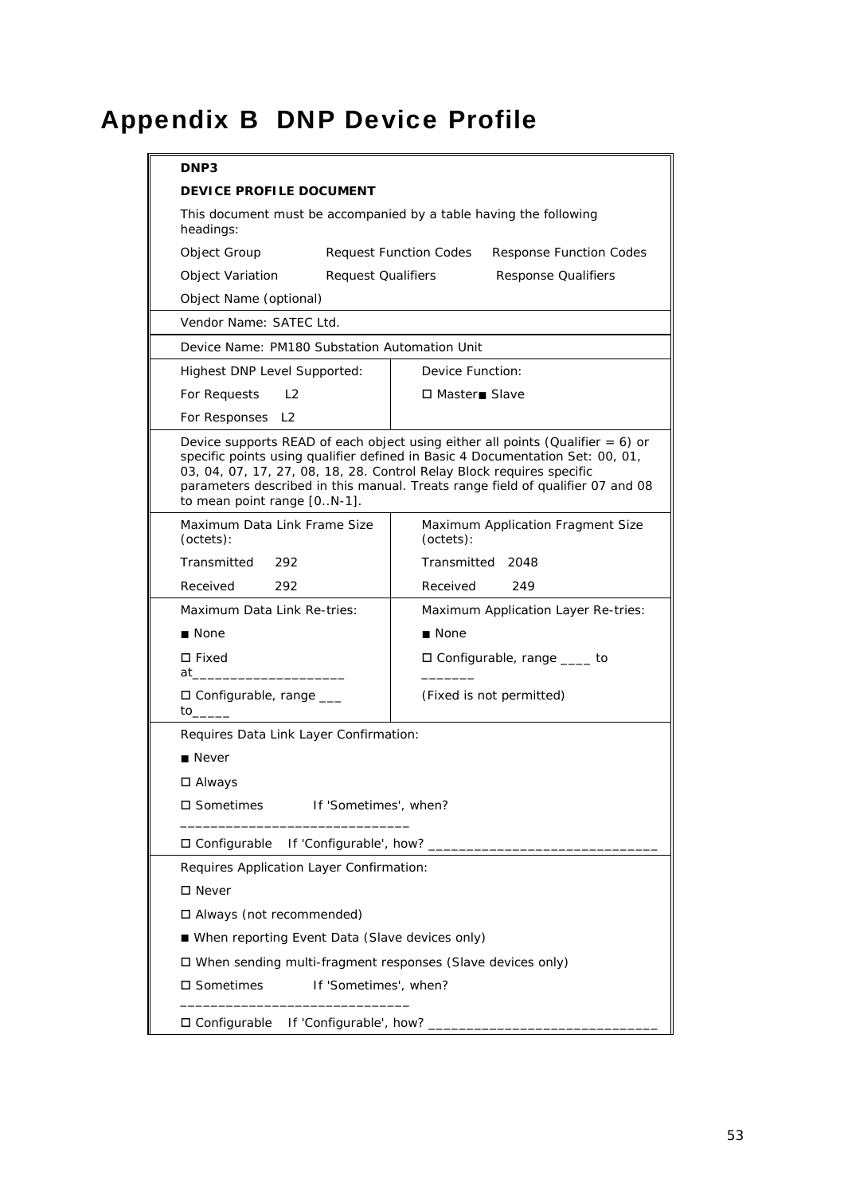# Appendix B DNP Device Profile

| **DNP3** | |
|---|---|
| **DEVICE PROFILE DOCUMENT** | |
| This document must be accompanied by a table having the following headings: | |
| Object Group — Request Function Codes — Response Function Codes | |
| Object Variation — Request Qualifiers — Response Qualifiers | |
| Object Name (optional) | |
| Vendor Name: SATEC Ltd. | |
| Device Name: PM180 Substation Automation Unit | |
| Highest DNP Level Supported:<br>For Requests L2<br>For Responses L2 | Device Function:<br>☐ Master ■ Slave |
| Device supports READ of each object using either all points (Qualifier = 6) or specific points using qualifier defined in Basic 4 Documentation Set: 00, 01, 03, 04, 07, 17, 27, 08, 18, 28. Control Relay Block requires specific parameters described in this manual. Treats range field of qualifier 07 and 08 to mean point range [0..N-1]. | |
| Maximum Data Link Frame Size (octets):<br>Transmitted 292<br>Received 292 | Maximum Application Fragment Size (octets):<br>Transmitted 2048<br>Received 249 |
| Maximum Data Link Re-tries:<br>■ None<br>☐ Fixed at____________________<br>☐ Configurable, range ___ to_____ | Maximum Application Layer Re-tries:<br>■ None<br>☐ Configurable, range ____ to _______<br>(Fixed is not permitted) |
| Requires Data Link Layer Confirmation:<br>■ Never<br>☐ Always<br>☐ Sometimes If 'Sometimes', when? ______________________________<br>☐ Configurable If 'Configurable', how? ______________________________ | |
| Requires Application Layer Confirmation:<br>☐ Never<br>☐ Always (not recommended)<br>■ When reporting Event Data (Slave devices only)<br>☐ When sending multi-fragment responses (Slave devices only)<br>☐ Sometimes If 'Sometimes', when? ______________________________<br>☐ Configurable If 'Configurable', how? ______________________________ | |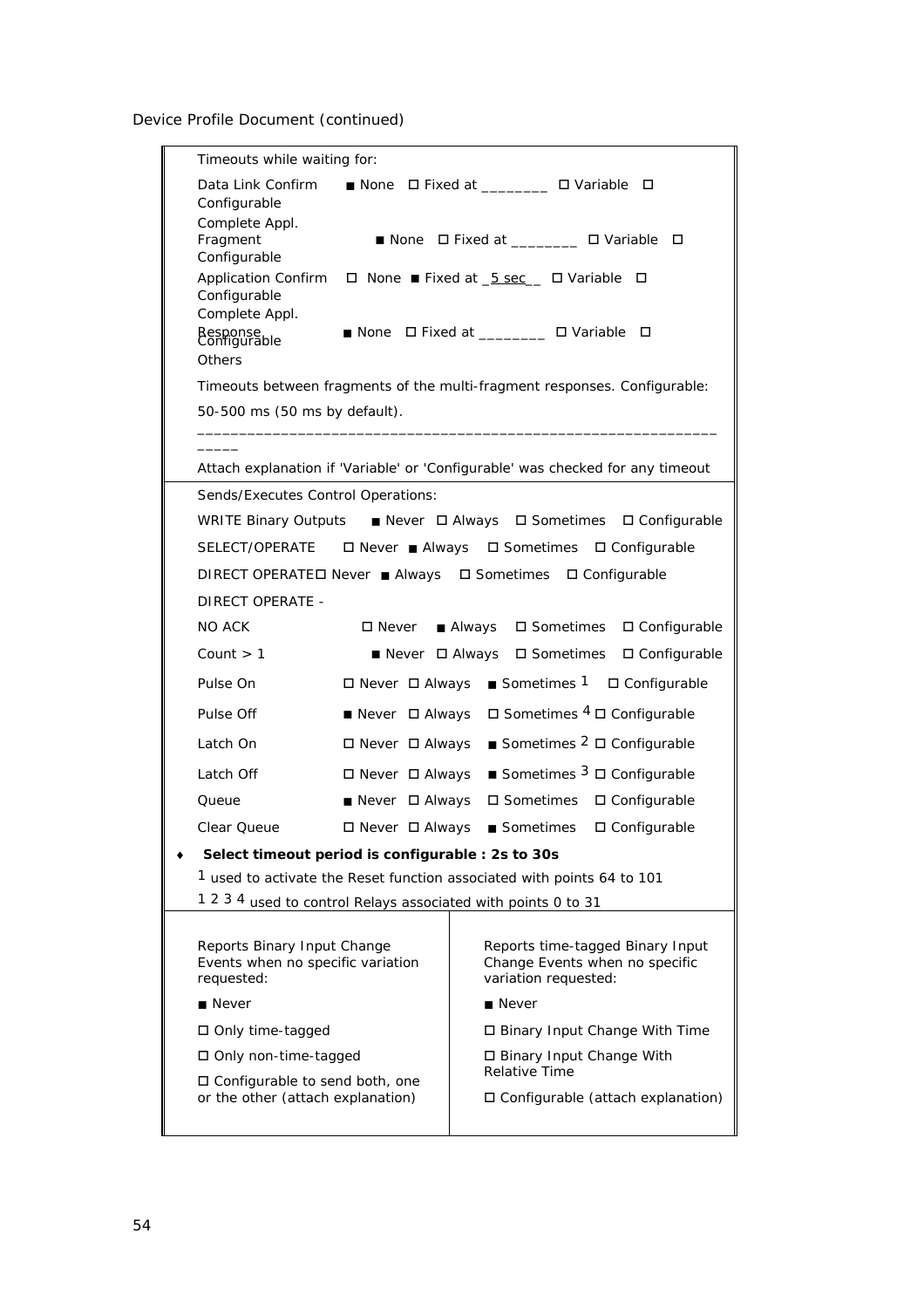Device Profile Document (continued)

Timeouts while waiting for:

Data Link Confirm ■ None ☐ Fixed at ________ ☐ Variable ☐ Configurable

Complete Appl. Fragment ■ None ☐ Fixed at ________ ☐ Variable ☐ Configurable

Application Confirm ☐ None ■ Fixed at _5 sec__ ☐ Variable ☐ Configurable

Complete Appl. Response ■ None ☐ Fixed at ________ ☐ Variable ☐ Configurable

Others

Timeouts between fragments of the multi-fragment responses. Configurable: 50-500 ms (50 ms by default).

_______________________________________________________________

Attach explanation if 'Variable' or 'Configurable' was checked for any timeout

---

Sends/Executes Control Operations:

| | | | | |
|---|---|---|---|---|
| WRITE Binary Outputs | ■ Never | ☐ Always | ☐ Sometimes | ☐ Configurable |
| SELECT/OPERATE | ☐ Never | ■ Always | ☐ Sometimes | ☐ Configurable |
| DIRECT OPERATE | ☐ Never | ■ Always | ☐ Sometimes | ☐ Configurable |
| DIRECT OPERATE - NO ACK | ☐ Never | ■ Always | ☐ Sometimes | ☐ Configurable |
| Count > 1 | ■ Never | ☐ Always | ☐ Sometimes | ☐ Configurable |
| Pulse On | ☐ Never | ☐ Always | ■ Sometimes [1] | ☐ Configurable |
| Pulse Off | ■ Never | ☐ Always | ☐ Sometimes [4] | ☐ Configurable |
| Latch On | ☐ Never | ☐ Always | ■ Sometimes [2] | ☐ Configurable |
| Latch Off | ☐ Never | ☐ Always | ■ Sometimes [3] | ☐ Configurable |
| Queue | ■ Never | ☐ Always | ☐ Sometimes | ☐ Configurable |
| Clear Queue | ☐ Never | ☐ Always | ■ Sometimes | ☐ Configurable |

- **Select timeout period is configurable : 2s to 30s**

[1] used to activate the Reset function associated with points 64 to 101

[1 2 3 4] used to control Relays associated with points 0 to 31

---

| Reports Binary Input Change Events when no specific variation requested: | Reports time-tagged Binary Input Change Events when no specific variation requested: |
|---|---|
| ■ Never | ■ Never |
| ☐ Only time-tagged | ☐ Binary Input Change With Time |
| ☐ Only non-time-tagged | ☐ Binary Input Change With Relative Time |
| ☐ Configurable to send both, one or the other (attach explanation) | ☐ Configurable (attach explanation) |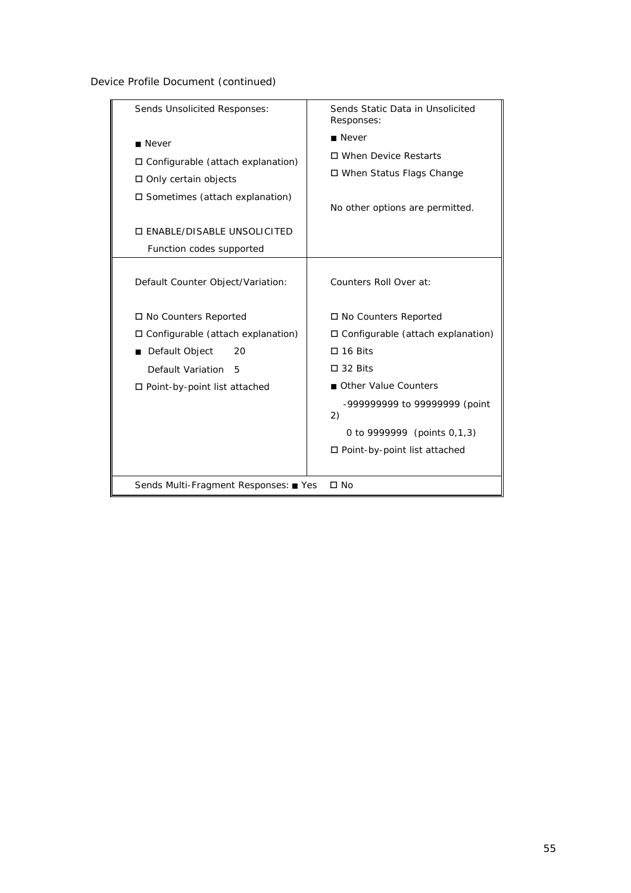Device Profile Document (continued)

| | |
|---|---|
| Sends Unsolicited Responses:<br><br>■ Never<br>□ Configurable (attach explanation)<br>□ Only certain objects<br>□ Sometimes (attach explanation)<br><br>□ ENABLE/DISABLE UNSOLICITED<br>Function codes supported | Sends Static Data in Unsolicited Responses:<br><br>■ Never<br>□ When Device Restarts<br>□ When Status Flags Change<br><br>No other options are permitted. |
| Default Counter Object/Variation:<br><br>□ No Counters Reported<br>□ Configurable (attach explanation)<br>■ Default Object 20<br>Default Variation 5<br>□ Point-by-point list attached | Counters Roll Over at:<br><br>□ No Counters Reported<br>□ Configurable (attach explanation)<br>□ 16 Bits<br>□ 32 Bits<br>■ Other Value Counters<br>-999999999 to 99999999 (point 2)<br>0 to 9999999 (points 0,1,3)<br>□ Point-by-point list attached |
| Sends Multi-Fragment Responses: ■ Yes | □ No |